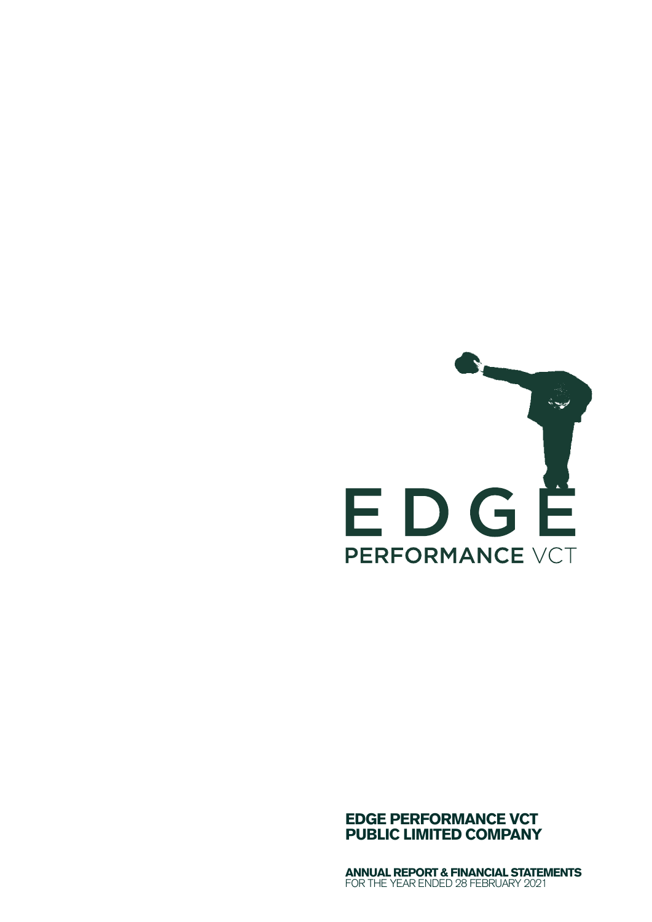EDGE

PERFORMANCE VCT

**EDGE PERFORMANCE VCT**
**PUBLIC LIMITED COMPANY**

**ANNUAL REPORT & FINANCIAL STATEMENTS**
FOR THE YEAR ENDED 28 FEBRUARY 2021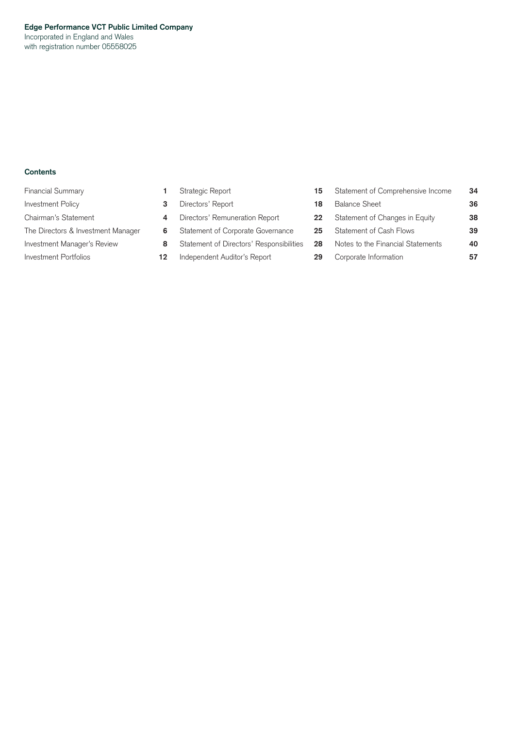**Edge Performance VCT Public Limited Company**
Incorporated in England and Wales
with registration number 05558025

## Contents

| | | | | | |
|---|---|---|---|---|---|
| Financial Summary | 1 | Strategic Report | 15 | Statement of Comprehensive Income | 34 |
| Investment Policy | 3 | Directors' Report | 18 | Balance Sheet | 36 |
| Chairman's Statement | 4 | Directors' Remuneration Report | 22 | Statement of Changes in Equity | 38 |
| The Directors & Investment Manager | 6 | Statement of Corporate Governance | 25 | Statement of Cash Flows | 39 |
| Investment Manager's Review | 8 | Statement of Directors' Responsibilities | 28 | Notes to the Financial Statements | 40 |
| Investment Portfolios | 12 | Independent Auditor's Report | 29 | Corporate Information | 57 |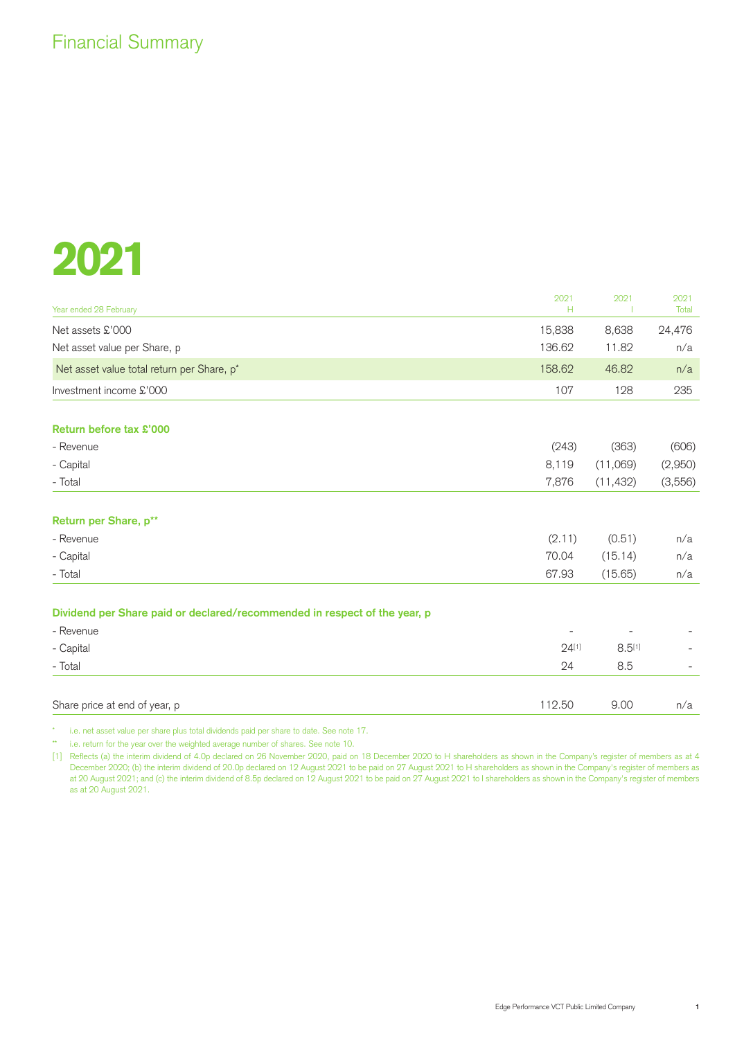# Financial Summary

# 2021

| Year ended 28 February | 2021 H | 2021 I | 2021 Total |
|---|---|---|---|
| Net assets £'000 | 15,838 | 8,638 | 24,476 |
| Net asset value per Share, p | 136.62 | 11.82 | n/a |
| Net asset value total return per Share, p* | 158.62 | 46.82 | n/a |
| Investment income £'000 | 107 | 128 | 235 |
| **Return before tax £'000** | | | |
| - Revenue | (243) | (363) | (606) |
| - Capital | 8,119 | (11,069) | (2,950) |
| - Total | 7,876 | (11,432) | (3,556) |
| **Return per Share, p**** | | | |
| - Revenue | (2.11) | (0.51) | n/a |
| - Capital | 70.04 | (15.14) | n/a |
| - Total | 67.93 | (15.65) | n/a |
| **Dividend per Share paid or declared/recommended in respect of the year, p** | | | |
| - Revenue | - | - | - |
| - Capital | 24[1] | 8.5[1] | - |
| - Total | 24 | 8.5 | - |
| Share price at end of year, p | 112.50 | 9.00 | n/a |

\* i.e. net asset value per share plus total dividends paid per share to date. See note 17.

\*\* i.e. return for the year over the weighted average number of shares. See note 10.

[1] Reflects (a) the interim dividend of 4.0p declared on 26 November 2020, paid on 18 December 2020 to H shareholders as shown in the Company's register of members as at 4 December 2020; (b) the interim dividend of 20.0p declared on 12 August 2021 to be paid on 27 August 2021 to H shareholders as shown in the Company's register of members as at 20 August 2021; and (c) the interim dividend of 8.5p declared on 12 August 2021 to be paid on 27 August 2021 to I shareholders as shown in the Company's register of members as at 20 August 2021.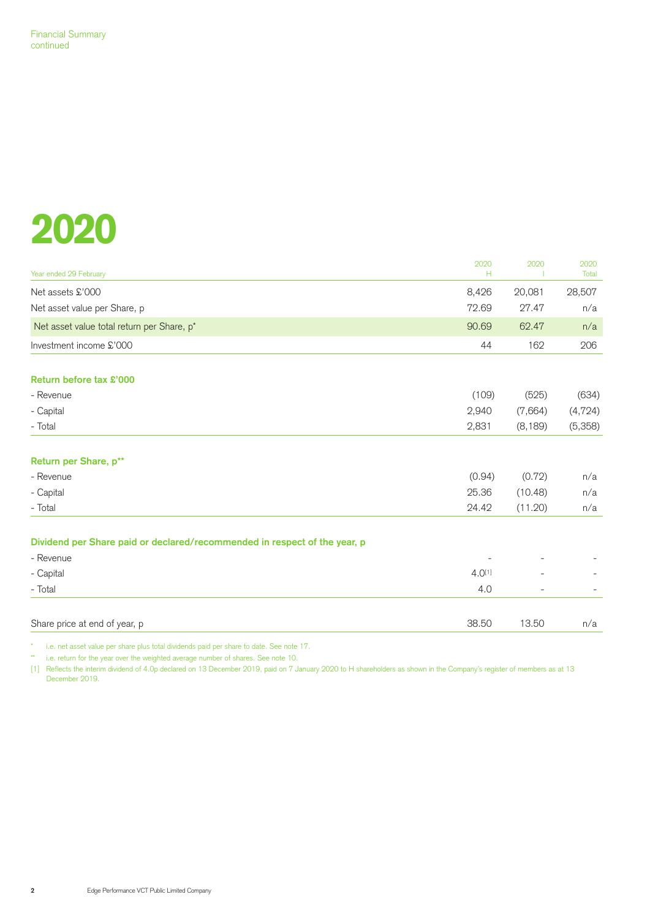Financial Summary
continued

# 2020

| Year ended 29 February | 2020 H | 2020 I | 2020 Total |
|---|---|---|---|
| Net assets £'000 | 8,426 | 20,081 | 28,507 |
| Net asset value per Share, p | 72.69 | 27.47 | n/a |
| Net asset value total return per Share, p* | 90.69 | 62.47 | n/a |
| Investment income £'000 | 44 | 162 | 206 |
| **Return before tax £'000** | | | |
| - Revenue | (109) | (525) | (634) |
| - Capital | 2,940 | (7,664) | (4,724) |
| - Total | 2,831 | (8,189) | (5,358) |
| **Return per Share, p**** | | | |
| - Revenue | (0.94) | (0.72) | n/a |
| - Capital | 25.36 | (10.48) | n/a |
| - Total | 24.42 | (11.20) | n/a |
| **Dividend per Share paid or declared/recommended in respect of the year, p** | | | |
| - Revenue | - | - | - |
| - Capital | 4.0[1] | - | - |
| - Total | 4.0 | - | - |
| Share price at end of year, p | 38.50 | 13.50 | n/a |

\* i.e. net asset value per share plus total dividends paid per share to date. See note 17.

\*\* i.e. return for the year over the weighted average number of shares. See note 10.

[1] Reflects the interim dividend of 4.0p declared on 13 December 2019, paid on 7 January 2020 to H shareholders as shown in the Company's register of members as at 13 December 2019.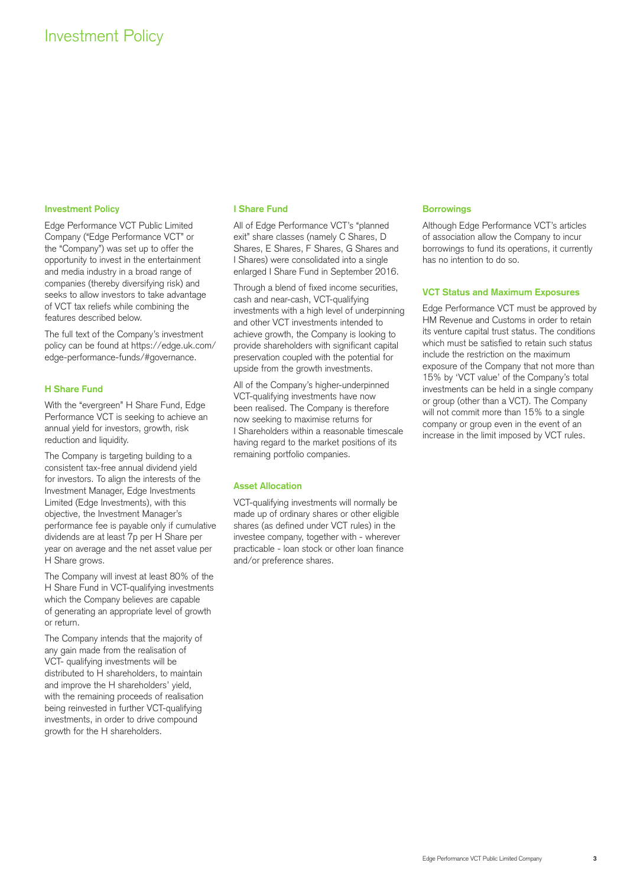# Investment Policy

## Investment Policy

Edge Performance VCT Public Limited Company ("Edge Performance VCT" or the "Company") was set up to offer the opportunity to invest in the entertainment and media industry in a broad range of companies (thereby diversifying risk) and seeks to allow investors to take advantage of VCT tax reliefs while combining the features described below.

The full text of the Company's investment policy can be found at https://edge.uk.com/edge-performance-funds/#governance.

## H Share Fund

With the "evergreen" H Share Fund, Edge Performance VCT is seeking to achieve an annual yield for investors, growth, risk reduction and liquidity.

The Company is targeting building to a consistent tax-free annual dividend yield for investors. To align the interests of the Investment Manager, Edge Investments Limited (Edge Investments), with this objective, the Investment Manager's performance fee is payable only if cumulative dividends are at least 7p per H Share per year on average and the net asset value per H Share grows.

The Company will invest at least 80% of the H Share Fund in VCT-qualifying investments which the Company believes are capable of generating an appropriate level of growth or return.

The Company intends that the majority of any gain made from the realisation of VCT- qualifying investments will be distributed to H shareholders, to maintain and improve the H shareholders' yield, with the remaining proceeds of realisation being reinvested in further VCT-qualifying investments, in order to drive compound growth for the H shareholders.

## I Share Fund

All of Edge Performance VCT's "planned exit" share classes (namely C Shares, D Shares, E Shares, F Shares, G Shares and I Shares) were consolidated into a single enlarged I Share Fund in September 2016.

Through a blend of fixed income securities, cash and near-cash, VCT-qualifying investments with a high level of underpinning and other VCT investments intended to achieve growth, the Company is looking to provide shareholders with significant capital preservation coupled with the potential for upside from the growth investments.

All of the Company's higher-underpinned VCT-qualifying investments have now been realised. The Company is therefore now seeking to maximise returns for I Shareholders within a reasonable timescale having regard to the market positions of its remaining portfolio companies.

## Asset Allocation

VCT-qualifying investments will normally be made up of ordinary shares or other eligible shares (as defined under VCT rules) in the investee company, together with - wherever practicable - loan stock or other loan finance and/or preference shares.

## Borrowings

Although Edge Performance VCT's articles of association allow the Company to incur borrowings to fund its operations, it currently has no intention to do so.

## VCT Status and Maximum Exposures

Edge Performance VCT must be approved by HM Revenue and Customs in order to retain its venture capital trust status. The conditions which must be satisfied to retain such status include the restriction on the maximum exposure of the Company that not more than 15% by 'VCT value' of the Company's total investments can be held in a single company or group (other than a VCT). The Company will not commit more than 15% to a single company or group even in the event of an increase in the limit imposed by VCT rules.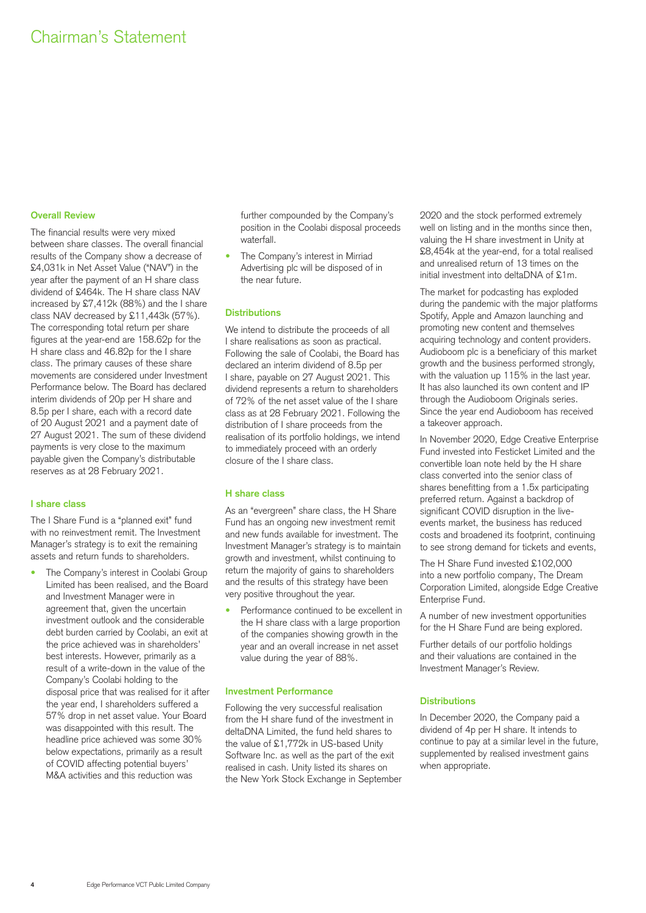# Chairman's Statement

### Overall Review

The financial results were very mixed between share classes. The overall financial results of the Company show a decrease of £4,031k in Net Asset Value ("NAV") in the year after the payment of an H share class dividend of £464k. The H share class NAV increased by £7,412k (88%) and the I share class NAV decreased by £11,443k (57%). The corresponding total return per share figures at the year-end are 158.62p for the H share class and 46.82p for the I share class. The primary causes of these share movements are considered under Investment Performance below. The Board has declared interim dividends of 20p per H share and 8.5p per I share, each with a record date of 20 August 2021 and a payment date of 27 August 2021. The sum of these dividend payments is very close to the maximum payable given the Company's distributable reserves as at 28 February 2021.

### I share class

The I Share Fund is a "planned exit" fund with no reinvestment remit. The Investment Manager's strategy is to exit the remaining assets and return funds to shareholders.

- The Company's interest in Coolabi Group Limited has been realised, and the Board and Investment Manager were in agreement that, given the uncertain investment outlook and the considerable debt burden carried by Coolabi, an exit at the price achieved was in shareholders' best interests. However, primarily as a result of a write-down in the value of the Company's Coolabi holding to the disposal price that was realised for it after the year end, I shareholders suffered a 57% drop in net asset value. Your Board was disappointed with this result. The headline price achieved was some 30% below expectations, primarily as a result of COVID affecting potential buyers' M&A activities and this reduction was further compounded by the Company's position in the Coolabi disposal proceeds waterfall.
- The Company's interest in Mirriad Advertising plc will be disposed of in the near future.

### Distributions

We intend to distribute the proceeds of all I share realisations as soon as practical. Following the sale of Coolabi, the Board has declared an interim dividend of 8.5p per I share, payable on 27 August 2021. This dividend represents a return to shareholders of 72% of the net asset value of the I share class as at 28 February 2021. Following the distribution of I share proceeds from the realisation of its portfolio holdings, we intend to immediately proceed with an orderly closure of the I share class.

### H share class

As an "evergreen" share class, the H Share Fund has an ongoing new investment remit and new funds available for investment. The Investment Manager's strategy is to maintain growth and investment, whilst continuing to return the majority of gains to shareholders and the results of this strategy have been very positive throughout the year.

- Performance continued to be excellent in the H share class with a large proportion of the companies showing growth in the year and an overall increase in net asset value during the year of 88%.

### Investment Performance

Following the very successful realisation from the H share fund of the investment in deltaDNA Limited, the fund held shares to the value of £1,772k in US-based Unity Software Inc. as well as the part of the exit realised in cash. Unity listed its shares on the New York Stock Exchange in September 2020 and the stock performed extremely well on listing and in the months since then, valuing the H share investment in Unity at £8,454k at the year-end, for a total realised and unrealised return of 13 times on the initial investment into deltaDNA of £1m.

The market for podcasting has exploded during the pandemic with the major platforms Spotify, Apple and Amazon launching and promoting new content and themselves acquiring technology and content providers. Audioboom plc is a beneficiary of this market growth and the business performed strongly, with the valuation up 115% in the last year. It has also launched its own content and IP through the Audioboom Originals series. Since the year end Audioboom has received a takeover approach.

In November 2020, Edge Creative Enterprise Fund invested into Festicket Limited and the convertible loan note held by the H share class converted into the senior class of shares benefitting from a 1.5x participating preferred return. Against a backdrop of significant COVID disruption in the live-events market, the business has reduced costs and broadened its footprint, continuing to see strong demand for tickets and events,

The H Share Fund invested £102,000 into a new portfolio company, The Dream Corporation Limited, alongside Edge Creative Enterprise Fund.

A number of new investment opportunities for the H Share Fund are being explored.

Further details of our portfolio holdings and their valuations are contained in the Investment Manager's Review.

### Distributions

In December 2020, the Company paid a dividend of 4p per H share. It intends to continue to pay at a similar level in the future, supplemented by realised investment gains when appropriate.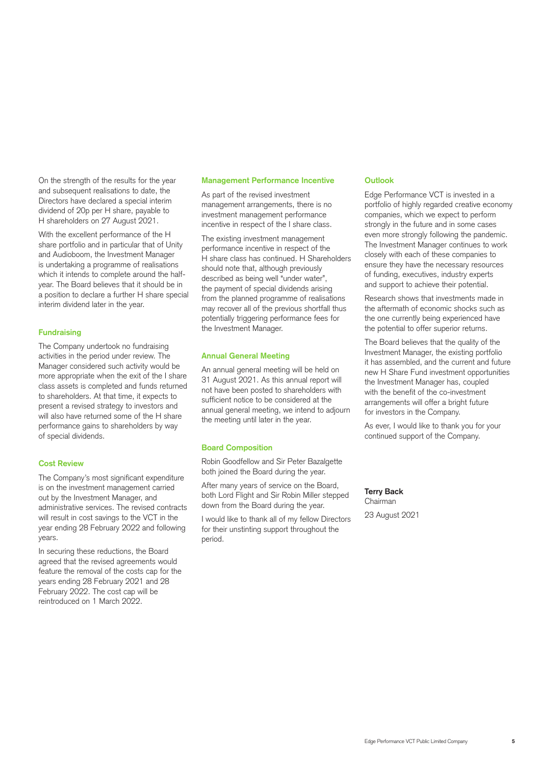On the strength of the results for the year and subsequent realisations to date, the Directors have declared a special interim dividend of 20p per H share, payable to H shareholders on 27 August 2021.

With the excellent performance of the H share portfolio and in particular that of Unity and Audioboom, the Investment Manager is undertaking a programme of realisations which it intends to complete around the half-year. The Board believes that it should be in a position to declare a further H share special interim dividend later in the year.

### Fundraising

The Company undertook no fundraising activities in the period under review. The Manager considered such activity would be more appropriate when the exit of the I share class assets is completed and funds returned to shareholders. At that time, it expects to present a revised strategy to investors and will also have returned some of the H share performance gains to shareholders by way of special dividends.

### Cost Review

The Company's most significant expenditure is on the investment management carried out by the Investment Manager, and administrative services. The revised contracts will result in cost savings to the VCT in the year ending 28 February 2022 and following years.

In securing these reductions, the Board agreed that the revised agreements would feature the removal of the costs cap for the years ending 28 February 2021 and 28 February 2022. The cost cap will be reintroduced on 1 March 2022.

### Management Performance Incentive

As part of the revised investment management arrangements, there is no investment management performance incentive in respect of the I share class.

The existing investment management performance incentive in respect of the H share class has continued. H Shareholders should note that, although previously described as being well "under water", the payment of special dividends arising from the planned programme of realisations may recover all of the previous shortfall thus potentially triggering performance fees for the Investment Manager.

### Annual General Meeting

An annual general meeting will be held on 31 August 2021. As this annual report will not have been posted to shareholders with sufficient notice to be considered at the annual general meeting, we intend to adjourn the meeting until later in the year.

### Board Composition

Robin Goodfellow and Sir Peter Bazalgette both joined the Board during the year.

After many years of service on the Board, both Lord Flight and Sir Robin Miller stepped down from the Board during the year.

I would like to thank all of my fellow Directors for their unstinting support throughout the period.

### Outlook

Edge Performance VCT is invested in a portfolio of highly regarded creative economy companies, which we expect to perform strongly in the future and in some cases even more strongly following the pandemic. The Investment Manager continues to work closely with each of these companies to ensure they have the necessary resources of funding, executives, industry experts and support to achieve their potential.

Research shows that investments made in the aftermath of economic shocks such as the one currently being experienced have the potential to offer superior returns.

The Board believes that the quality of the Investment Manager, the existing portfolio it has assembled, and the current and future new H Share Fund investment opportunities the Investment Manager has, coupled with the benefit of the co-investment arrangements will offer a bright future for investors in the Company.

As ever, I would like to thank you for your continued support of the Company.

**Terry Back**
Chairman

23 August 2021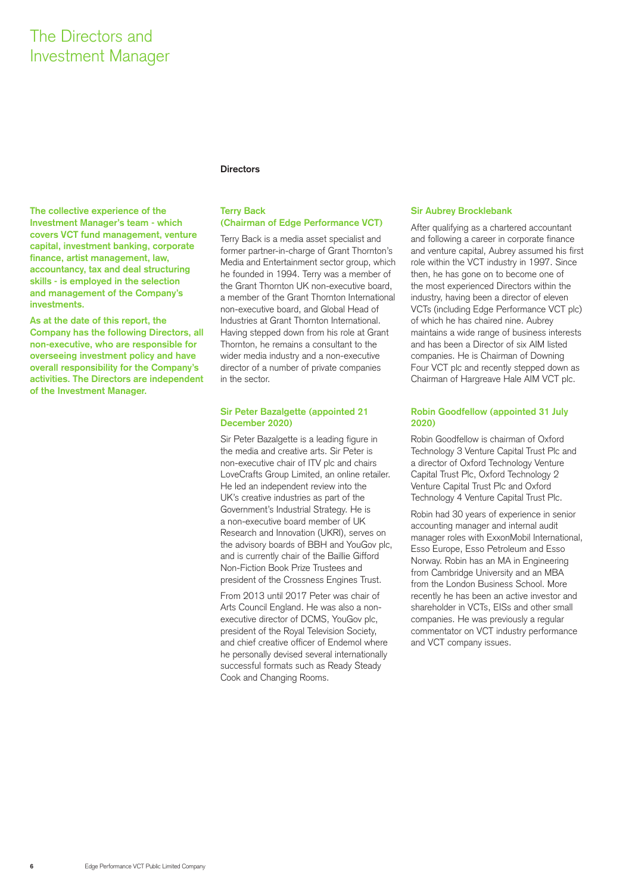# The Directors and Investment Manager

**The collective experience of the Investment Manager's team - which covers VCT fund management, venture capital, investment banking, corporate finance, artist management, law, accountancy, tax and deal structuring skills - is employed in the selection and management of the Company's investments.**

**As at the date of this report, the Company has the following Directors, all non-executive, who are responsible for overseeing investment policy and have overall responsibility for the Company's activities. The Directors are independent of the Investment Manager.**

## Directors

### Terry Back (Chairman of Edge Performance VCT)

Terry Back is a media asset specialist and former partner-in-charge of Grant Thornton's Media and Entertainment sector group, which he founded in 1994. Terry was a member of the Grant Thornton UK non-executive board, a member of the Grant Thornton International non-executive board, and Global Head of Industries at Grant Thornton International. Having stepped down from his role at Grant Thornton, he remains a consultant to the wider media industry and a non-executive director of a number of private companies in the sector.

### Sir Peter Bazalgette (appointed 21 December 2020)

Sir Peter Bazalgette is a leading figure in the media and creative arts. Sir Peter is non-executive chair of ITV plc and chairs LoveCrafts Group Limited, an online retailer. He led an independent review into the UK's creative industries as part of the Government's Industrial Strategy. He is a non-executive board member of UK Research and Innovation (UKRI), serves on the advisory boards of BBH and YouGov plc, and is currently chair of the Baillie Gifford Non-Fiction Book Prize Trustees and president of the Crossness Engines Trust.

From 2013 until 2017 Peter was chair of Arts Council England. He was also a non-executive director of DCMS, YouGov plc, president of the Royal Television Society, and chief creative officer of Endemol where he personally devised several internationally successful formats such as Ready Steady Cook and Changing Rooms.

### Sir Aubrey Brocklebank

After qualifying as a chartered accountant and following a career in corporate finance and venture capital, Aubrey assumed his first role within the VCT industry in 1997. Since then, he has gone on to become one of the most experienced Directors within the industry, having been a director of eleven VCTs (including Edge Performance VCT plc) of which he has chaired nine. Aubrey maintains a wide range of business interests and has been a Director of six AIM listed companies. He is Chairman of Downing Four VCT plc and recently stepped down as Chairman of Hargreave Hale AIM VCT plc.

### Robin Goodfellow (appointed 31 July 2020)

Robin Goodfellow is chairman of Oxford Technology 3 Venture Capital Trust Plc and a director of Oxford Technology Venture Capital Trust Plc, Oxford Technology 2 Venture Capital Trust Plc and Oxford Technology 4 Venture Capital Trust Plc.

Robin had 30 years of experience in senior accounting manager and internal audit manager roles with ExxonMobil International, Esso Europe, Esso Petroleum and Esso Norway. Robin has an MA in Engineering from Cambridge University and an MBA from the London Business School. More recently he has been an active investor and shareholder in VCTs, EISs and other small companies. He was previously a regular commentator on VCT industry performance and VCT company issues.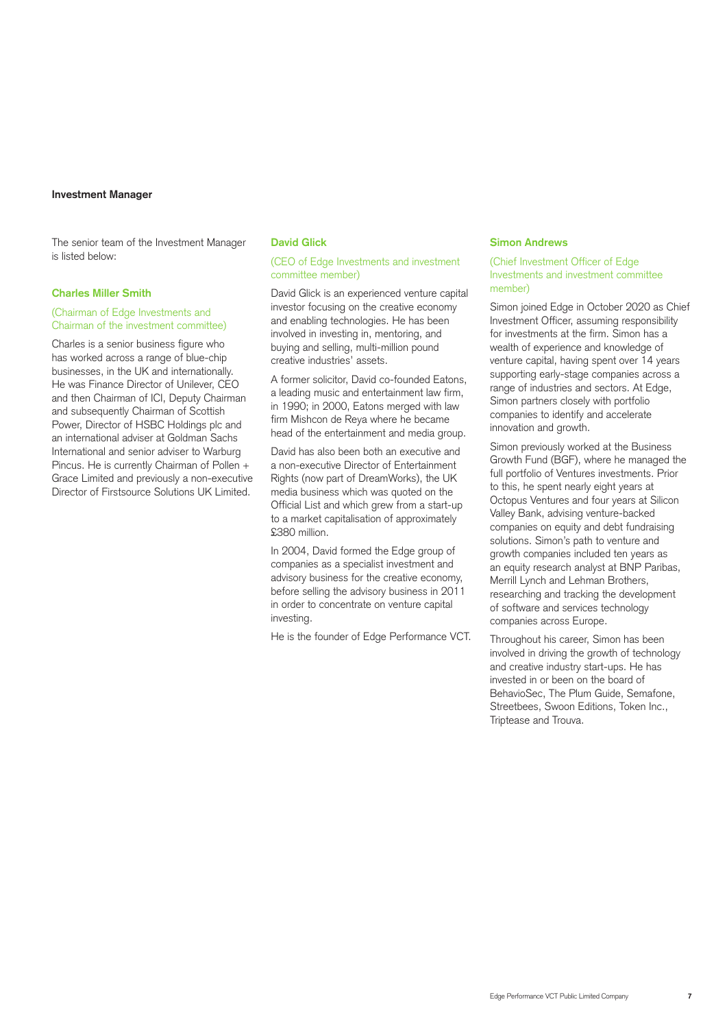## Investment Manager

The senior team of the Investment Manager is listed below:

### Charles Miller Smith

(Chairman of Edge Investments and Chairman of the investment committee)

Charles is a senior business figure who has worked across a range of blue-chip businesses, in the UK and internationally. He was Finance Director of Unilever, CEO and then Chairman of ICI, Deputy Chairman and subsequently Chairman of Scottish Power, Director of HSBC Holdings plc and an international adviser at Goldman Sachs International and senior adviser to Warburg Pincus. He is currently Chairman of Pollen + Grace Limited and previously a non-executive Director of Firstsource Solutions UK Limited.

### David Glick

(CEO of Edge Investments and investment committee member)

David Glick is an experienced venture capital investor focusing on the creative economy and enabling technologies. He has been involved in investing in, mentoring, and buying and selling, multi-million pound creative industries' assets.

A former solicitor, David co-founded Eatons, a leading music and entertainment law firm, in 1990; in 2000, Eatons merged with law firm Mishcon de Reya where he became head of the entertainment and media group.

David has also been both an executive and a non-executive Director of Entertainment Rights (now part of DreamWorks), the UK media business which was quoted on the Official List and which grew from a start-up to a market capitalisation of approximately £380 million.

In 2004, David formed the Edge group of companies as a specialist investment and advisory business for the creative economy, before selling the advisory business in 2011 in order to concentrate on venture capital investing.

He is the founder of Edge Performance VCT.

### Simon Andrews

(Chief Investment Officer of Edge Investments and investment committee member)

Simon joined Edge in October 2020 as Chief Investment Officer, assuming responsibility for investments at the firm. Simon has a wealth of experience and knowledge of venture capital, having spent over 14 years supporting early-stage companies across a range of industries and sectors. At Edge, Simon partners closely with portfolio companies to identify and accelerate innovation and growth.

Simon previously worked at the Business Growth Fund (BGF), where he managed the full portfolio of Ventures investments. Prior to this, he spent nearly eight years at Octopus Ventures and four years at Silicon Valley Bank, advising venture-backed companies on equity and debt fundraising solutions. Simon's path to venture and growth companies included ten years as an equity research analyst at BNP Paribas, Merrill Lynch and Lehman Brothers, researching and tracking the development of software and services technology companies across Europe.

Throughout his career, Simon has been involved in driving the growth of technology and creative industry start-ups. He has invested in or been on the board of BehavioSec, The Plum Guide, Semafone, Streetbees, Swoon Editions, Token Inc., Triptease and Trouva.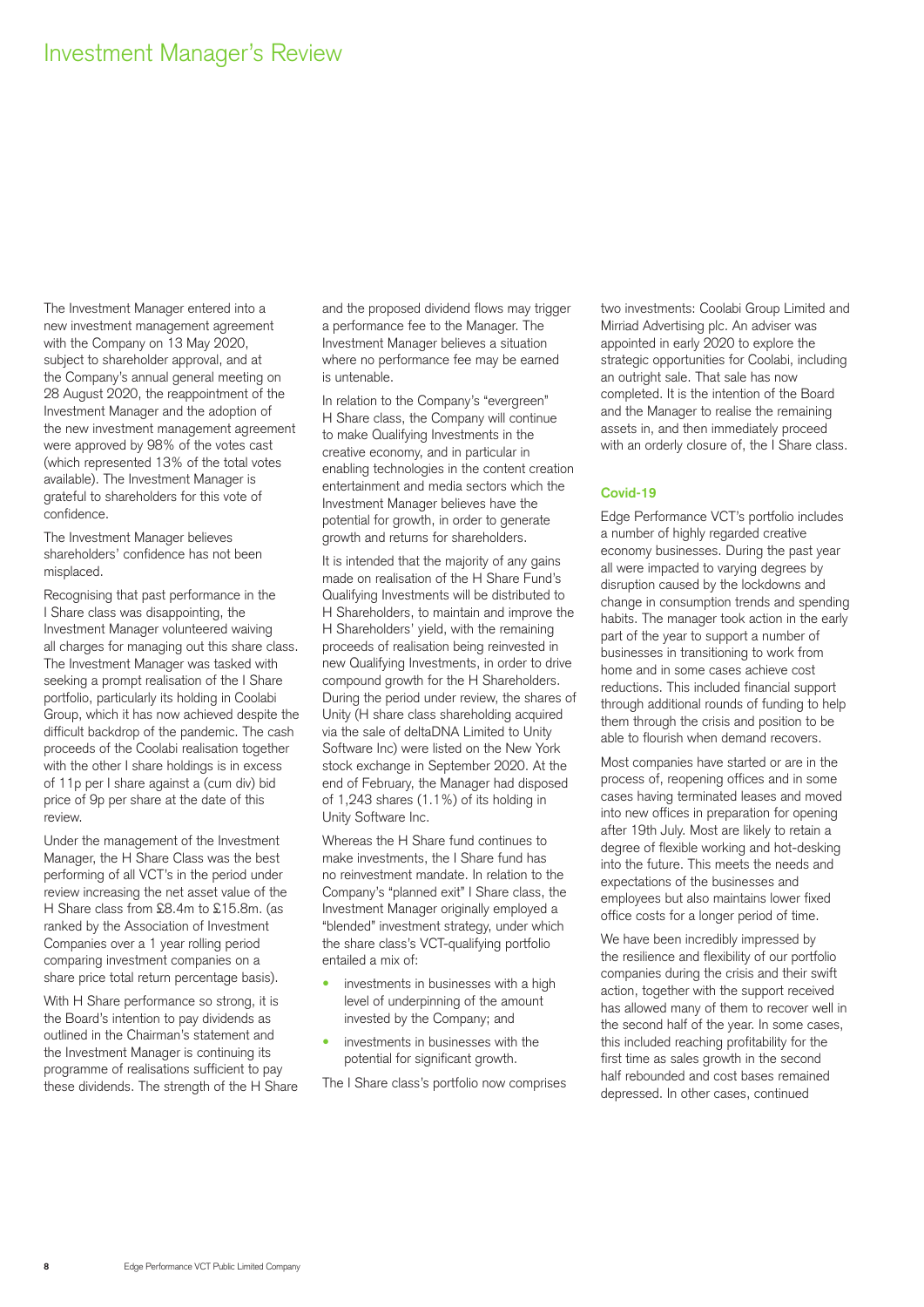# Investment Manager's Review

The Investment Manager entered into a new investment management agreement with the Company on 13 May 2020, subject to shareholder approval, and at the Company's annual general meeting on 28 August 2020, the reappointment of the Investment Manager and the adoption of the new investment management agreement were approved by 98% of the votes cast (which represented 13% of the total votes available). The Investment Manager is grateful to shareholders for this vote of confidence.

The Investment Manager believes shareholders' confidence has not been misplaced.

Recognising that past performance in the I Share class was disappointing, the Investment Manager volunteered waiving all charges for managing out this share class. The Investment Manager was tasked with seeking a prompt realisation of the I Share portfolio, particularly its holding in Coolabi Group, which it has now achieved despite the difficult backdrop of the pandemic. The cash proceeds of the Coolabi realisation together with the other I share holdings is in excess of 11p per I share against a (cum div) bid price of 9p per share at the date of this review.

Under the management of the Investment Manager, the H Share Class was the best performing of all VCT's in the period under review increasing the net asset value of the H Share class from £8.4m to £15.8m. (as ranked by the Association of Investment Companies over a 1 year rolling period comparing investment companies on a share price total return percentage basis).

With H Share performance so strong, it is the Board's intention to pay dividends as outlined in the Chairman's statement and the Investment Manager is continuing its programme of realisations sufficient to pay these dividends. The strength of the H Share and the proposed dividend flows may trigger a performance fee to the Manager. The Investment Manager believes a situation where no performance fee may be earned is untenable.

In relation to the Company's "evergreen" H Share class, the Company will continue to make Qualifying Investments in the creative economy, and in particular in enabling technologies in the content creation entertainment and media sectors which the Investment Manager believes have the potential for growth, in order to generate growth and returns for shareholders.

It is intended that the majority of any gains made on realisation of the H Share Fund's Qualifying Investments will be distributed to H Shareholders, to maintain and improve the H Shareholders' yield, with the remaining proceeds of realisation being reinvested in new Qualifying Investments, in order to drive compound growth for the H Shareholders. During the period under review, the shares of Unity (H share class shareholding acquired via the sale of deltaDNA Limited to Unity Software Inc) were listed on the New York stock exchange in September 2020. At the end of February, the Manager had disposed of 1,243 shares (1.1%) of its holding in Unity Software Inc.

Whereas the H Share fund continues to make investments, the I Share fund has no reinvestment mandate. In relation to the Company's "planned exit" I Share class, the Investment Manager originally employed a "blended" investment strategy, under which the share class's VCT-qualifying portfolio entailed a mix of:

- investments in businesses with a high level of underpinning of the amount invested by the Company; and
- investments in businesses with the potential for significant growth.

The I Share class's portfolio now comprises two investments: Coolabi Group Limited and Mirriad Advertising plc. An adviser was appointed in early 2020 to explore the strategic opportunities for Coolabi, including an outright sale. That sale has now completed. It is the intention of the Board and the Manager to realise the remaining assets in, and then immediately proceed with an orderly closure of, the I Share class.

## Covid-19

Edge Performance VCT's portfolio includes a number of highly regarded creative economy businesses. During the past year all were impacted to varying degrees by disruption caused by the lockdowns and change in consumption trends and spending habits. The manager took action in the early part of the year to support a number of businesses in transitioning to work from home and in some cases achieve cost reductions. This included financial support through additional rounds of funding to help them through the crisis and position to be able to flourish when demand recovers.

Most companies have started or are in the process of, reopening offices and in some cases having terminated leases and moved into new offices in preparation for opening after 19th July. Most are likely to retain a degree of flexible working and hot-desking into the future. This meets the needs and expectations of the businesses and employees but also maintains lower fixed office costs for a longer period of time.

We have been incredibly impressed by the resilience and flexibility of our portfolio companies during the crisis and their swift action, together with the support received has allowed many of them to recover well in the second half of the year. In some cases, this included reaching profitability for the first time as sales growth in the second half rebounded and cost bases remained depressed. In other cases, continued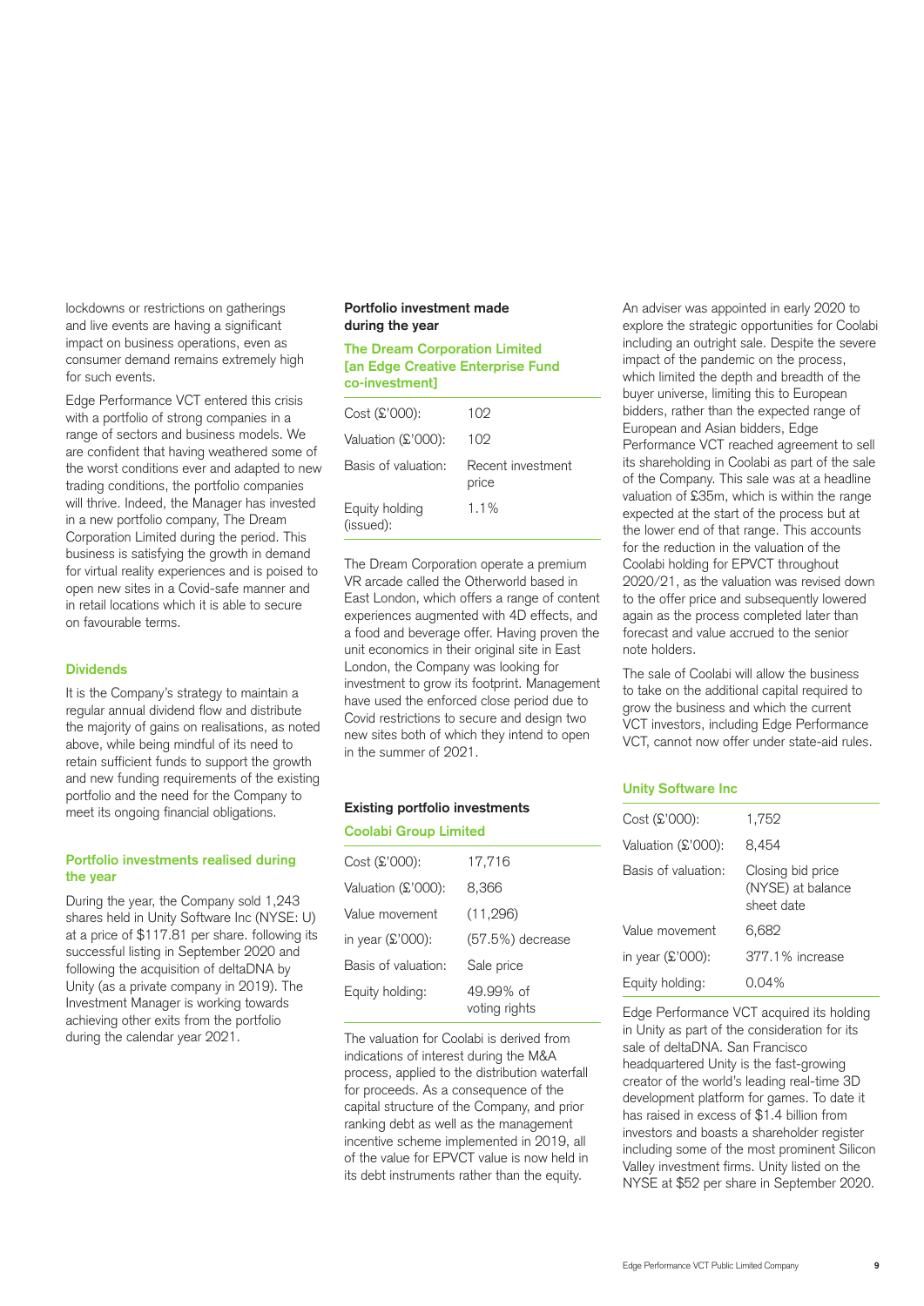lockdowns or restrictions on gatherings and live events are having a significant impact on business operations, even as consumer demand remains extremely high for such events.

Edge Performance VCT entered this crisis with a portfolio of strong companies in a range of sectors and business models. We are confident that having weathered some of the worst conditions ever and adapted to new trading conditions, the portfolio companies will thrive. Indeed, the Manager has invested in a new portfolio company, The Dream Corporation Limited during the period. This business is satisfying the growth in demand for virtual reality experiences and is poised to open new sites in a Covid-safe manner and in retail locations which it is able to secure on favourable terms.

### Dividends

It is the Company's strategy to maintain a regular annual dividend flow and distribute the majority of gains on realisations, as noted above, while being mindful of its need to retain sufficient funds to support the growth and new funding requirements of the existing portfolio and the need for the Company to meet its ongoing financial obligations.

### Portfolio investments realised during the year

During the year, the Company sold 1,243 shares held in Unity Software Inc (NYSE: U) at a price of $117.81 per share. following its successful listing in September 2020 and following the acquisition of deltaDNA by Unity (as a private company in 2019). The Investment Manager is working towards achieving other exits from the portfolio during the calendar year 2021.

### Portfolio investment made during the year

#### The Dream Corporation Limited [an Edge Creative Enterprise Fund co-investment]

| | |
|---|---|
| Cost (£'000): | 102 |
| Valuation (£'000): | 102 |
| Basis of valuation: | Recent investment price |
| Equity holding (issued): | 1.1% |

The Dream Corporation operate a premium VR arcade called the Otherworld based in East London, which offers a range of content experiences augmented with 4D effects, and a food and beverage offer. Having proven the unit economics in their original site in East London, the Company was looking for investment to grow its footprint. Management have used the enforced close period due to Covid restrictions to secure and design two new sites both of which they intend to open in the summer of 2021.

### Existing portfolio investments

#### Coolabi Group Limited

| | |
|---|---|
| Cost (£'000): | 17,716 |
| Valuation (£'000): | 8,366 |
| Value movement | (11,296) |
| in year (£'000): | (57.5%) decrease |
| Basis of valuation: | Sale price |
| Equity holding: | 49.99% of voting rights |

The valuation for Coolabi is derived from indications of interest during the M&A process, applied to the distribution waterfall for proceeds. As a consequence of the capital structure of the Company, and prior ranking debt as well as the management incentive scheme implemented in 2019, all of the value for EPVCT value is now held in its debt instruments rather than the equity.

An adviser was appointed in early 2020 to explore the strategic opportunities for Coolabi including an outright sale. Despite the severe impact of the pandemic on the process, which limited the depth and breadth of the buyer universe, limiting this to European bidders, rather than the expected range of European and Asian bidders, Edge Performance VCT reached agreement to sell its shareholding in Coolabi as part of the sale of the Company. This sale was at a headline valuation of £35m, which is within the range expected at the start of the process but at the lower end of that range. This accounts for the reduction in the valuation of the Coolabi holding for EPVCT throughout 2020/21, as the valuation was revised down to the offer price and subsequently lowered again as the process completed later than forecast and value accrued to the senior note holders.

The sale of Coolabi will allow the business to take on the additional capital required to grow the business and which the current VCT investors, including Edge Performance VCT, cannot now offer under state-aid rules.

#### Unity Software Inc

| | |
|---|---|
| Cost (£'000): | 1,752 |
| Valuation (£'000): | 8,454 |
| Basis of valuation: | Closing bid price (NYSE) at balance sheet date |
| Value movement | 6,682 |
| in year (£'000): | 377.1% increase |
| Equity holding: | 0.04% |

Edge Performance VCT acquired its holding in Unity as part of the consideration for its sale of deltaDNA. San Francisco headquartered Unity is the fast-growing creator of the world's leading real-time 3D development platform for games. To date it has raised in excess of $1.4 billion from investors and boasts a shareholder register including some of the most prominent Silicon Valley investment firms. Unity listed on the NYSE at $52 per share in September 2020.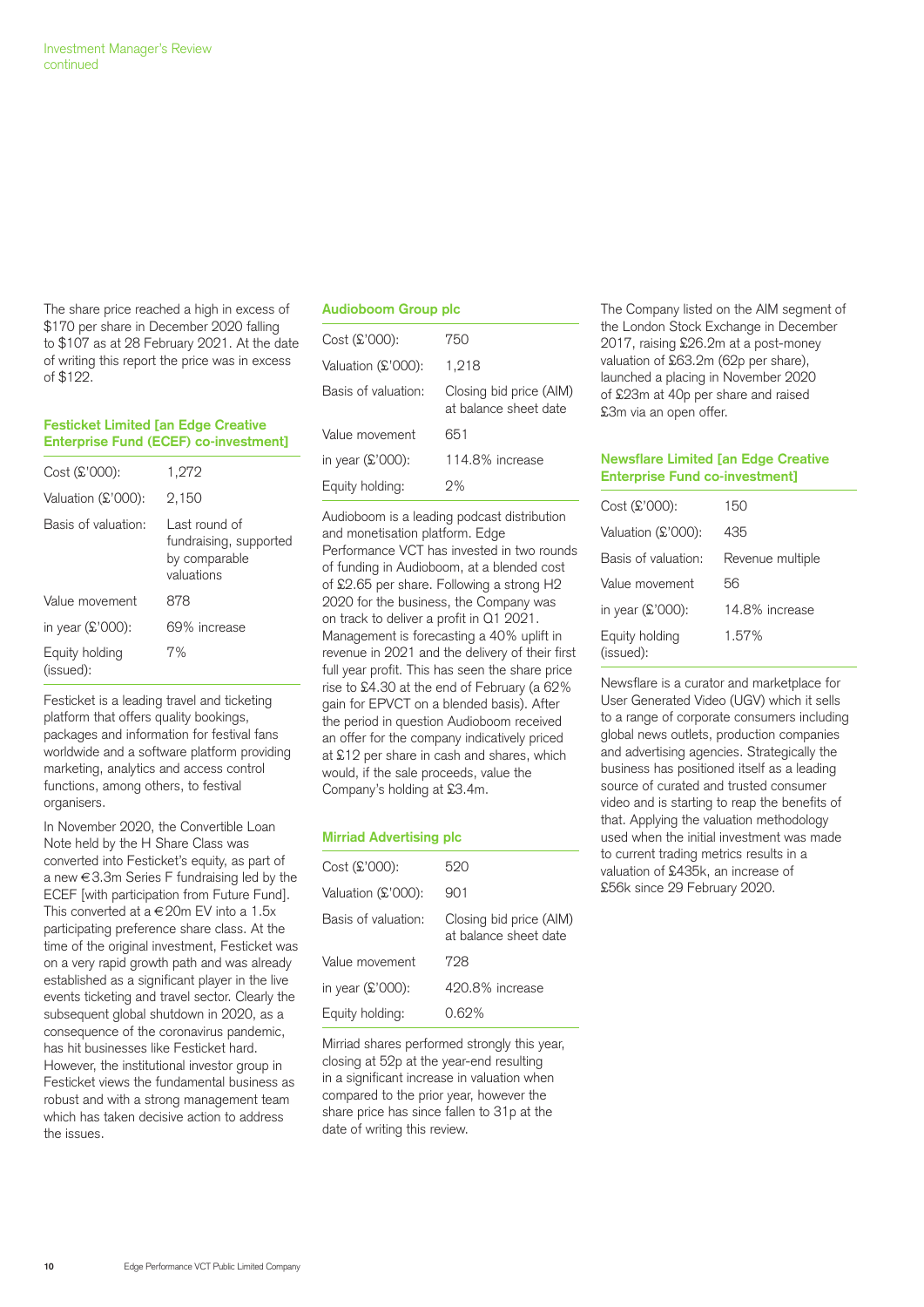The share price reached a high in excess of $170 per share in December 2020 falling to $107 as at 28 February 2021. At the date of writing this report the price was in excess of $122.

### Festicket Limited [an Edge Creative Enterprise Fund (ECEF) co-investment]

| | |
|---|---|
| Cost (£'000): | 1,272 |
| Valuation (£'000): | 2,150 |
| Basis of valuation: | Last round of fundraising, supported by comparable valuations |
| Value movement in year (£'000): | 878 69% increase |
| Equity holding (issued): | 7% |

Festicket is a leading travel and ticketing platform that offers quality bookings, packages and information for festival fans worldwide and a software platform providing marketing, analytics and access control functions, among others, to festival organisers.

In November 2020, the Convertible Loan Note held by the H Share Class was converted into Festicket's equity, as part of a new €3.3m Series F fundraising led by the ECEF [with participation from Future Fund]. This converted at a €20m EV into a 1.5x participating preference share class. At the time of the original investment, Festicket was on a very rapid growth path and was already established as a significant player in the live events ticketing and travel sector. Clearly the subsequent global shutdown in 2020, as a consequence of the coronavirus pandemic, has hit businesses like Festicket hard. However, the institutional investor group in Festicket views the fundamental business as robust and with a strong management team which has taken decisive action to address the issues.

### Audioboom Group plc

| | |
|---|---|
| Cost (£'000): | 750 |
| Valuation (£'000): | 1,218 |
| Basis of valuation: | Closing bid price (AIM) at balance sheet date |
| Value movement in year (£'000): | 651 114.8% increase |
| Equity holding: | 2% |

Audioboom is a leading podcast distribution and monetisation platform. Edge Performance VCT has invested in two rounds of funding in Audioboom, at a blended cost of £2.65 per share. Following a strong H2 2020 for the business, the Company was on track to deliver a profit in Q1 2021. Management is forecasting a 40% uplift in revenue in 2021 and the delivery of their first full year profit. This has seen the share price rise to £4.30 at the end of February (a 62% gain for EPVCT on a blended basis). After the period in question Audioboom received an offer for the company indicatively priced at £12 per share in cash and shares, which would, if the sale proceeds, value the Company's holding at £3.4m.

### Mirriad Advertising plc

| | |
|---|---|
| Cost (£'000): | 520 |
| Valuation (£'000): | 901 |
| Basis of valuation: | Closing bid price (AIM) at balance sheet date |
| Value movement in year (£'000): | 728 420.8% increase |
| Equity holding: | 0.62% |

Mirriad shares performed strongly this year, closing at 52p at the year-end resulting in a significant increase in valuation when compared to the prior year, however the share price has since fallen to 31p at the date of writing this review.

The Company listed on the AIM segment of the London Stock Exchange in December 2017, raising £26.2m at a post-money valuation of £63.2m (62p per share), launched a placing in November 2020 of £23m at 40p per share and raised £3m via an open offer.

### Newsflare Limited [an Edge Creative Enterprise Fund co-investment]

| | |
|---|---|
| Cost (£'000): | 150 |
| Valuation (£'000): | 435 |
| Basis of valuation: | Revenue multiple |
| Value movement in year (£'000): | 56 14.8% increase |
| Equity holding (issued): | 1.57% |

Newsflare is a curator and marketplace for User Generated Video (UGV) which it sells to a range of corporate consumers including global news outlets, production companies and advertising agencies. Strategically the business has positioned itself as a leading source of curated and trusted consumer video and is starting to reap the benefits of that. Applying the valuation methodology used when the initial investment was made to current trading metrics results in a valuation of £435k, an increase of £56k since 29 February 2020.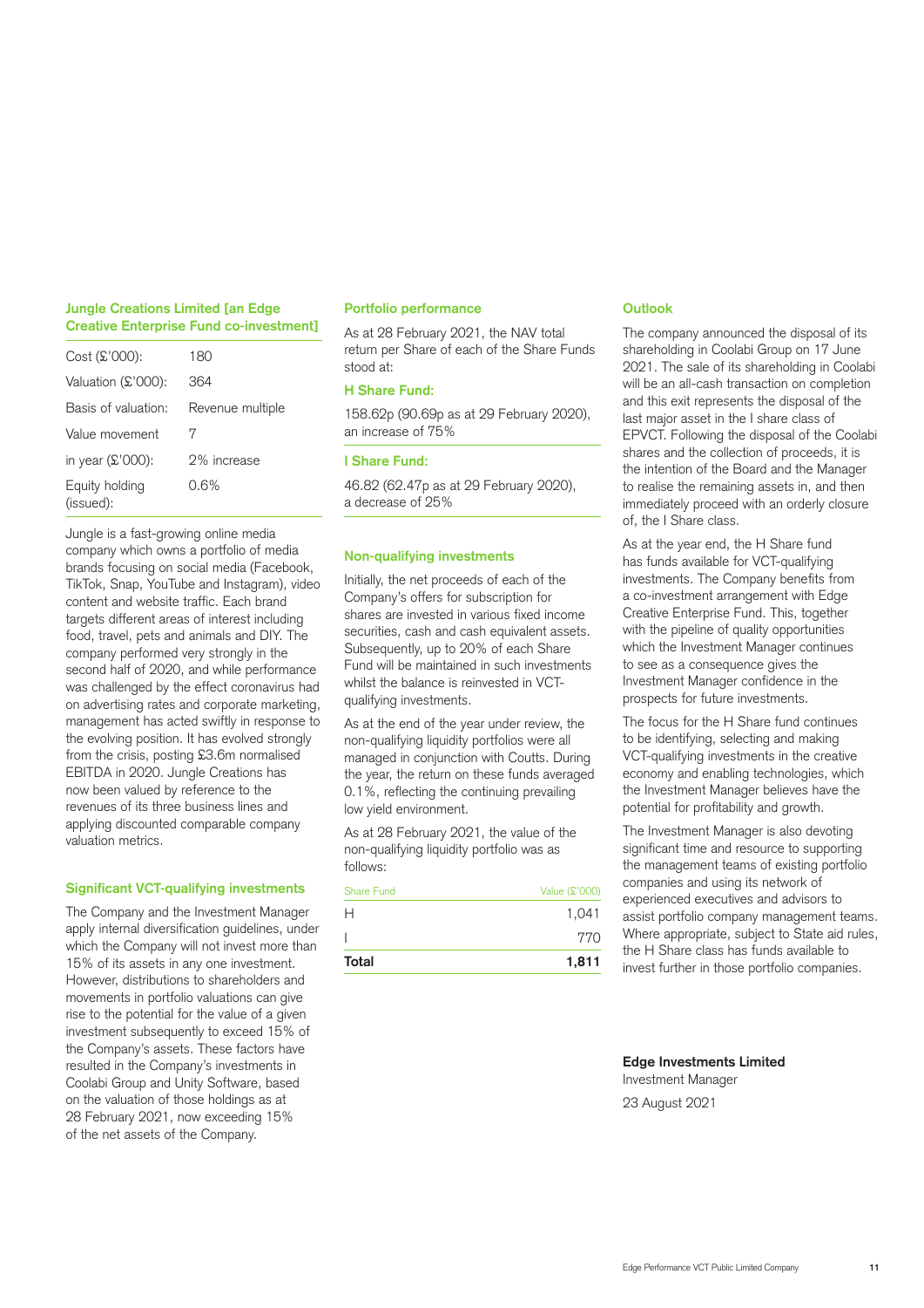### Jungle Creations Limited [an Edge Creative Enterprise Fund co-investment]

| | |
|---|---|
| Cost (£'000): | 180 |
| Valuation (£'000): | 364 |
| Basis of valuation: | Revenue multiple |
| Value movement | 7 |
| in year (£'000): | 2% increase |
| Equity holding (issued): | 0.6% |

Jungle is a fast-growing online media company which owns a portfolio of media brands focusing on social media (Facebook, TikTok, Snap, YouTube and Instagram), video content and website traffic. Each brand targets different areas of interest including food, travel, pets and animals and DIY. The company performed very strongly in the second half of 2020, and while performance was challenged by the effect coronavirus had on advertising rates and corporate marketing, management has acted swiftly in response to the evolving position. It has evolved strongly from the crisis, posting £3.6m normalised EBITDA in 2020. Jungle Creations has now been valued by reference to the revenues of its three business lines and applying discounted comparable company valuation metrics.

### Significant VCT-qualifying investments

The Company and the Investment Manager apply internal diversification guidelines, under which the Company will not invest more than 15% of its assets in any one investment. However, distributions to shareholders and movements in portfolio valuations can give rise to the potential for the value of a given investment subsequently to exceed 15% of the Company's assets. These factors have resulted in the Company's investments in Coolabi Group and Unity Software, based on the valuation of those holdings as at 28 February 2021, now exceeding 15% of the net assets of the Company.

### Portfolio performance

As at 28 February 2021, the NAV total return per Share of each of the Share Funds stood at:

#### H Share Fund:

158.62p (90.69p as at 29 February 2020), an increase of 75%

#### I Share Fund:

46.82 (62.47p as at 29 February 2020), a decrease of 25%

### Non-qualifying investments

Initially, the net proceeds of each of the Company's offers for subscription for shares are invested in various fixed income securities, cash and cash equivalent assets. Subsequently, up to 20% of each Share Fund will be maintained in such investments whilst the balance is reinvested in VCT-qualifying investments.

As at the end of the year under review, the non-qualifying liquidity portfolios were all managed in conjunction with Coutts. During the year, the return on these funds averaged 0.1%, reflecting the continuing prevailing low yield environment.

As at 28 February 2021, the value of the non-qualifying liquidity portfolio was as follows:

| Share Fund | Value (£'000) |
|---|---|
| H | 1,041 |
| I | 770 |
| **Total** | **1,811** |

### Outlook

The company announced the disposal of its shareholding in Coolabi Group on 17 June 2021. The sale of its shareholding in Coolabi will be an all-cash transaction on completion and this exit represents the disposal of the last major asset in the I share class of EPVCT. Following the disposal of the Coolabi shares and the collection of proceeds, it is the intention of the Board and the Manager to realise the remaining assets in, and then immediately proceed with an orderly closure of, the I Share class.

As at the year end, the H Share fund has funds available for VCT-qualifying investments. The Company benefits from a co-investment arrangement with Edge Creative Enterprise Fund. This, together with the pipeline of quality opportunities which the Investment Manager continues to see as a consequence gives the Investment Manager confidence in the prospects for future investments.

The focus for the H Share fund continues to be identifying, selecting and making VCT-qualifying investments in the creative economy and enabling technologies, which the Investment Manager believes have the potential for profitability and growth.

The Investment Manager is also devoting significant time and resource to supporting the management teams of existing portfolio companies and using its network of experienced executives and advisors to assist portfolio company management teams. Where appropriate, subject to State aid rules, the H Share class has funds available to invest further in those portfolio companies.

**Edge Investments Limited**
Investment Manager
23 August 2021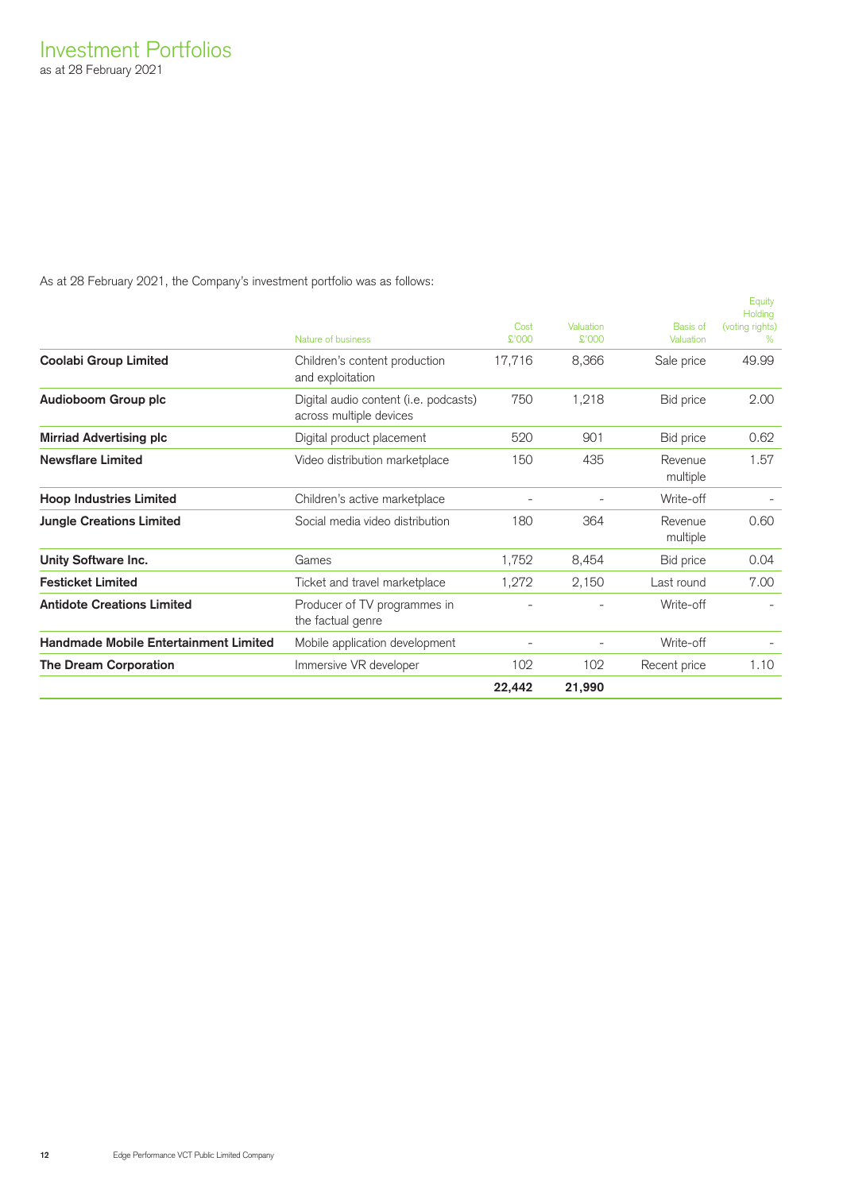# Investment Portfolios

as at 28 February 2021

As at 28 February 2021, the Company's investment portfolio was as follows:

| | Nature of business | Cost £'000 | Valuation £'000 | Basis of Valuation | Equity Holding (voting rights) % |
|---|---|---|---|---|---|
| **Coolabi Group Limited** | Children's content production and exploitation | 17,716 | 8,366 | Sale price | 49.99 |
| **Audioboom Group plc** | Digital audio content (i.e. podcasts) across multiple devices | 750 | 1,218 | Bid price | 2.00 |
| **Mirriad Advertising plc** | Digital product placement | 520 | 901 | Bid price | 0.62 |
| **Newsflare Limited** | Video distribution marketplace | 150 | 435 | Revenue multiple | 1.57 |
| **Hoop Industries Limited** | Children's active marketplace | - | - | Write-off | - |
| **Jungle Creations Limited** | Social media video distribution | 180 | 364 | Revenue multiple | 0.60 |
| **Unity Software Inc.** | Games | 1,752 | 8,454 | Bid price | 0.04 |
| **Festicket Limited** | Ticket and travel marketplace | 1,272 | 2,150 | Last round | 7.00 |
| **Antidote Creations Limited** | Producer of TV programmes in the factual genre | - | - | Write-off | - |
| **Handmade Mobile Entertainment Limited** | Mobile application development | - | - | Write-off | - |
| **The Dream Corporation** | Immersive VR developer | 102 | 102 | Recent price | 1.10 |
| | | **22,442** | **21,990** | | |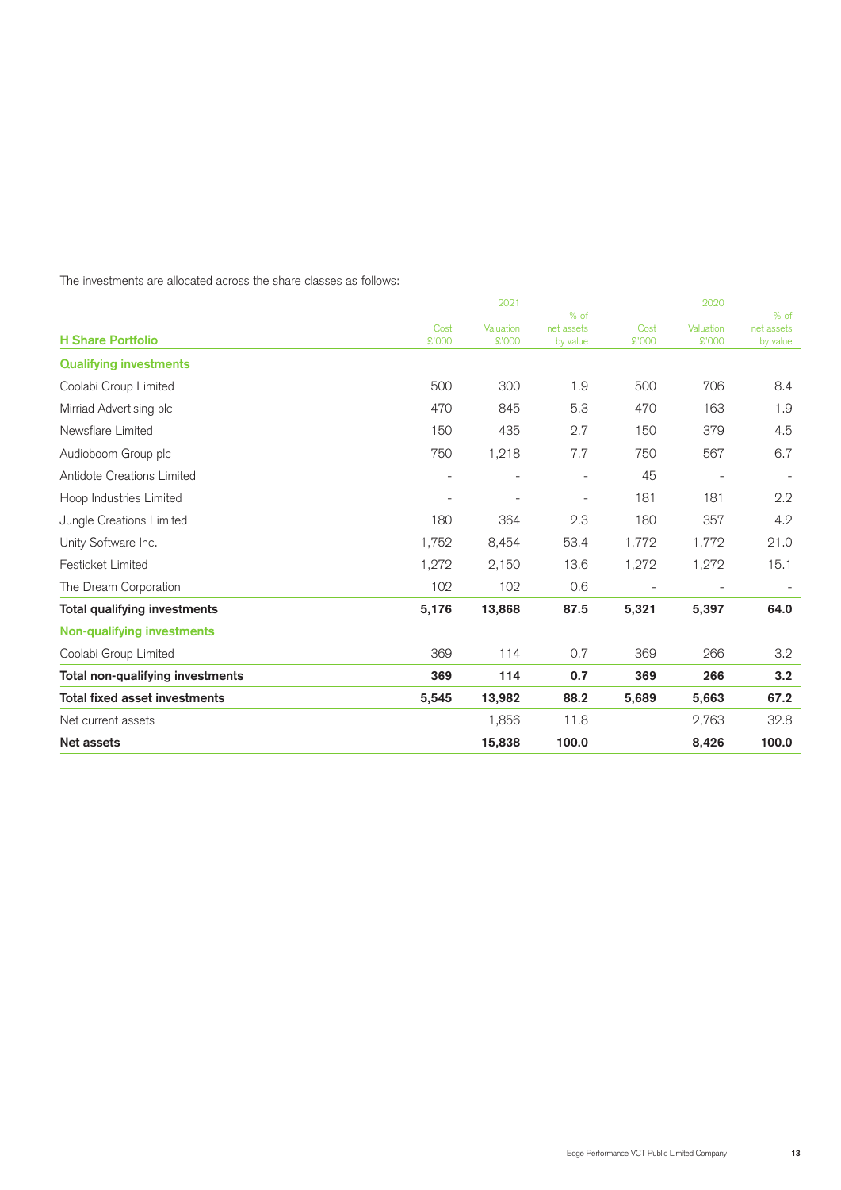The investments are allocated across the share classes as follows:

| H Share Portfolio | 2021 Cost £'000 | 2021 Valuation £'000 | 2021 % of net assets by value | 2020 Cost £'000 | 2020 Valuation £'000 | 2020 % of net assets by value |
|---|---|---|---|---|---|---|
| **Qualifying investments** | | | | | | |
| Coolabi Group Limited | 500 | 300 | 1.9 | 500 | 706 | 8.4 |
| Mirriad Advertising plc | 470 | 845 | 5.3 | 470 | 163 | 1.9 |
| Newsflare Limited | 150 | 435 | 2.7 | 150 | 379 | 4.5 |
| Audioboom Group plc | 750 | 1,218 | 7.7 | 750 | 567 | 6.7 |
| Antidote Creations Limited | - | - | - | 45 | - | - |
| Hoop Industries Limited | - | - | - | 181 | 181 | 2.2 |
| Jungle Creations Limited | 180 | 364 | 2.3 | 180 | 357 | 4.2 |
| Unity Software Inc. | 1,752 | 8,454 | 53.4 | 1,772 | 1,772 | 21.0 |
| Festicket Limited | 1,272 | 2,150 | 13.6 | 1,272 | 1,272 | 15.1 |
| The Dream Corporation | 102 | 102 | 0.6 | - | - | - |
| **Total qualifying investments** | **5,176** | **13,868** | **87.5** | **5,321** | **5,397** | **64.0** |
| **Non-qualifying investments** | | | | | | |
| Coolabi Group Limited | 369 | 114 | 0.7 | 369 | 266 | 3.2 |
| **Total non-qualifying investments** | **369** | **114** | **0.7** | **369** | **266** | **3.2** |
| **Total fixed asset investments** | **5,545** | **13,982** | **88.2** | **5,689** | **5,663** | **67.2** |
| Net current assets | | 1,856 | 11.8 | | 2,763 | 32.8 |
| **Net assets** | | **15,838** | **100.0** | | **8,426** | **100.0** |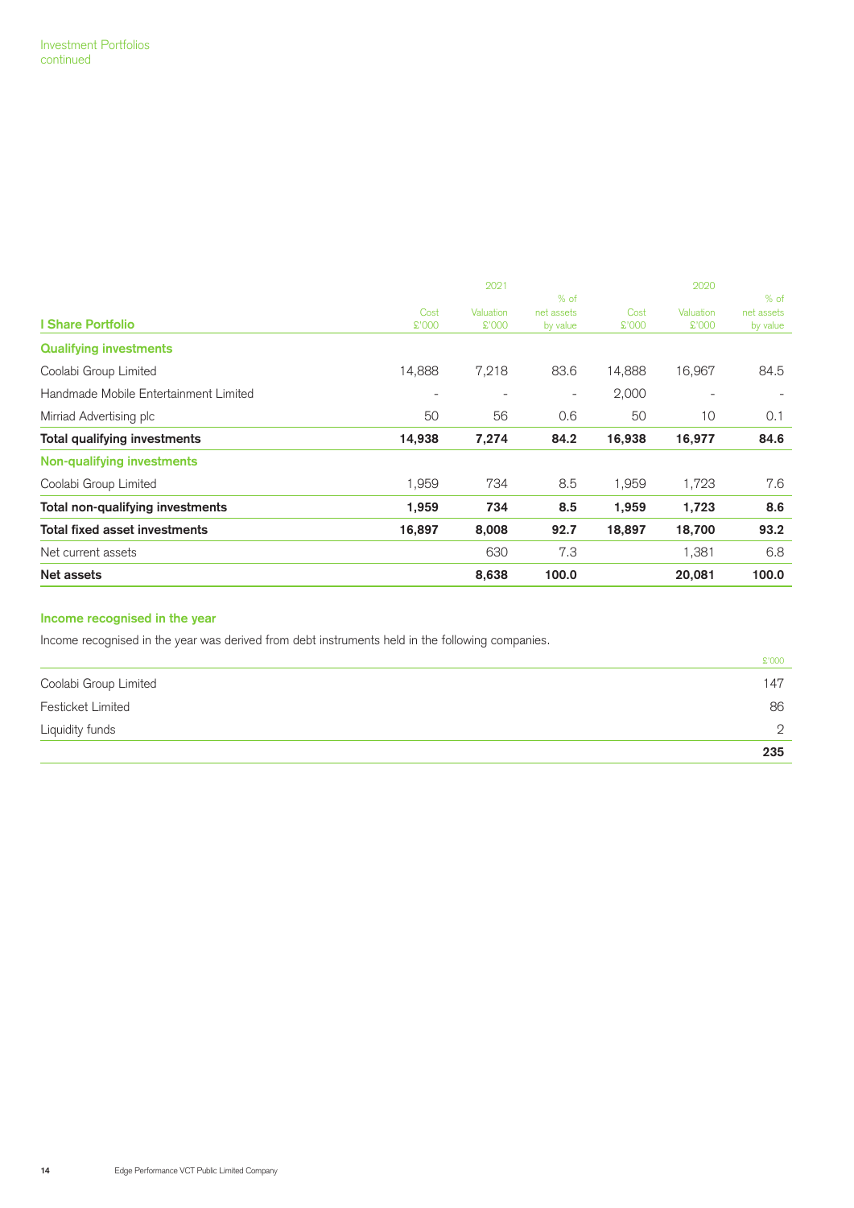Investment Portfolios
continued

| I Share Portfolio | 2021 Cost £'000 | 2021 Valuation £'000 | 2021 % of net assets by value | 2020 Cost £'000 | 2020 Valuation £'000 | 2020 % of net assets by value |
|---|---|---|---|---|---|---|
| **Qualifying investments** | | | | | | |
| Coolabi Group Limited | 14,888 | 7,218 | 83.6 | 14,888 | 16,967 | 84.5 |
| Handmade Mobile Entertainment Limited | - | - | - | 2,000 | - | - |
| Mirriad Advertising plc | 50 | 56 | 0.6 | 50 | 10 | 0.1 |
| **Total qualifying investments** | **14,938** | **7,274** | **84.2** | **16,938** | **16,977** | **84.6** |
| **Non-qualifying investments** | | | | | | |
| Coolabi Group Limited | 1,959 | 734 | 8.5 | 1,959 | 1,723 | 7.6 |
| **Total non-qualifying investments** | **1,959** | **734** | **8.5** | **1,959** | **1,723** | **8.6** |
| **Total fixed asset investments** | **16,897** | **8,008** | **92.7** | **18,897** | **18,700** | **93.2** |
| Net current assets | | 630 | 7.3 | | 1,381 | 6.8 |
| **Net assets** | | **8,638** | **100.0** | | **20,081** | **100.0** |

## Income recognised in the year

Income recognised in the year was derived from debt instruments held in the following companies.

| | £'000 |
|---|---|
| Coolabi Group Limited | 147 |
| Festicket Limited | 86 |
| Liquidity funds | 2 |
| | **235** |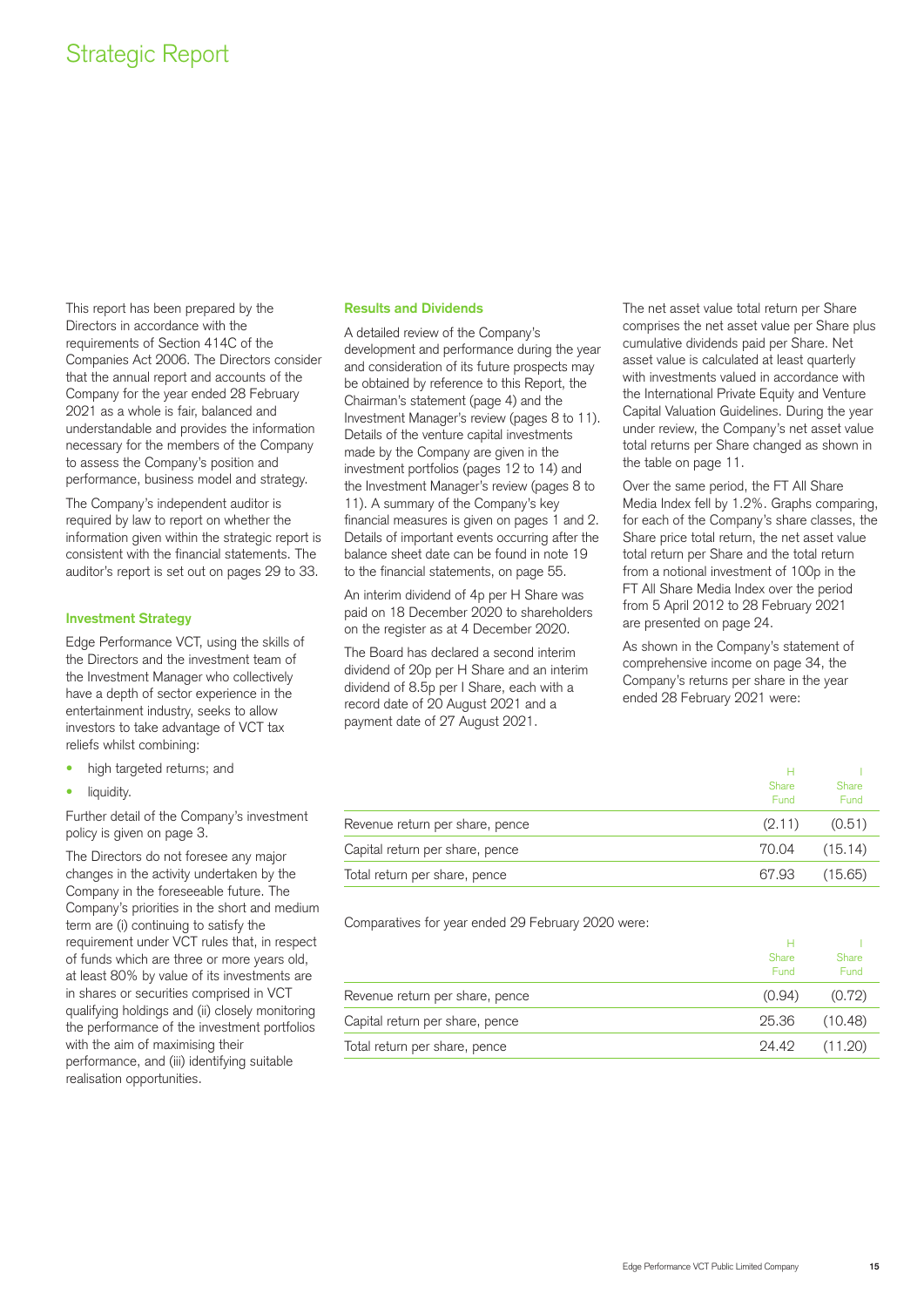# Strategic Report

This report has been prepared by the Directors in accordance with the requirements of Section 414C of the Companies Act 2006. The Directors consider that the annual report and accounts of the Company for the year ended 28 February 2021 as a whole is fair, balanced and understandable and provides the information necessary for the members of the Company to assess the Company's position and performance, business model and strategy.

The Company's independent auditor is required by law to report on whether the information given within the strategic report is consistent with the financial statements. The auditor's report is set out on pages 29 to 33.

### Investment Strategy

Edge Performance VCT, using the skills of the Directors and the investment team of the Investment Manager who collectively have a depth of sector experience in the entertainment industry, seeks to allow investors to take advantage of VCT tax reliefs whilst combining:

- high targeted returns; and
- liquidity.

Further detail of the Company's investment policy is given on page 3.

The Directors do not foresee any major changes in the activity undertaken by the Company in the foreseeable future. The Company's priorities in the short and medium term are (i) continuing to satisfy the requirement under VCT rules that, in respect of funds which are three or more years old, at least 80% by value of its investments are in shares or securities comprised in VCT qualifying holdings and (ii) closely monitoring the performance of the investment portfolios with the aim of maximising their performance, and (iii) identifying suitable realisation opportunities.

### Results and Dividends

A detailed review of the Company's development and performance during the year and consideration of its future prospects may be obtained by reference to this Report, the Chairman's statement (page 4) and the Investment Manager's review (pages 8 to 11). Details of the venture capital investments made by the Company are given in the investment portfolios (pages 12 to 14) and the Investment Manager's review (pages 8 to 11). A summary of the Company's key financial measures is given on pages 1 and 2. Details of important events occurring after the balance sheet date can be found in note 19 to the financial statements, on page 55.

An interim dividend of 4p per H Share was paid on 18 December 2020 to shareholders on the register as at 4 December 2020.

The Board has declared a second interim dividend of 20p per H Share and an interim dividend of 8.5p per I Share, each with a record date of 20 August 2021 and a payment date of 27 August 2021.

The net asset value total return per Share comprises the net asset value per Share plus cumulative dividends paid per Share. Net asset value is calculated at least quarterly with investments valued in accordance with the International Private Equity and Venture Capital Valuation Guidelines. During the year under review, the Company's net asset value total returns per Share changed as shown in the table on page 11.

Over the same period, the FT All Share Media Index fell by 1.2%. Graphs comparing, for each of the Company's share classes, the Share price total return, the net asset value total return per Share and the total return from a notional investment of 100p in the FT All Share Media Index over the period from 5 April 2012 to 28 February 2021 are presented on page 24.

As shown in the Company's statement of comprehensive income on page 34, the Company's returns per share in the year ended 28 February 2021 were:

| | H Share Fund | I Share Fund |
|---|---|---|
| Revenue return per share, pence | (2.11) | (0.51) |
| Capital return per share, pence | 70.04 | (15.14) |
| Total return per share, pence | 67.93 | (15.65) |

Comparatives for year ended 29 February 2020 were:

| | H Share Fund | I Share Fund |
|---|---|---|
| Revenue return per share, pence | (0.94) | (0.72) |
| Capital return per share, pence | 25.36 | (10.48) |
| Total return per share, pence | 24.42 | (11.20) |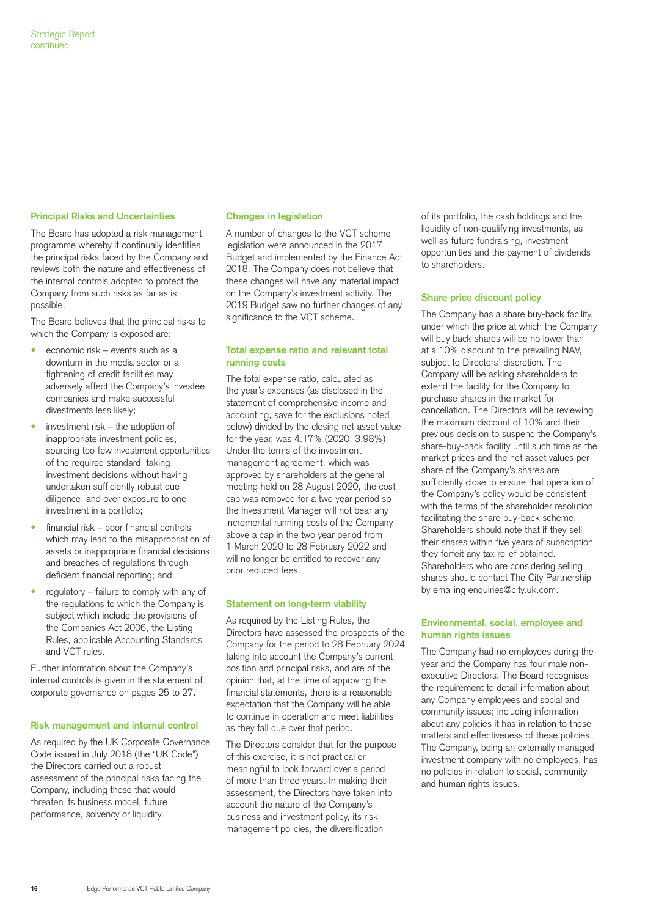## Principal Risks and Uncertainties

The Board has adopted a risk management programme whereby it continually identifies the principal risks faced by the Company and reviews both the nature and effectiveness of the internal controls adopted to protect the Company from such risks as far as is possible.

The Board believes that the principal risks to which the Company is exposed are:

- economic risk – events such as a downturn in the media sector or a tightening of credit facilities may adversely affect the Company's investee companies and make successful divestments less likely;
- investment risk – the adoption of inappropriate investment policies, sourcing too few investment opportunities of the required standard, taking investment decisions without having undertaken sufficiently robust due diligence, and over exposure to one investment in a portfolio;
- financial risk – poor financial controls which may lead to the misappropriation of assets or inappropriate financial decisions and breaches of regulations through deficient financial reporting; and
- regulatory – failure to comply with any of the regulations to which the Company is subject which include the provisions of the Companies Act 2006, the Listing Rules, applicable Accounting Standards and VCT rules.

Further information about the Company's internal controls is given in the statement of corporate governance on pages 25 to 27.

## Risk management and internal control

As required by the UK Corporate Governance Code issued in July 2018 (the "UK Code") the Directors carried out a robust assessment of the principal risks facing the Company, including those that would threaten its business model, future performance, solvency or liquidity.

## Changes in legislation

A number of changes to the VCT scheme legislation were announced in the 2017 Budget and implemented by the Finance Act 2018. The Company does not believe that these changes will have any material impact on the Company's investment activity. The 2019 Budget saw no further changes of any significance to the VCT scheme.

## Total expense ratio and relevant total running costs

The total expense ratio, calculated as the year's expenses (as disclosed in the statement of comprehensive income and accounting, save for the exclusions noted below) divided by the closing net asset value for the year, was 4.17% (2020: 3.98%). Under the terms of the investment management agreement, which was approved by shareholders at the general meeting held on 28 August 2020, the cost cap was removed for a two year period so the Investment Manager will not bear any incremental running costs of the Company above a cap in the two year period from 1 March 2020 to 28 February 2022 and will no longer be entitled to recover any prior reduced fees.

## Statement on long-term viability

As required by the Listing Rules, the Directors have assessed the prospects of the Company for the period to 28 February 2024 taking into account the Company's current position and principal risks, and are of the opinion that, at the time of approving the financial statements, there is a reasonable expectation that the Company will be able to continue in operation and meet liabilities as they fall due over that period.

The Directors consider that for the purpose of this exercise, it is not practical or meaningful to look forward over a period of more than three years. In making their assessment, the Directors have taken into account the nature of the Company's business and investment policy, its risk management policies, the diversification of its portfolio, the cash holdings and the liquidity of non-qualifying investments, as well as future fundraising, investment opportunities and the payment of dividends to shareholders.

## Share price discount policy

The Company has a share buy-back facility, under which the price at which the Company will buy back shares will be no lower than at a 10% discount to the prevailing NAV, subject to Directors' discretion. The Company will be asking shareholders to extend the facility for the Company to purchase shares in the market for cancellation. The Directors will be reviewing the maximum discount of 10% and their previous decision to suspend the Company's share-buy-back facility until such time as the market prices and the net asset values per share of the Company's shares are sufficiently close to ensure that operation of the Company's policy would be consistent with the terms of the shareholder resolution facilitating the share buy-back scheme. Shareholders should note that if they sell their shares within five years of subscription they forfeit any tax relief obtained. Shareholders who are considering selling shares should contact The City Partnership by emailing enquiries@city.uk.com.

## Environmental, social, employee and human rights issues

The Company had no employees during the year and the Company has four male non-executive Directors. The Board recognises the requirement to detail information about any Company employees and social and community issues; including information about any policies it has in relation to these matters and effectiveness of these policies. The Company, being an externally managed investment company with no employees, has no policies in relation to social, community and human rights issues.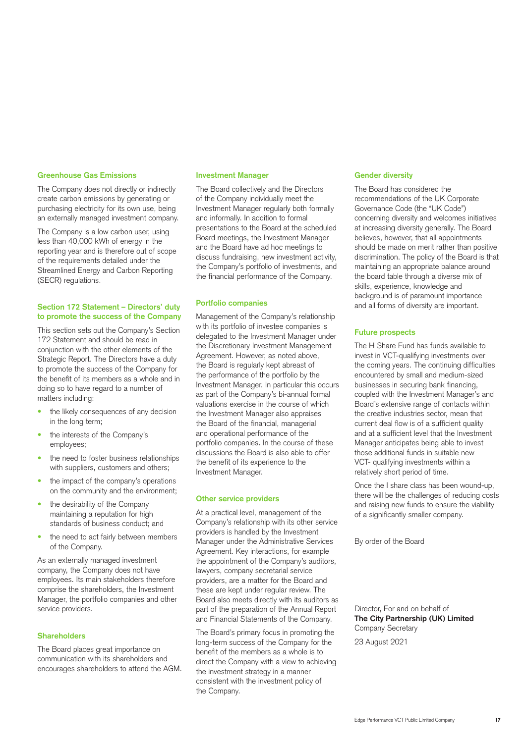### Greenhouse Gas Emissions

The Company does not directly or indirectly create carbon emissions by generating or purchasing electricity for its own use, being an externally managed investment company.

The Company is a low carbon user, using less than 40,000 kWh of energy in the reporting year and is therefore out of scope of the requirements detailed under the Streamlined Energy and Carbon Reporting (SECR) regulations.

### Section 172 Statement – Directors' duty to promote the success of the Company

This section sets out the Company's Section 172 Statement and should be read in conjunction with the other elements of the Strategic Report. The Directors have a duty to promote the success of the Company for the benefit of its members as a whole and in doing so to have regard to a number of matters including:

- the likely consequences of any decision in the long term;
- the interests of the Company's employees;
- the need to foster business relationships with suppliers, customers and others;
- the impact of the company's operations on the community and the environment;
- the desirability of the Company maintaining a reputation for high standards of business conduct; and
- the need to act fairly between members of the Company.

As an externally managed investment company, the Company does not have employees. Its main stakeholders therefore comprise the shareholders, the Investment Manager, the portfolio companies and other service providers.

### Shareholders

The Board places great importance on communication with its shareholders and encourages shareholders to attend the AGM.

### Investment Manager

The Board collectively and the Directors of the Company individually meet the Investment Manager regularly both formally and informally. In addition to formal presentations to the Board at the scheduled Board meetings, the Investment Manager and the Board have ad hoc meetings to discuss fundraising, new investment activity, the Company's portfolio of investments, and the financial performance of the Company.

### Portfolio companies

Management of the Company's relationship with its portfolio of investee companies is delegated to the Investment Manager under the Discretionary Investment Management Agreement. However, as noted above, the Board is regularly kept abreast of the performance of the portfolio by the Investment Manager. In particular this occurs as part of the Company's bi-annual formal valuations exercise in the course of which the Investment Manager also appraises the Board of the financial, managerial and operational performance of the portfolio companies. In the course of these discussions the Board is also able to offer the benefit of its experience to the Investment Manager.

### Other service providers

At a practical level, management of the Company's relationship with its other service providers is handled by the Investment Manager under the Administrative Services Agreement. Key interactions, for example the appointment of the Company's auditors, lawyers, company secretarial service providers, are a matter for the Board and these are kept under regular review. The Board also meets directly with its auditors as part of the preparation of the Annual Report and Financial Statements of the Company.

The Board's primary focus in promoting the long-term success of the Company for the benefit of the members as a whole is to direct the Company with a view to achieving the investment strategy in a manner consistent with the investment policy of the Company.

### Gender diversity

The Board has considered the recommendations of the UK Corporate Governance Code (the "UK Code") concerning diversity and welcomes initiatives at increasing diversity generally. The Board believes, however, that all appointments should be made on merit rather than positive discrimination. The policy of the Board is that maintaining an appropriate balance around the board table through a diverse mix of skills, experience, knowledge and background is of paramount importance and all forms of diversity are important.

### Future prospects

The H Share Fund has funds available to invest in VCT-qualifying investments over the coming years. The continuing difficulties encountered by small and medium-sized businesses in securing bank financing, coupled with the Investment Manager's and Board's extensive range of contacts within the creative industries sector, mean that current deal flow is of a sufficient quality and at a sufficient level that the Investment Manager anticipates being able to invest those additional funds in suitable new VCT- qualifying investments within a relatively short period of time.

Once the I share class has been wound-up, there will be the challenges of reducing costs and raising new funds to ensure the viability of a significantly smaller company.

By order of the Board

Director, For and on behalf of
**The City Partnership (UK) Limited**
Company Secretary

23 August 2021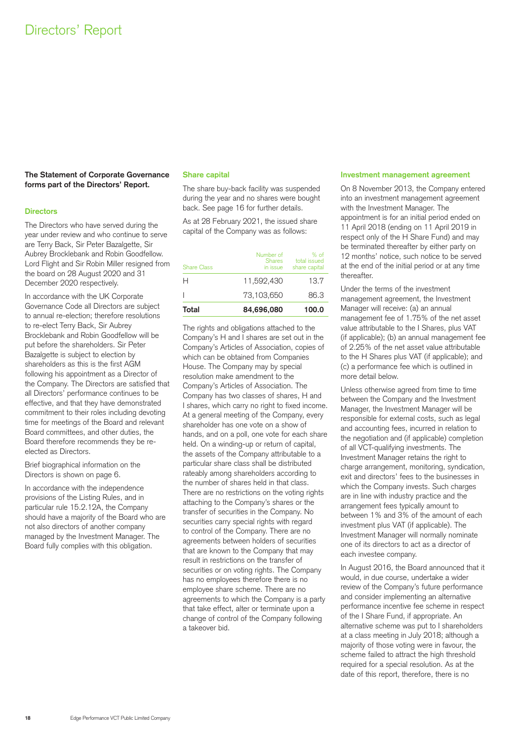# Directors' Report

**The Statement of Corporate Governance forms part of the Directors' Report.**

## Directors

The Directors who have served during the year under review and who continue to serve are Terry Back, Sir Peter Bazalgette, Sir Aubrey Brocklebank and Robin Goodfellow. Lord Flight and Sir Robin Miller resigned from the board on 28 August 2020 and 31 December 2020 respectively.

In accordance with the UK Corporate Governance Code all Directors are subject to annual re-election; therefore resolutions to re-elect Terry Back, Sir Aubrey Brocklebank and Robin Goodfellow will be put before the shareholders. Sir Peter Bazalgette is subject to election by shareholders as this is the first AGM following his appointment as a Director of the Company. The Directors are satisfied that all Directors' performance continues to be effective, and that they have demonstrated commitment to their roles including devoting time for meetings of the Board and relevant Board committees, and other duties, the Board therefore recommends they be re-elected as Directors.

Brief biographical information on the Directors is shown on page 6.

In accordance with the independence provisions of the Listing Rules, and in particular rule 15.2.12A, the Company should have a majority of the Board who are not also directors of another company managed by the Investment Manager. The Board fully complies with this obligation.

## Share capital

The share buy-back facility was suspended during the year and no shares were bought back. See page 16 for further details.

As at 28 February 2021, the issued share capital of the Company was as follows:

| Share Class | Number of Shares in issue | % of total issued share capital |
|---|---|---|
| H | 11,592,430 | 13.7 |
| I | 73,103,650 | 86.3 |
| **Total** | **84,696,080** | **100.0** |

The rights and obligations attached to the Company's H and I shares are set out in the Company's Articles of Association, copies of which can be obtained from Companies House. The Company may by special resolution make amendment to the Company's Articles of Association. The Company has two classes of shares, H and I shares, which carry no right to fixed income. At a general meeting of the Company, every shareholder has one vote on a show of hands, and on a poll, one vote for each share held. On a winding-up or return of capital, the assets of the Company attributable to a particular share class shall be distributed rateably among shareholders according to the number of shares held in that class. There are no restrictions on the voting rights attaching to the Company's shares or the transfer of securities in the Company. No securities carry special rights with regard to control of the Company. There are no agreements between holders of securities that are known to the Company that may result in restrictions on the transfer of securities or on voting rights. The Company has no employees therefore there is no employee share scheme. There are no agreements to which the Company is a party that take effect, alter or terminate upon a change of control of the Company following a takeover bid.

## Investment management agreement

On 8 November 2013, the Company entered into an investment management agreement with the Investment Manager. The appointment is for an initial period ended on 11 April 2018 (ending on 11 April 2019 in respect only of the H Share Fund) and may be terminated thereafter by either party on 12 months' notice, such notice to be served at the end of the initial period or at any time thereafter.

Under the terms of the investment management agreement, the Investment Manager will receive: (a) an annual management fee of 1.75% of the net asset value attributable to the I Shares, plus VAT (if applicable); (b) an annual management fee of 2.25% of the net asset value attributable to the H Shares plus VAT (if applicable); and (c) a performance fee which is outlined in more detail below.

Unless otherwise agreed from time to time between the Company and the Investment Manager, the Investment Manager will be responsible for external costs, such as legal and accounting fees, incurred in relation to the negotiation and (if applicable) completion of all VCT-qualifying investments. The Investment Manager retains the right to charge arrangement, monitoring, syndication, exit and directors' fees to the businesses in which the Company invests. Such charges are in line with industry practice and the arrangement fees typically amount to between 1% and 3% of the amount of each investment plus VAT (if applicable). The Investment Manager will normally nominate one of its directors to act as a director of each investee company.

In August 2016, the Board announced that it would, in due course, undertake a wider review of the Company's future performance and consider implementing an alternative performance incentive fee scheme in respect of the I Share Fund, if appropriate. An alternative scheme was put to I shareholders at a class meeting in July 2018; although a majority of those voting were in favour, the scheme failed to attract the high threshold required for a special resolution. As at the date of this report, therefore, there is no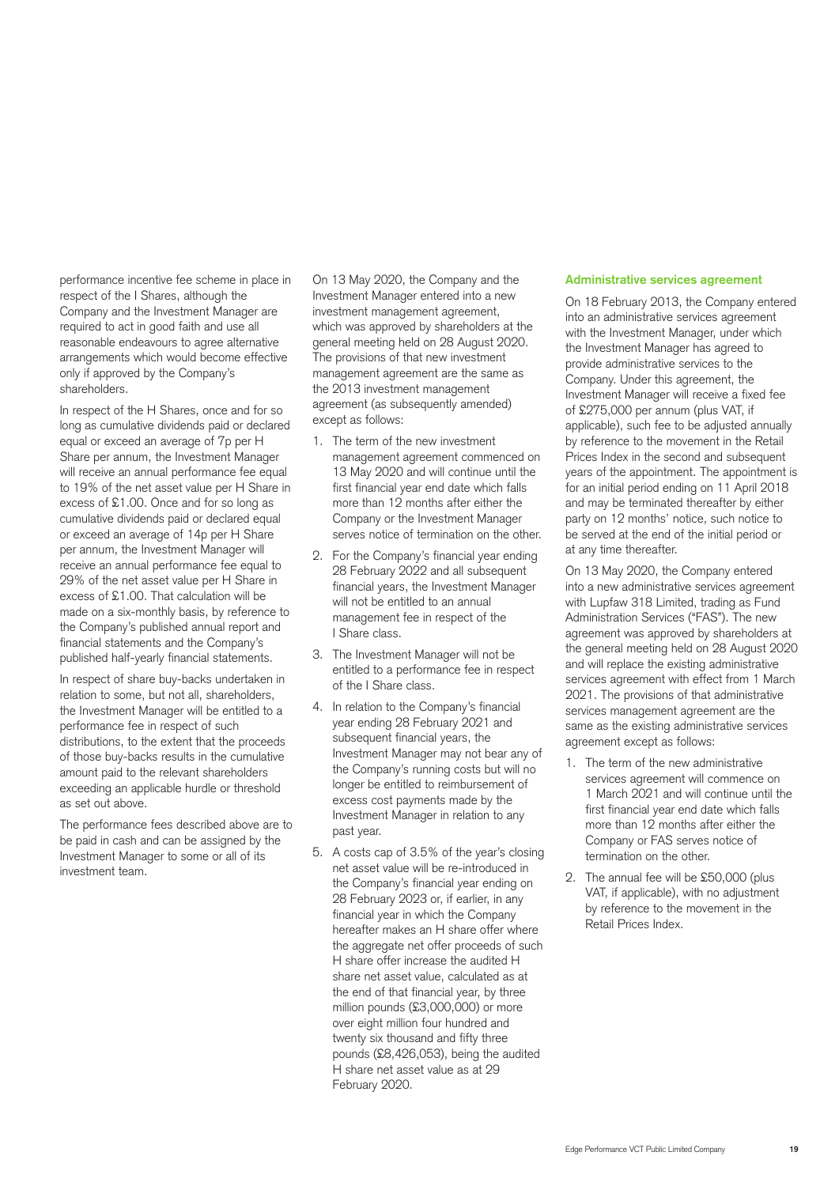performance incentive fee scheme in place in respect of the I Shares, although the Company and the Investment Manager are required to act in good faith and use all reasonable endeavours to agree alternative arrangements which would become effective only if approved by the Company's shareholders.

In respect of the H Shares, once and for so long as cumulative dividends paid or declared equal or exceed an average of 7p per H Share per annum, the Investment Manager will receive an annual performance fee equal to 19% of the net asset value per H Share in excess of £1.00. Once and for so long as cumulative dividends paid or declared equal or exceed an average of 14p per H Share per annum, the Investment Manager will receive an annual performance fee equal to 29% of the net asset value per H Share in excess of £1.00. That calculation will be made on a six-monthly basis, by reference to the Company's published annual report and financial statements and the Company's published half-yearly financial statements.

In respect of share buy-backs undertaken in relation to some, but not all, shareholders, the Investment Manager will be entitled to a performance fee in respect of such distributions, to the extent that the proceeds of those buy-backs results in the cumulative amount paid to the relevant shareholders exceeding an applicable hurdle or threshold as set out above.

The performance fees described above are to be paid in cash and can be assigned by the Investment Manager to some or all of its investment team.

On 13 May 2020, the Company and the Investment Manager entered into a new investment management agreement, which was approved by shareholders at the general meeting held on 28 August 2020. The provisions of that new investment management agreement are the same as the 2013 investment management agreement (as subsequently amended) except as follows:

1. The term of the new investment management agreement commenced on 13 May 2020 and will continue until the first financial year end date which falls more than 12 months after either the Company or the Investment Manager serves notice of termination on the other.
2. For the Company's financial year ending 28 February 2022 and all subsequent financial years, the Investment Manager will not be entitled to an annual management fee in respect of the I Share class.
3. The Investment Manager will not be entitled to a performance fee in respect of the I Share class.
4. In relation to the Company's financial year ending 28 February 2021 and subsequent financial years, the Investment Manager may not bear any of the Company's running costs but will no longer be entitled to reimbursement of excess cost payments made by the Investment Manager in relation to any past year.
5. A costs cap of 3.5% of the year's closing net asset value will be re-introduced in the Company's financial year ending on 28 February 2023 or, if earlier, in any financial year in which the Company hereafter makes an H share offer where the aggregate net offer proceeds of such H share offer increase the audited H share net asset value, calculated as at the end of that financial year, by three million pounds (£3,000,000) or more over eight million four hundred and twenty six thousand and fifty three pounds (£8,426,053), being the audited H share net asset value as at 29 February 2020.

### Administrative services agreement

On 18 February 2013, the Company entered into an administrative services agreement with the Investment Manager, under which the Investment Manager has agreed to provide administrative services to the Company. Under this agreement, the Investment Manager will receive a fixed fee of £275,000 per annum (plus VAT, if applicable), such fee to be adjusted annually by reference to the movement in the Retail Prices Index in the second and subsequent years of the appointment. The appointment is for an initial period ending on 11 April 2018 and may be terminated thereafter by either party on 12 months' notice, such notice to be served at the end of the initial period or at any time thereafter.

On 13 May 2020, the Company entered into a new administrative services agreement with Lupfaw 318 Limited, trading as Fund Administration Services ("FAS"). The new agreement was approved by shareholders at the general meeting held on 28 August 2020 and will replace the existing administrative services agreement with effect from 1 March 2021. The provisions of that administrative services management agreement are the same as the existing administrative services agreement except as follows:

1. The term of the new administrative services agreement will commence on 1 March 2021 and will continue until the first financial year end date which falls more than 12 months after either the Company or FAS serves notice of termination on the other.
2. The annual fee will be £50,000 (plus VAT, if applicable), with no adjustment by reference to the movement in the Retail Prices Index.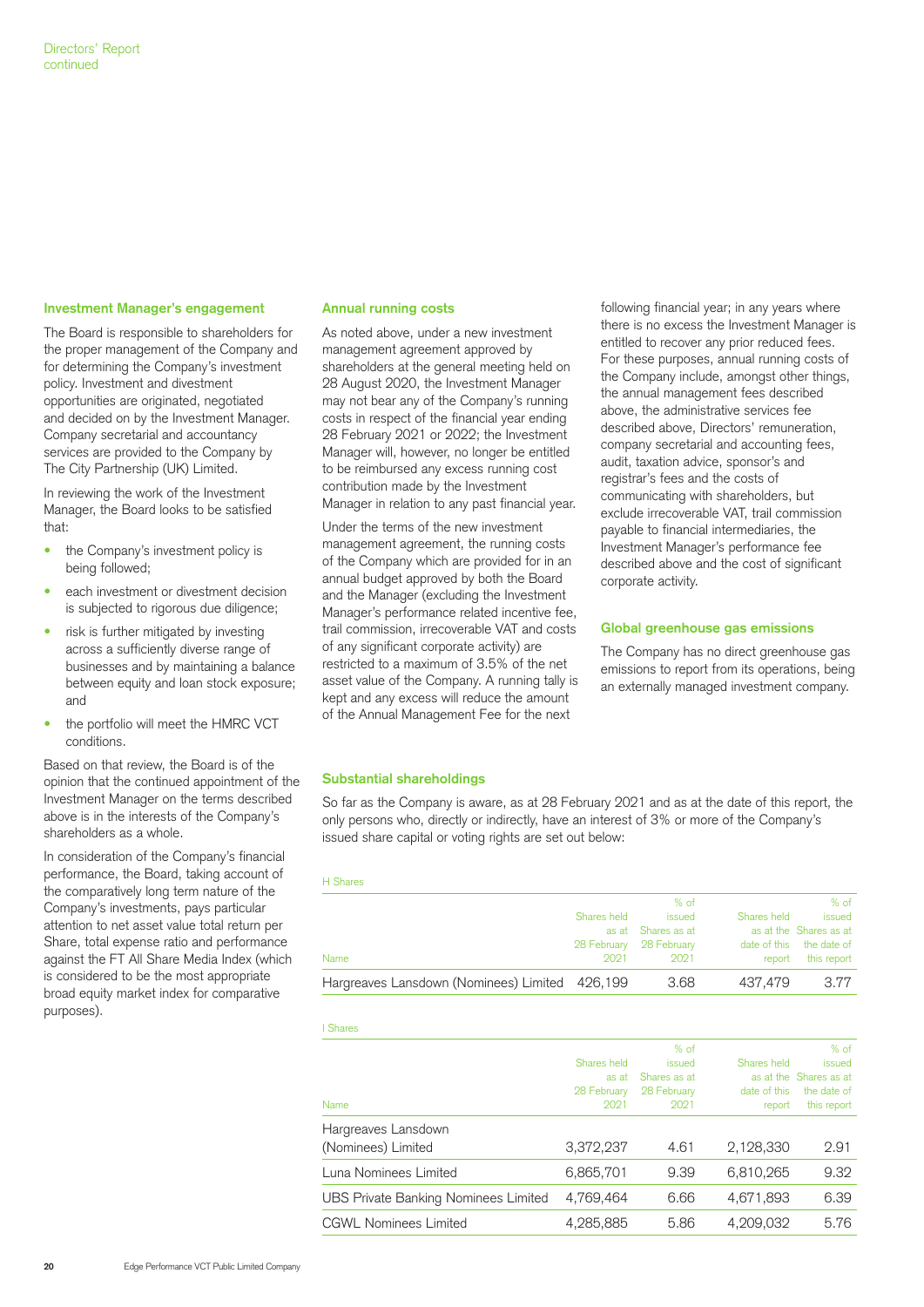### Investment Manager's engagement

The Board is responsible to shareholders for the proper management of the Company and for determining the Company's investment policy. Investment and divestment opportunities are originated, negotiated and decided on by the Investment Manager. Company secretarial and accountancy services are provided to the Company by The City Partnership (UK) Limited.

In reviewing the work of the Investment Manager, the Board looks to be satisfied that:

- the Company's investment policy is being followed;
- each investment or divestment decision is subjected to rigorous due diligence;
- risk is further mitigated by investing across a sufficiently diverse range of businesses and by maintaining a balance between equity and loan stock exposure; and
- the portfolio will meet the HMRC VCT conditions.

Based on that review, the Board is of the opinion that the continued appointment of the Investment Manager on the terms described above is in the interests of the Company's shareholders as a whole.

In consideration of the Company's financial performance, the Board, taking account of the comparatively long term nature of the Company's investments, pays particular attention to net asset value total return per Share, total expense ratio and performance against the FT All Share Media Index (which is considered to be the most appropriate broad equity market index for comparative purposes).

### Annual running costs

As noted above, under a new investment management agreement approved by shareholders at the general meeting held on 28 August 2020, the Investment Manager may not bear any of the Company's running costs in respect of the financial year ending 28 February 2021 or 2022; the Investment Manager will, however, no longer be entitled to be reimbursed any excess running cost contribution made by the Investment Manager in relation to any past financial year.

Under the terms of the new investment management agreement, the running costs of the Company which are provided for in an annual budget approved by both the Board and the Manager (excluding the Investment Manager's performance related incentive fee, trail commission, irrecoverable VAT and costs of any significant corporate activity) are restricted to a maximum of 3.5% of the net asset value of the Company. A running tally is kept and any excess will reduce the amount of the Annual Management Fee for the next following financial year; in any years where there is no excess the Investment Manager is entitled to recover any prior reduced fees. For these purposes, annual running costs of the Company include, amongst other things, the annual management fees described above, the administrative services fee described above, Directors' remuneration, company secretarial and accounting fees, audit, taxation advice, sponsor's and registrar's fees and the costs of communicating with shareholders, but exclude irrecoverable VAT, trail commission payable to financial intermediaries, the Investment Manager's performance fee described above and the cost of significant corporate activity.

### Global greenhouse gas emissions

The Company has no direct greenhouse gas emissions to report from its operations, being an externally managed investment company.

### Substantial shareholdings

So far as the Company is aware, as at 28 February 2021 and as at the date of this report, the only persons who, directly or indirectly, have an interest of 3% or more of the Company's issued share capital or voting rights are set out below:

H Shares

| Name | Shares held as at 28 February 2021 | % of issued Shares as at 28 February 2021 | Shares held as at the date of this report | % of issued Shares as at the date of this report |
|---|---|---|---|---|
| Hargreaves Lansdown (Nominees) Limited | 426,199 | 3.68 | 437,479 | 3.77 |

I Shares

| Name | Shares held as at 28 February 2021 | % of issued Shares as at 28 February 2021 | Shares held as at the date of this report | % of issued Shares as at the date of this report |
|---|---|---|---|---|
| Hargreaves Lansdown (Nominees) Limited | 3,372,237 | 4.61 | 2,128,330 | 2.91 |
| Luna Nominees Limited | 6,865,701 | 9.39 | 6,810,265 | 9.32 |
| UBS Private Banking Nominees Limited | 4,769,464 | 6.66 | 4,671,893 | 6.39 |
| CGWL Nominees Limited | 4,285,885 | 5.86 | 4,209,032 | 5.76 |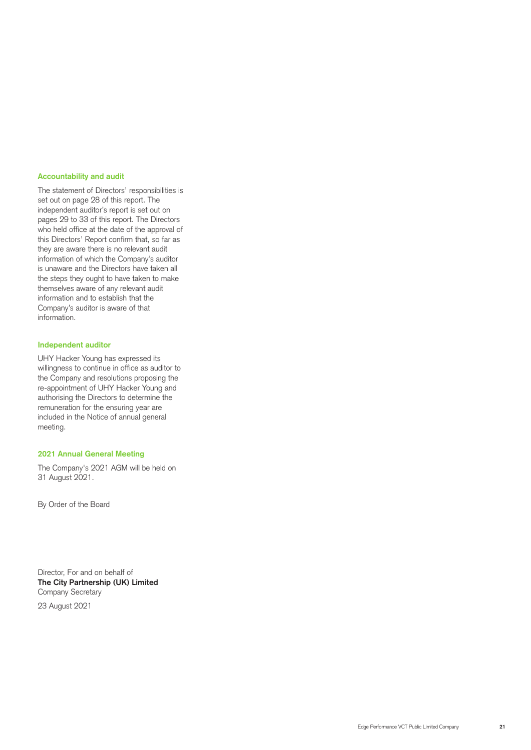## Accountability and audit

The statement of Directors' responsibilities is set out on page 28 of this report. The independent auditor's report is set out on pages 29 to 33 of this report. The Directors who held office at the date of the approval of this Directors' Report confirm that, so far as they are aware there is no relevant audit information of which the Company's auditor is unaware and the Directors have taken all the steps they ought to have taken to make themselves aware of any relevant audit information and to establish that the Company's auditor is aware of that information.

## Independent auditor

UHY Hacker Young has expressed its willingness to continue in office as auditor to the Company and resolutions proposing the re-appointment of UHY Hacker Young and authorising the Directors to determine the remuneration for the ensuring year are included in the Notice of annual general meeting.

## 2021 Annual General Meeting

The Company's 2021 AGM will be held on 31 August 2021.

By Order of the Board

Director, For and on behalf of
**The City Partnership (UK) Limited**
Company Secretary

23 August 2021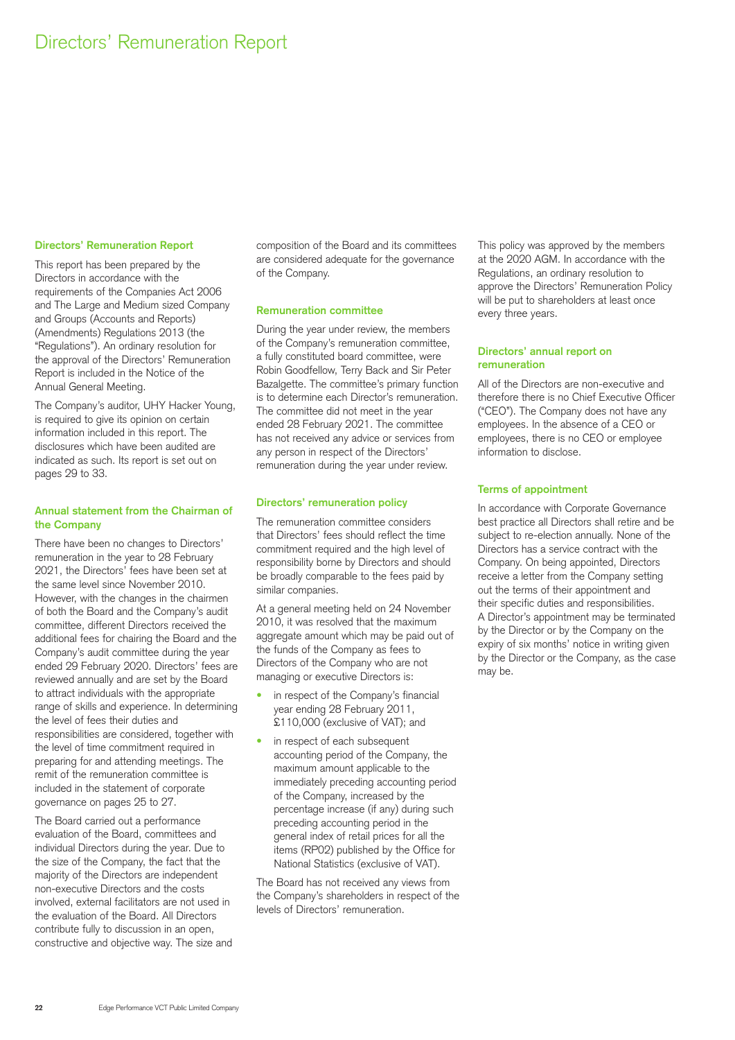# Directors' Remuneration Report

## Directors' Remuneration Report

This report has been prepared by the Directors in accordance with the requirements of the Companies Act 2006 and The Large and Medium sized Company and Groups (Accounts and Reports) (Amendments) Regulations 2013 (the "Regulations"). An ordinary resolution for the approval of the Directors' Remuneration Report is included in the Notice of the Annual General Meeting.

The Company's auditor, UHY Hacker Young, is required to give its opinion on certain information included in this report. The disclosures which have been audited are indicated as such. Its report is set out on pages 29 to 33.

## Annual statement from the Chairman of the Company

There have been no changes to Directors' remuneration in the year to 28 February 2021, the Directors' fees have been set at the same level since November 2010. However, with the changes in the chairmen of both the Board and the Company's audit committee, different Directors received the additional fees for chairing the Board and the Company's audit committee during the year ended 29 February 2020. Directors' fees are reviewed annually and are set by the Board to attract individuals with the appropriate range of skills and experience. In determining the level of fees their duties and responsibilities are considered, together with the level of time commitment required in preparing for and attending meetings. The remit of the remuneration committee is included in the statement of corporate governance on pages 25 to 27.

The Board carried out a performance evaluation of the Board, committees and individual Directors during the year. Due to the size of the Company, the fact that the majority of the Directors are independent non-executive Directors and the costs involved, external facilitators are not used in the evaluation of the Board. All Directors contribute fully to discussion in an open, constructive and objective way. The size and composition of the Board and its committees are considered adequate for the governance of the Company.

## Remuneration committee

During the year under review, the members of the Company's remuneration committee, a fully constituted board committee, were Robin Goodfellow, Terry Back and Sir Peter Bazalgette. The committee's primary function is to determine each Director's remuneration. The committee did not meet in the year ended 28 February 2021. The committee has not received any advice or services from any person in respect of the Directors' remuneration during the year under review.

## Directors' remuneration policy

The remuneration committee considers that Directors' fees should reflect the time commitment required and the high level of responsibility borne by Directors and should be broadly comparable to the fees paid by similar companies.

At a general meeting held on 24 November 2010, it was resolved that the maximum aggregate amount which may be paid out of the funds of the Company as fees to Directors of the Company who are not managing or executive Directors is:

- in respect of the Company's financial year ending 28 February 2011, £110,000 (exclusive of VAT); and
- in respect of each subsequent accounting period of the Company, the maximum amount applicable to the immediately preceding accounting period of the Company, increased by the percentage increase (if any) during such preceding accounting period in the general index of retail prices for all the items (RP02) published by the Office for National Statistics (exclusive of VAT).

The Board has not received any views from the Company's shareholders in respect of the levels of Directors' remuneration.

This policy was approved by the members at the 2020 AGM. In accordance with the Regulations, an ordinary resolution to approve the Directors' Remuneration Policy will be put to shareholders at least once every three years.

## Directors' annual report on remuneration

All of the Directors are non-executive and therefore there is no Chief Executive Officer ("CEO"). The Company does not have any employees. In the absence of a CEO or employees, there is no CEO or employee information to disclose.

## Terms of appointment

In accordance with Corporate Governance best practice all Directors shall retire and be subject to re-election annually. None of the Directors has a service contract with the Company. On being appointed, Directors receive a letter from the Company setting out the terms of their appointment and their specific duties and responsibilities. A Director's appointment may be terminated by the Director or by the Company on the expiry of six months' notice in writing given by the Director or the Company, as the case may be.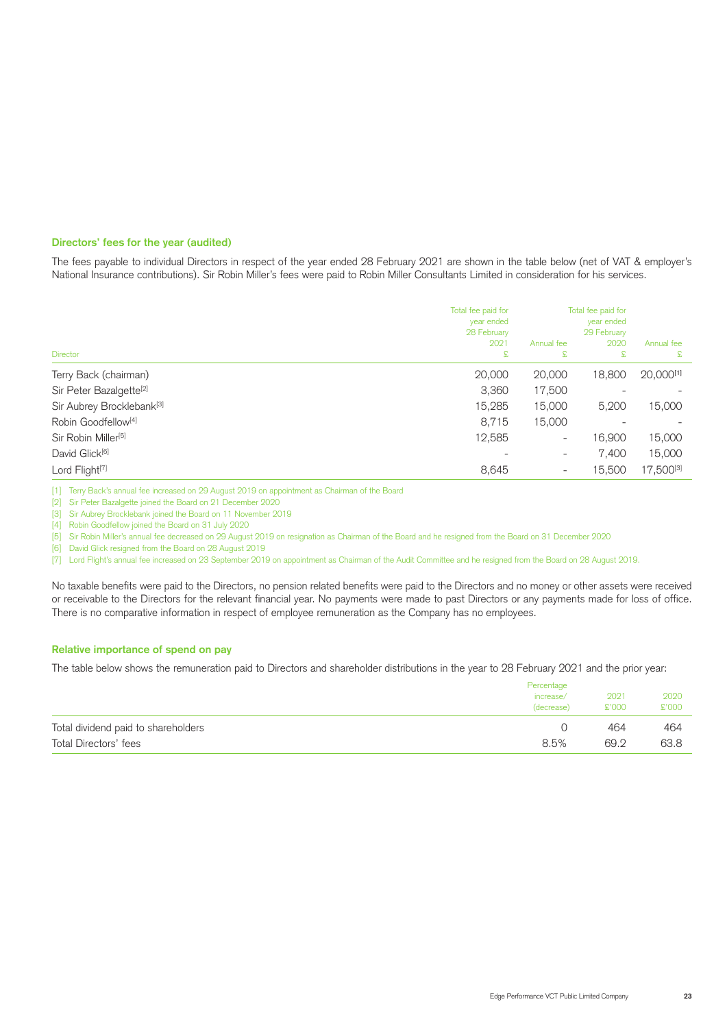### Directors' fees for the year (audited)

The fees payable to individual Directors in respect of the year ended 28 February 2021 are shown in the table below (net of VAT & employer's National Insurance contributions). Sir Robin Miller's fees were paid to Robin Miller Consultants Limited in consideration for his services.

| Director | Total fee paid for year ended 28 February 2021 £ | Annual fee £ | Total fee paid for year ended 29 February 2020 £ | Annual fee £ |
|---|---|---|---|---|
| Terry Back (chairman) | 20,000 | 20,000 | 18,800 | 20,000[1] |
| Sir Peter Bazalgette[2] | 3,360 | 17,500 | - | - |
| Sir Aubrey Brocklebank[3] | 15,285 | 15,000 | 5,200 | 15,000 |
| Robin Goodfellow[4] | 8,715 | 15,000 | - | - |
| Sir Robin Miller[5] | 12,585 | - | 16,900 | 15,000 |
| David Glick[6] | - | - | 7,400 | 15,000 |
| Lord Flight[7] | 8,645 | - | 15,500 | 17,500[3] |

[1] Terry Back's annual fee increased on 29 August 2019 on appointment as Chairman of the Board

[2] Sir Peter Bazalgette joined the Board on 21 December 2020

[3] Sir Aubrey Brocklebank joined the Board on 11 November 2019

[4] Robin Goodfellow joined the Board on 31 July 2020

[5] Sir Robin Miller's annual fee decreased on 29 August 2019 on resignation as Chairman of the Board and he resigned from the Board on 31 December 2020

[6] David Glick resigned from the Board on 28 August 2019

[7] Lord Flight's annual fee increased on 23 September 2019 on appointment as Chairman of the Audit Committee and he resigned from the Board on 28 August 2019.

No taxable benefits were paid to the Directors, no pension related benefits were paid to the Directors and no money or other assets were received or receivable to the Directors for the relevant financial year. No payments were made to past Directors or any payments made for loss of office. There is no comparative information in respect of employee remuneration as the Company has no employees.

### Relative importance of spend on pay

The table below shows the remuneration paid to Directors and shareholder distributions in the year to 28 February 2021 and the prior year:

| | Percentage increase/ (decrease) | 2021 £'000 | 2020 £'000 |
|---|---|---|---|
| Total dividend paid to shareholders | 0 | 464 | 464 |
| Total Directors' fees | 8.5% | 69.2 | 63.8 |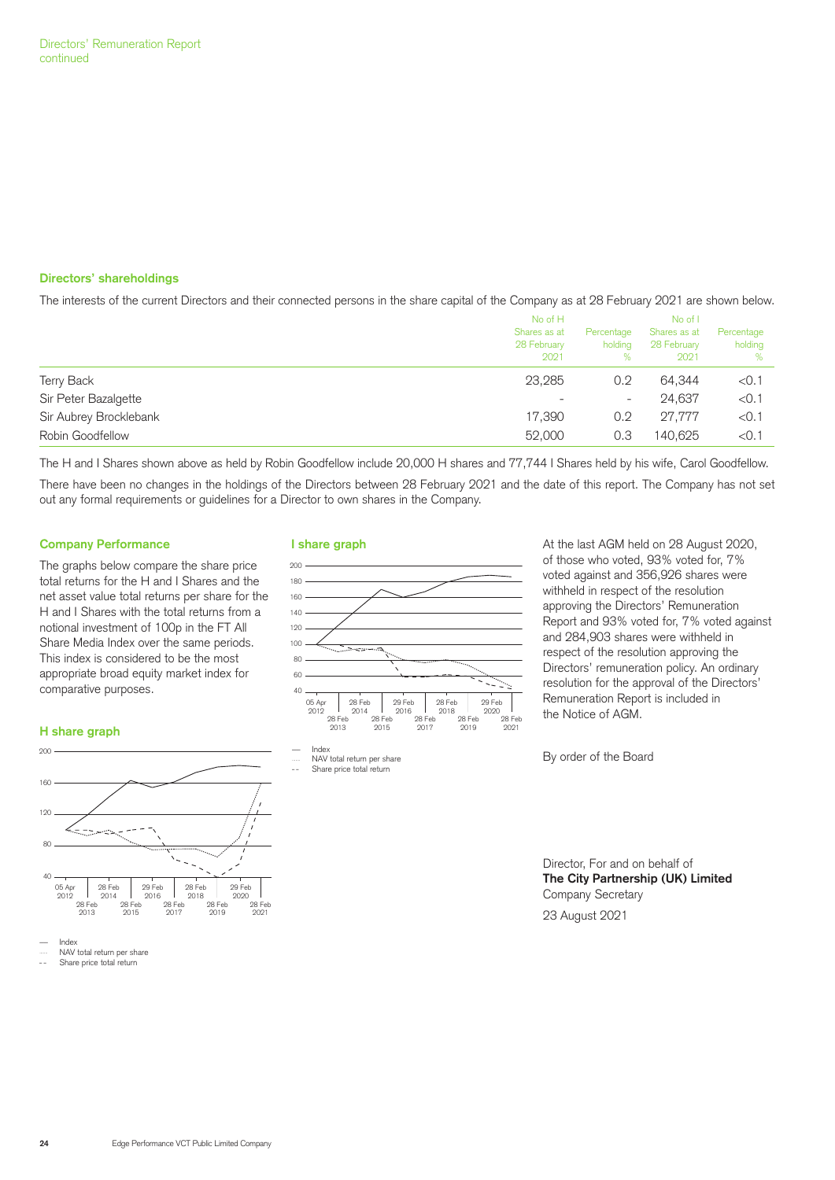## Directors' shareholdings

The interests of the current Directors and their connected persons in the share capital of the Company as at 28 February 2021 are shown below.

| | No of H Shares as at 28 February 2021 | Percentage holding % | No of I Shares as at 28 February 2021 | Percentage holding % |
|---|---|---|---|---|
| Terry Back | 23,285 | 0.2 | 64,344 | <0.1 |
| Sir Peter Bazalgette | - | - | 24,637 | <0.1 |
| Sir Aubrey Brocklebank | 17,390 | 0.2 | 27,777 | <0.1 |
| Robin Goodfellow | 52,000 | 0.3 | 140,625 | <0.1 |

The H and I Shares shown above as held by Robin Goodfellow include 20,000 H shares and 77,744 I Shares held by his wife, Carol Goodfellow.

There have been no changes in the holdings of the Directors between 28 February 2021 and the date of this report. The Company has not set out any formal requirements or guidelines for a Director to own shares in the Company.

## Company Performance

The graphs below compare the share price total returns for the H and I Shares and the net asset value total returns per share for the H and I Shares with the total returns from a notional investment of 100p in the FT All Share Media Index over the same periods. This index is considered to be the most appropriate broad equity market index for comparative purposes.

### H share graph

— Index
···· NAV total return per share
-- Share price total return

### I share graph

— Index
···· NAV total return per share
-- Share price total return

At the last AGM held on 28 August 2020, of those who voted, 93% voted for, 7% voted against and 356,926 shares were withheld in respect of the resolution approving the Directors' Remuneration Report and 93% voted for, 7% voted against and 284,903 shares were withheld in respect of the resolution approving the Directors' remuneration policy. An ordinary resolution for the approval of the Directors' Remuneration Report is included in the Notice of AGM.

By order of the Board

Director, For and on behalf of
**The City Partnership (UK) Limited**
Company Secretary

23 August 2021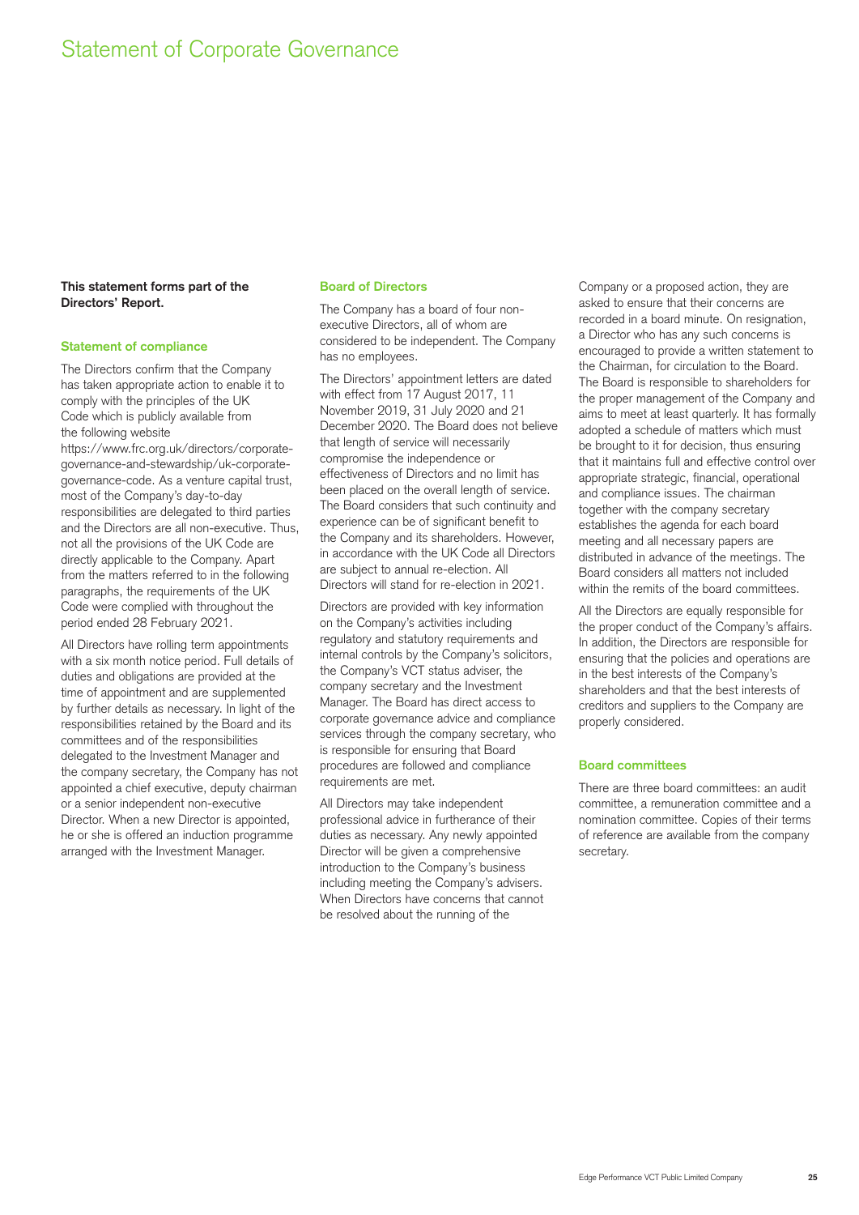# Statement of Corporate Governance

**This statement forms part of the Directors' Report.**

## Statement of compliance

The Directors confirm that the Company has taken appropriate action to enable it to comply with the principles of the UK Code which is publicly available from the following website https://www.frc.org.uk/directors/corporate-governance-and-stewardship/uk-corporate-governance-code. As a venture capital trust, most of the Company's day-to-day responsibilities are delegated to third parties and the Directors are all non-executive. Thus, not all the provisions of the UK Code are directly applicable to the Company. Apart from the matters referred to in the following paragraphs, the requirements of the UK Code were complied with throughout the period ended 28 February 2021.

All Directors have rolling term appointments with a six month notice period. Full details of duties and obligations are provided at the time of appointment and are supplemented by further details as necessary. In light of the responsibilities retained by the Board and its committees and of the responsibilities delegated to the Investment Manager and the company secretary, the Company has not appointed a chief executive, deputy chairman or a senior independent non-executive Director. When a new Director is appointed, he or she is offered an induction programme arranged with the Investment Manager.

## Board of Directors

The Company has a board of four non-executive Directors, all of whom are considered to be independent. The Company has no employees.

The Directors' appointment letters are dated with effect from 17 August 2017, 11 November 2019, 31 July 2020 and 21 December 2020. The Board does not believe that length of service will necessarily compromise the independence or effectiveness of Directors and no limit has been placed on the overall length of service. The Board considers that such continuity and experience can be of significant benefit to the Company and its shareholders. However, in accordance with the UK Code all Directors are subject to annual re-election. All Directors will stand for re-election in 2021.

Directors are provided with key information on the Company's activities including regulatory and statutory requirements and internal controls by the Company's solicitors, the Company's VCT status adviser, the company secretary and the Investment Manager. The Board has direct access to corporate governance advice and compliance services through the company secretary, who is responsible for ensuring that Board procedures are followed and compliance requirements are met.

All Directors may take independent professional advice in furtherance of their duties as necessary. Any newly appointed Director will be given a comprehensive introduction to the Company's business including meeting the Company's advisers. When Directors have concerns that cannot be resolved about the running of the Company or a proposed action, they are asked to ensure that their concerns are recorded in a board minute. On resignation, a Director who has any such concerns is encouraged to provide a written statement to the Chairman, for circulation to the Board. The Board is responsible to shareholders for the proper management of the Company and aims to meet at least quarterly. It has formally adopted a schedule of matters which must be brought to it for decision, thus ensuring that it maintains full and effective control over appropriate strategic, financial, operational and compliance issues. The chairman together with the company secretary establishes the agenda for each board meeting and all necessary papers are distributed in advance of the meetings. The Board considers all matters not included within the remits of the board committees.

All the Directors are equally responsible for the proper conduct of the Company's affairs. In addition, the Directors are responsible for ensuring that the policies and operations are in the best interests of the Company's shareholders and that the best interests of creditors and suppliers to the Company are properly considered.

## Board committees

There are three board committees: an audit committee, a remuneration committee and a nomination committee. Copies of their terms of reference are available from the company secretary.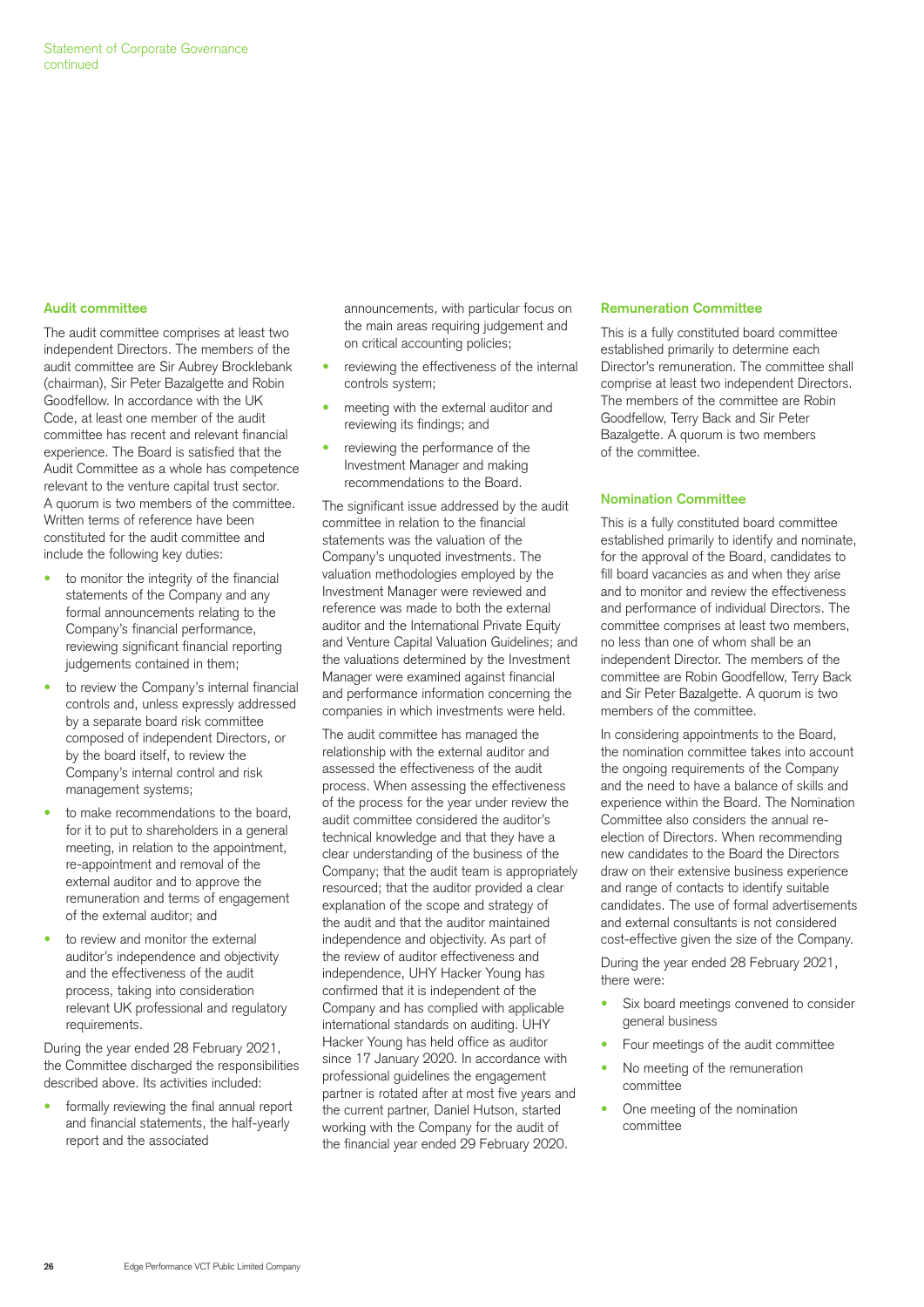### Audit committee

The audit committee comprises at least two independent Directors. The members of the audit committee are Sir Aubrey Brocklebank (chairman), Sir Peter Bazalgette and Robin Goodfellow. In accordance with the UK Code, at least one member of the audit committee has recent and relevant financial experience. The Board is satisfied that the Audit Committee as a whole has competence relevant to the venture capital trust sector. A quorum is two members of the committee. Written terms of reference have been constituted for the audit committee and include the following key duties:

- to monitor the integrity of the financial statements of the Company and any formal announcements relating to the Company's financial performance, reviewing significant financial reporting judgements contained in them;
- to review the Company's internal financial controls and, unless expressly addressed by a separate board risk committee composed of independent Directors, or by the board itself, to review the Company's internal control and risk management systems;
- to make recommendations to the board, for it to put to shareholders in a general meeting, in relation to the appointment, re-appointment and removal of the external auditor and to approve the remuneration and terms of engagement of the external auditor; and
- to review and monitor the external auditor's independence and objectivity and the effectiveness of the audit process, taking into consideration relevant UK professional and regulatory requirements.

During the year ended 28 February 2021, the Committee discharged the responsibilities described above. Its activities included:

- formally reviewing the final annual report and financial statements, the half-yearly report and the associated announcements, with particular focus on the main areas requiring judgement and on critical accounting policies;
- reviewing the effectiveness of the internal controls system;
- meeting with the external auditor and reviewing its findings; and
- reviewing the performance of the Investment Manager and making recommendations to the Board.

The significant issue addressed by the audit committee in relation to the financial statements was the valuation of the Company's unquoted investments. The valuation methodologies employed by the Investment Manager were reviewed and reference was made to both the external auditor and the International Private Equity and Venture Capital Valuation Guidelines; and the valuations determined by the Investment Manager were examined against financial and performance information concerning the companies in which investments were held.

The audit committee has managed the relationship with the external auditor and assessed the effectiveness of the audit process. When assessing the effectiveness of the process for the year under review the audit committee considered the auditor's technical knowledge and that they have a clear understanding of the business of the Company; that the audit team is appropriately resourced; that the auditor provided a clear explanation of the scope and strategy of the audit and that the auditor maintained independence and objectivity. As part of the review of auditor effectiveness and independence, UHY Hacker Young has confirmed that it is independent of the Company and has complied with applicable international standards on auditing. UHY Hacker Young has held office as auditor since 17 January 2020. In accordance with professional guidelines the engagement partner is rotated after at most five years and the current partner, Daniel Hutson, started working with the Company for the audit of the financial year ended 29 February 2020.

### Remuneration Committee

This is a fully constituted board committee established primarily to determine each Director's remuneration. The committee shall comprise at least two independent Directors. The members of the committee are Robin Goodfellow, Terry Back and Sir Peter Bazalgette. A quorum is two members of the committee.

### Nomination Committee

This is a fully constituted board committee established primarily to identify and nominate, for the approval of the Board, candidates to fill board vacancies as and when they arise and to monitor and review the effectiveness and performance of individual Directors. The committee comprises at least two members, no less than one of whom shall be an independent Director. The members of the committee are Robin Goodfellow, Terry Back and Sir Peter Bazalgette. A quorum is two members of the committee.

In considering appointments to the Board, the nomination committee takes into account the ongoing requirements of the Company and the need to have a balance of skills and experience within the Board. The Nomination Committee also considers the annual re-election of Directors. When recommending new candidates to the Board the Directors draw on their extensive business experience and range of contacts to identify suitable candidates. The use of formal advertisements and external consultants is not considered cost-effective given the size of the Company.

During the year ended 28 February 2021, there were:

- Six board meetings convened to consider general business
- Four meetings of the audit committee
- No meeting of the remuneration committee
- One meeting of the nomination committee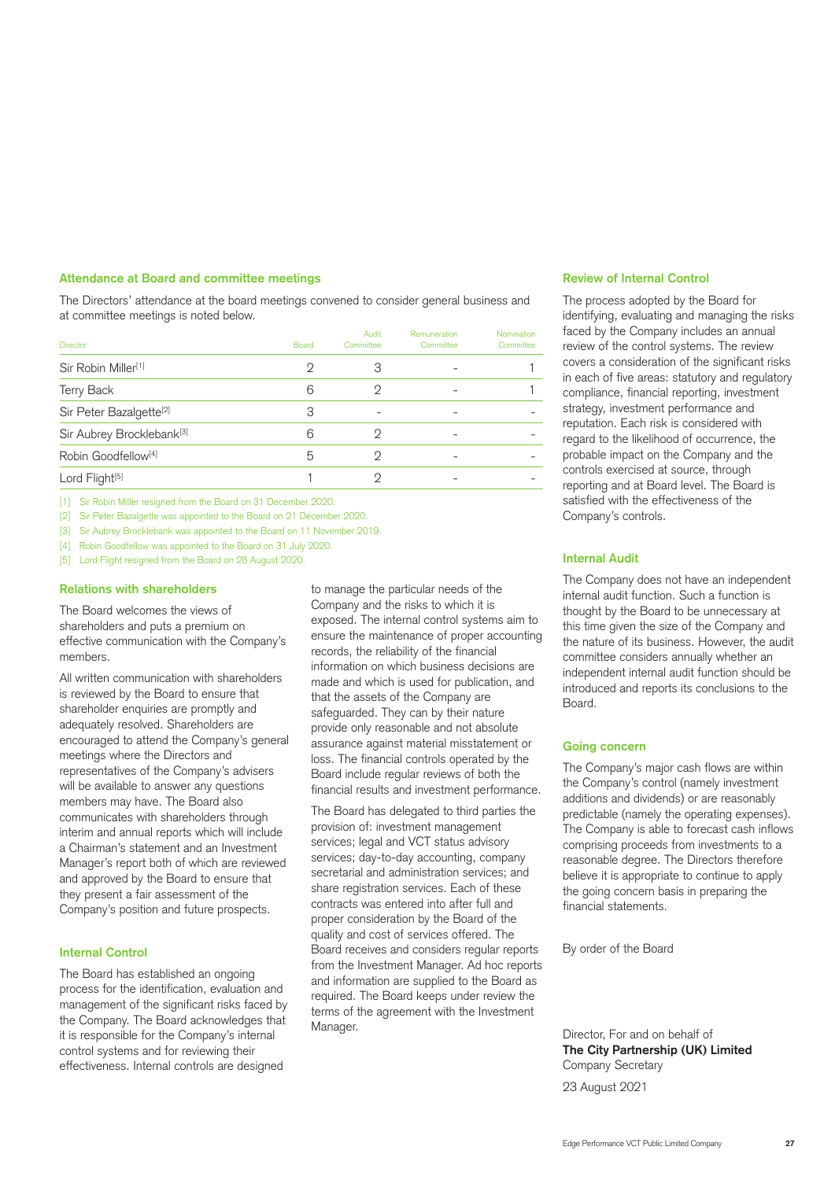### Attendance at Board and committee meetings

The Directors' attendance at the board meetings convened to consider general business and at committee meetings is noted below.

| Director | Board | Audit Committee | Remuneration Committee | Nomination Committee |
|---|---|---|---|---|
| Sir Robin Miller[1] | 2 | 3 | - | 1 |
| Terry Back | 6 | 2 | - | 1 |
| Sir Peter Bazalgette[2] | 3 | - | - | - |
| Sir Aubrey Brocklebank[3] | 6 | 2 | - | - |
| Robin Goodfellow[4] | 5 | 2 | - | - |
| Lord Flight[5] | 1 | 2 | - | - |

[1] Sir Robin Miller resigned from the Board on 31 December 2020.
[2] Sir Peter Bazalgette was appointed to the Board on 21 December 2020.
[3] Sir Aubrey Brocklebank was appointed to the Board on 11 November 2019.
[4] Robin Goodfellow was appointed to the Board on 31 July 2020.
[5] Lord Flight resigned from the Board on 28 August 2020.

### Relations with shareholders

The Board welcomes the views of shareholders and puts a premium on effective communication with the Company's members.

All written communication with shareholders is reviewed by the Board to ensure that shareholder enquiries are promptly and adequately resolved. Shareholders are encouraged to attend the Company's general meetings where the Directors and representatives of the Company's advisers will be available to answer any questions members may have. The Board also communicates with shareholders through interim and annual reports which will include a Chairman's statement and an Investment Manager's report both of which are reviewed and approved by the Board to ensure that they present a fair assessment of the Company's position and future prospects.

### Internal Control

The Board has established an ongoing process for the identification, evaluation and management of the significant risks faced by the Company. The Board acknowledges that it is responsible for the Company's internal control systems and for reviewing their effectiveness. Internal controls are designed to manage the particular needs of the Company and the risks to which it is exposed. The internal control systems aim to ensure the maintenance of proper accounting records, the reliability of the financial information on which business decisions are made and which is used for publication, and that the assets of the Company are safeguarded. They can by their nature provide only reasonable and not absolute assurance against material misstatement or loss. The financial controls operated by the Board include regular reviews of both the financial results and investment performance.

The Board has delegated to third parties the provision of: investment management services; legal and VCT status advisory services; day-to-day accounting, company secretarial and administration services; and share registration services. Each of these contracts was entered into after full and proper consideration by the Board of the quality and cost of services offered. The Board receives and considers regular reports from the Investment Manager. Ad hoc reports and information are supplied to the Board as required. The Board keeps under review the terms of the agreement with the Investment Manager.

### Review of Internal Control

The process adopted by the Board for identifying, evaluating and managing the risks faced by the Company includes an annual review of the control systems. The review covers a consideration of the significant risks in each of five areas: statutory and regulatory compliance, financial reporting, investment strategy, investment performance and reputation. Each risk is considered with regard to the likelihood of occurrence, the probable impact on the Company and the controls exercised at source, through reporting and at Board level. The Board is satisfied with the effectiveness of the Company's controls.

### Internal Audit

The Company does not have an independent internal audit function. Such a function is thought by the Board to be unnecessary at this time given the size of the Company and the nature of its business. However, the audit committee considers annually whether an independent internal audit function should be introduced and reports its conclusions to the Board.

### Going concern

The Company's major cash flows are within the Company's control (namely investment additions and dividends) or are reasonably predictable (namely the operating expenses). The Company is able to forecast cash inflows comprising proceeds from investments to a reasonable degree. The Directors therefore believe it is appropriate to continue to apply the going concern basis in preparing the financial statements.

By order of the Board

Director, For and on behalf of
**The City Partnership (UK) Limited**
Company Secretary

23 August 2021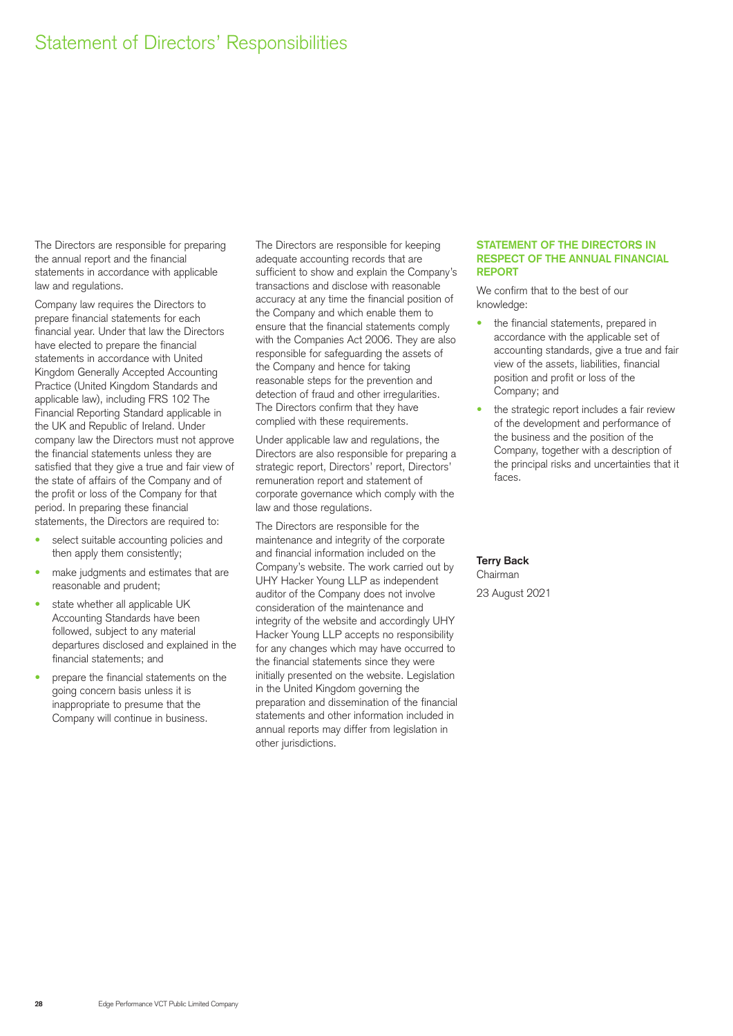# Statement of Directors' Responsibilities

The Directors are responsible for preparing the annual report and the financial statements in accordance with applicable law and regulations.

Company law requires the Directors to prepare financial statements for each financial year. Under that law the Directors have elected to prepare the financial statements in accordance with United Kingdom Generally Accepted Accounting Practice (United Kingdom Standards and applicable law), including FRS 102 The Financial Reporting Standard applicable in the UK and Republic of Ireland. Under company law the Directors must not approve the financial statements unless they are satisfied that they give a true and fair view of the state of affairs of the Company and of the profit or loss of the Company for that period. In preparing these financial statements, the Directors are required to:

- select suitable accounting policies and then apply them consistently;
- make judgments and estimates that are reasonable and prudent;
- state whether all applicable UK Accounting Standards have been followed, subject to any material departures disclosed and explained in the financial statements; and
- prepare the financial statements on the going concern basis unless it is inappropriate to presume that the Company will continue in business.

The Directors are responsible for keeping adequate accounting records that are sufficient to show and explain the Company's transactions and disclose with reasonable accuracy at any time the financial position of the Company and which enable them to ensure that the financial statements comply with the Companies Act 2006. They are also responsible for safeguarding the assets of the Company and hence for taking reasonable steps for the prevention and detection of fraud and other irregularities. The Directors confirm that they have complied with these requirements.

Under applicable law and regulations, the Directors are also responsible for preparing a strategic report, Directors' report, Directors' remuneration report and statement of corporate governance which comply with the law and those regulations.

The Directors are responsible for the maintenance and integrity of the corporate and financial information included on the Company's website. The work carried out by UHY Hacker Young LLP as independent auditor of the Company does not involve consideration of the maintenance and integrity of the website and accordingly UHY Hacker Young LLP accepts no responsibility for any changes which may have occurred to the financial statements since they were initially presented on the website. Legislation in the United Kingdom governing the preparation and dissemination of the financial statements and other information included in annual reports may differ from legislation in other jurisdictions.

### STATEMENT OF THE DIRECTORS IN RESPECT OF THE ANNUAL FINANCIAL REPORT

We confirm that to the best of our knowledge:

- the financial statements, prepared in accordance with the applicable set of accounting standards, give a true and fair view of the assets, liabilities, financial position and profit or loss of the Company; and
- the strategic report includes a fair review of the development and performance of the business and the position of the Company, together with a description of the principal risks and uncertainties that it faces.

**Terry Back**
Chairman
23 August 2021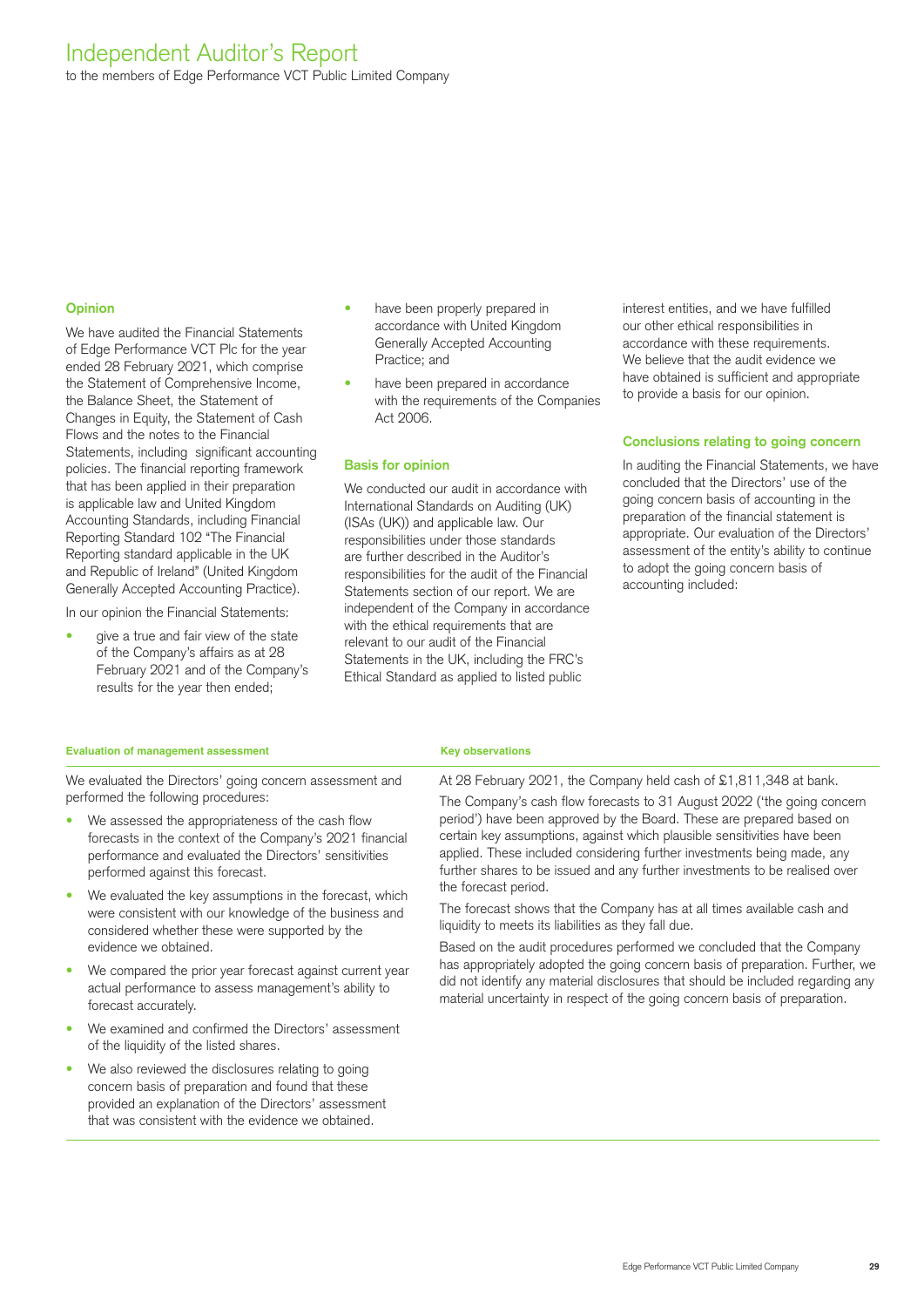# Independent Auditor's Report

to the members of Edge Performance VCT Public Limited Company

## Opinion

We have audited the Financial Statements of Edge Performance VCT Plc for the year ended 28 February 2021, which comprise the Statement of Comprehensive Income, the Balance Sheet, the Statement of Changes in Equity, the Statement of Cash Flows and the notes to the Financial Statements, including significant accounting policies. The financial reporting framework that has been applied in their preparation is applicable law and United Kingdom Accounting Standards, including Financial Reporting Standard 102 "The Financial Reporting standard applicable in the UK and Republic of Ireland" (United Kingdom Generally Accepted Accounting Practice).

In our opinion the Financial Statements:

- give a true and fair view of the state of the Company's affairs as at 28 February 2021 and of the Company's results for the year then ended;
- have been properly prepared in accordance with United Kingdom Generally Accepted Accounting Practice; and
- have been prepared in accordance with the requirements of the Companies Act 2006.

## Basis for opinion

We conducted our audit in accordance with International Standards on Auditing (UK) (ISAs (UK)) and applicable law. Our responsibilities under those standards are further described in the Auditor's responsibilities for the audit of the Financial Statements section of our report. We are independent of the Company in accordance with the ethical requirements that are relevant to our audit of the Financial Statements in the UK, including the FRC's Ethical Standard as applied to listed public interest entities, and we have fulfilled our other ethical responsibilities in accordance with these requirements. We believe that the audit evidence we have obtained is sufficient and appropriate to provide a basis for our opinion.

## Conclusions relating to going concern

In auditing the Financial Statements, we have concluded that the Directors' use of the going concern basis of accounting in the preparation of the financial statement is appropriate. Our evaluation of the Directors' assessment of the entity's ability to continue to adopt the going concern basis of accounting included:

| Evaluation of management assessment | Key observations |
|---|---|
| We evaluated the Directors' going concern assessment and performed the following procedures:<br>• We assessed the appropriateness of the cash flow forecasts in the context of the Company's 2021 financial performance and evaluated the Directors' sensitivities performed against this forecast.<br>• We evaluated the key assumptions in the forecast, which were consistent with our knowledge of the business and considered whether these were supported by the evidence we obtained.<br>• We compared the prior year forecast against current year actual performance to assess management's ability to forecast accurately.<br>• We examined and confirmed the Directors' assessment of the liquidity of the listed shares.<br>• We also reviewed the disclosures relating to going concern basis of preparation and found that these provided an explanation of the Directors' assessment that was consistent with the evidence we obtained. | At 28 February 2021, the Company held cash of £1,811,348 at bank.<br>The Company's cash flow forecasts to 31 August 2022 ('the going concern period') have been approved by the Board. These are prepared based on certain key assumptions, against which plausible sensitivities have been applied. These included considering further investments being made, any further shares to be issued and any further investments to be realised over the forecast period.<br>The forecast shows that the Company has at all times available cash and liquidity to meets its liabilities as they fall due.<br>Based on the audit procedures performed we concluded that the Company has appropriately adopted the going concern basis of preparation. Further, we did not identify any material disclosures that should be included regarding any material uncertainty in respect of the going concern basis of preparation. |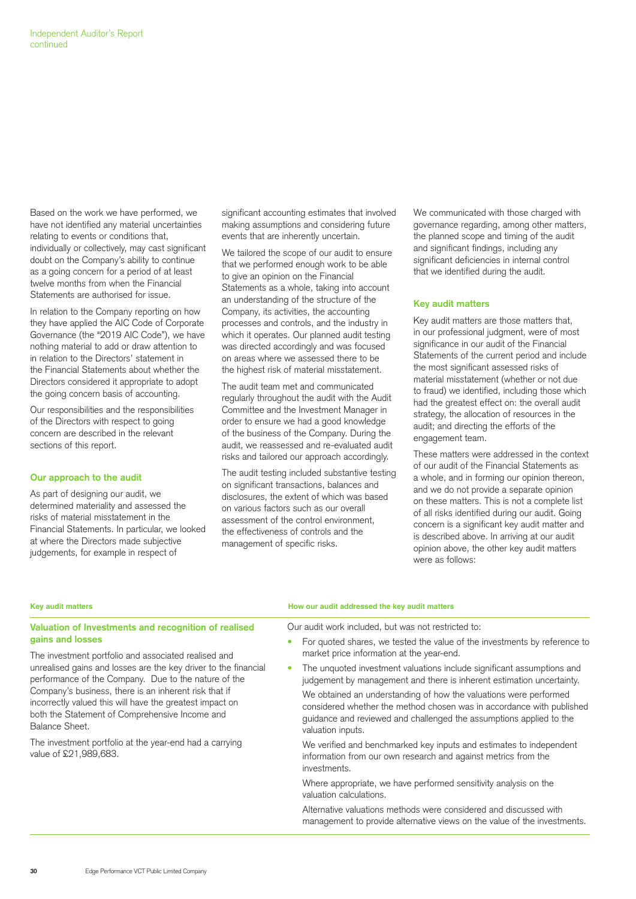Based on the work we have performed, we have not identified any material uncertainties relating to events or conditions that, individually or collectively, may cast significant doubt on the Company's ability to continue as a going concern for a period of at least twelve months from when the Financial Statements are authorised for issue.

In relation to the Company reporting on how they have applied the AIC Code of Corporate Governance (the "2019 AIC Code"), we have nothing material to add or draw attention to in relation to the Directors' statement in the Financial Statements about whether the Directors considered it appropriate to adopt the going concern basis of accounting.

Our responsibilities and the responsibilities of the Directors with respect to going concern are described in the relevant sections of this report.

### Our approach to the audit

As part of designing our audit, we determined materiality and assessed the risks of material misstatement in the Financial Statements. In particular, we looked at where the Directors made subjective judgements, for example in respect of significant accounting estimates that involved making assumptions and considering future events that are inherently uncertain.

We tailored the scope of our audit to ensure that we performed enough work to be able to give an opinion on the Financial Statements as a whole, taking into account an understanding of the structure of the Company, its activities, the accounting processes and controls, and the industry in which it operates. Our planned audit testing was directed accordingly and was focused on areas where we assessed there to be the highest risk of material misstatement.

The audit team met and communicated regularly throughout the audit with the Audit Committee and the Investment Manager in order to ensure we had a good knowledge of the business of the Company. During the audit, we reassessed and re-evaluated audit risks and tailored our approach accordingly.

The audit testing included substantive testing on significant transactions, balances and disclosures, the extent of which was based on various factors such as our overall assessment of the control environment, the effectiveness of controls and the management of specific risks.

We communicated with those charged with governance regarding, among other matters, the planned scope and timing of the audit and significant findings, including any significant deficiencies in internal control that we identified during the audit.

### Key audit matters

Key audit matters are those matters that, in our professional judgment, were of most significance in our audit of the Financial Statements of the current period and include the most significant assessed risks of material misstatement (whether or not due to fraud) we identified, including those which had the greatest effect on: the overall audit strategy, the allocation of resources in the audit; and directing the efforts of the engagement team.

These matters were addressed in the context of our audit of the Financial Statements as a whole, and in forming our opinion thereon, and we do not provide a separate opinion on these matters. This is not a complete list of all risks identified during our audit. Going concern is a significant key audit matter and is described above. In arriving at our audit opinion above, the other key audit matters were as follows:

| Key audit matters | How our audit addressed the key audit matters |
|---|---|
| **Valuation of Investments and recognition of realised gains and losses**<br><br>The investment portfolio and associated realised and unrealised gains and losses are the key driver to the financial performance of the Company. Due to the nature of the Company's business, there is an inherent risk that if incorrectly valued this will have the greatest impact on both the Statement of Comprehensive Income and Balance Sheet.<br><br>The investment portfolio at the year-end had a carrying value of £21,989,683. | Our audit work included, but was not restricted to:<br><br>• For quoted shares, we tested the value of the investments by reference to market price information at the year-end.<br><br>• The unquoted investment valuations include significant assumptions and judgement by management and there is inherent estimation uncertainty.<br><br>We obtained an understanding of how the valuations were performed considered whether the method chosen was in accordance with published guidance and reviewed and challenged the assumptions applied to the valuation inputs.<br><br>We verified and benchmarked key inputs and estimates to independent information from our own research and against metrics from the investments.<br><br>Where appropriate, we have performed sensitivity analysis on the valuation calculations.<br><br>Alternative valuations methods were considered and discussed with management to provide alternative views on the value of the investments. |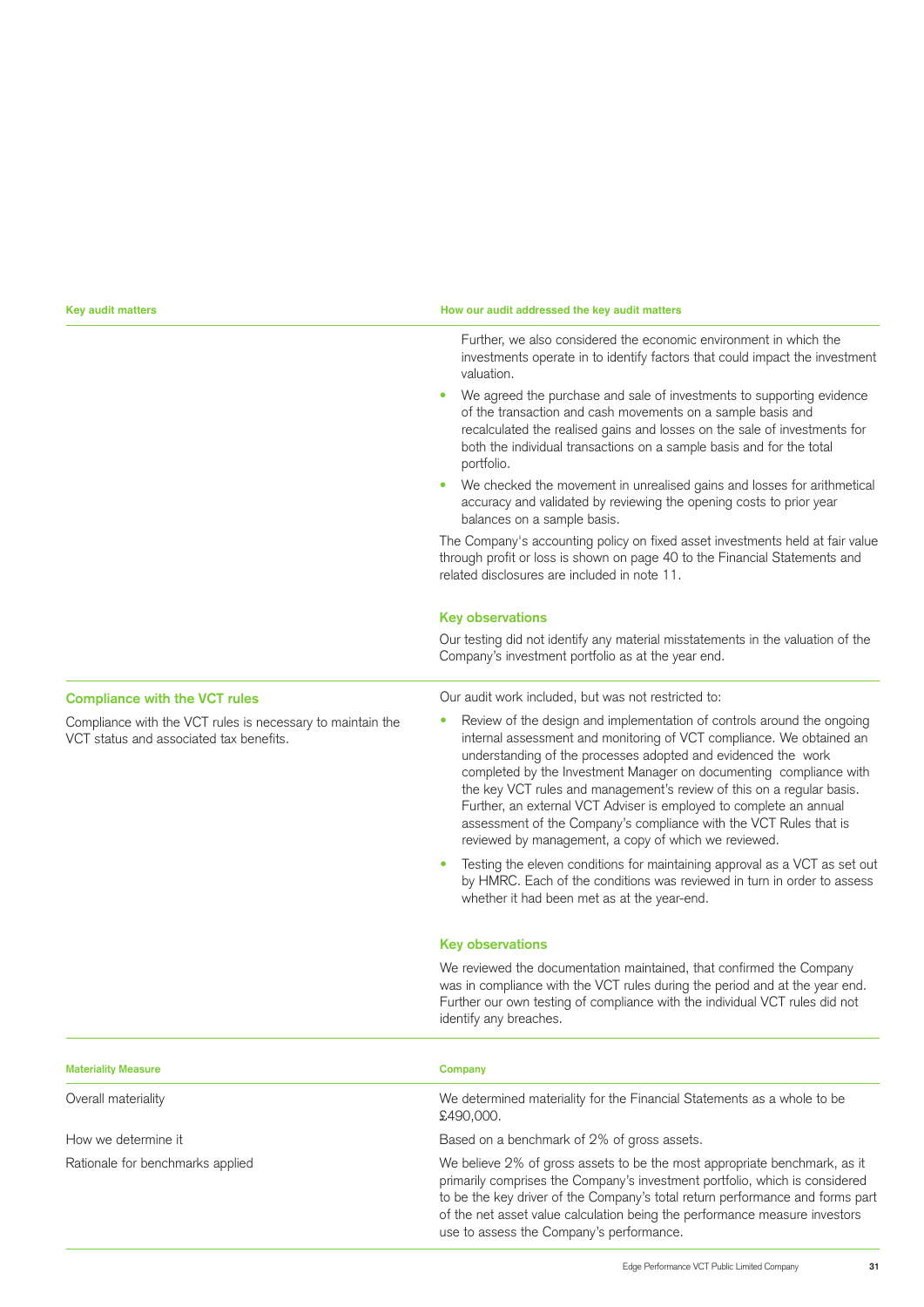| Key audit matters | How our audit addressed the key audit matters |
|---|---|
| | Further, we also considered the economic environment in which the investments operate in to identify factors that could impact the investment valuation.<br><br>• We agreed the purchase and sale of investments to supporting evidence of the transaction and cash movements on a sample basis and recalculated the realised gains and losses on the sale of investments for both the individual transactions on a sample basis and for the total portfolio.<br><br>• We checked the movement in unrealised gains and losses for arithmetical accuracy and validated by reviewing the opening costs to prior year balances on a sample basis.<br><br>The Company's accounting policy on fixed asset investments held at fair value through profit or loss is shown on page 40 to the Financial Statements and related disclosures are included in note 11.<br><br>**Key observations**<br><br>Our testing did not identify any material misstatements in the valuation of the Company's investment portfolio as at the year end. |
| **Compliance with the VCT rules**<br><br>Compliance with the VCT rules is necessary to maintain the VCT status and associated tax benefits. | Our audit work included, but was not restricted to:<br><br>• Review of the design and implementation of controls around the ongoing internal assessment and monitoring of VCT compliance. We obtained an understanding of the processes adopted and evidenced the work completed by the Investment Manager on documenting compliance with the key VCT rules and management's review of this on a regular basis. Further, an external VCT Adviser is employed to complete an annual assessment of the Company's compliance with the VCT Rules that is reviewed by management, a copy of which we reviewed.<br><br>• Testing the eleven conditions for maintaining approval as a VCT as set out by HMRC. Each of the conditions was reviewed in turn in order to assess whether it had been met as at the year-end.<br><br>**Key observations**<br><br>We reviewed the documentation maintained, that confirmed the Company was in compliance with the VCT rules during the period and at the year end. Further our own testing of compliance with the individual VCT rules did not identify any breaches. |

| Materiality Measure | Company |
|---|---|
| Overall materiality | We determined materiality for the Financial Statements as a whole to be £490,000. |
| How we determine it | Based on a benchmark of 2% of gross assets. |
| Rationale for benchmarks applied | We believe 2% of gross assets to be the most appropriate benchmark, as it primarily comprises the Company's investment portfolio, which is considered to be the key driver of the Company's total return performance and forms part of the net asset value calculation being the performance measure investors use to assess the Company's performance. |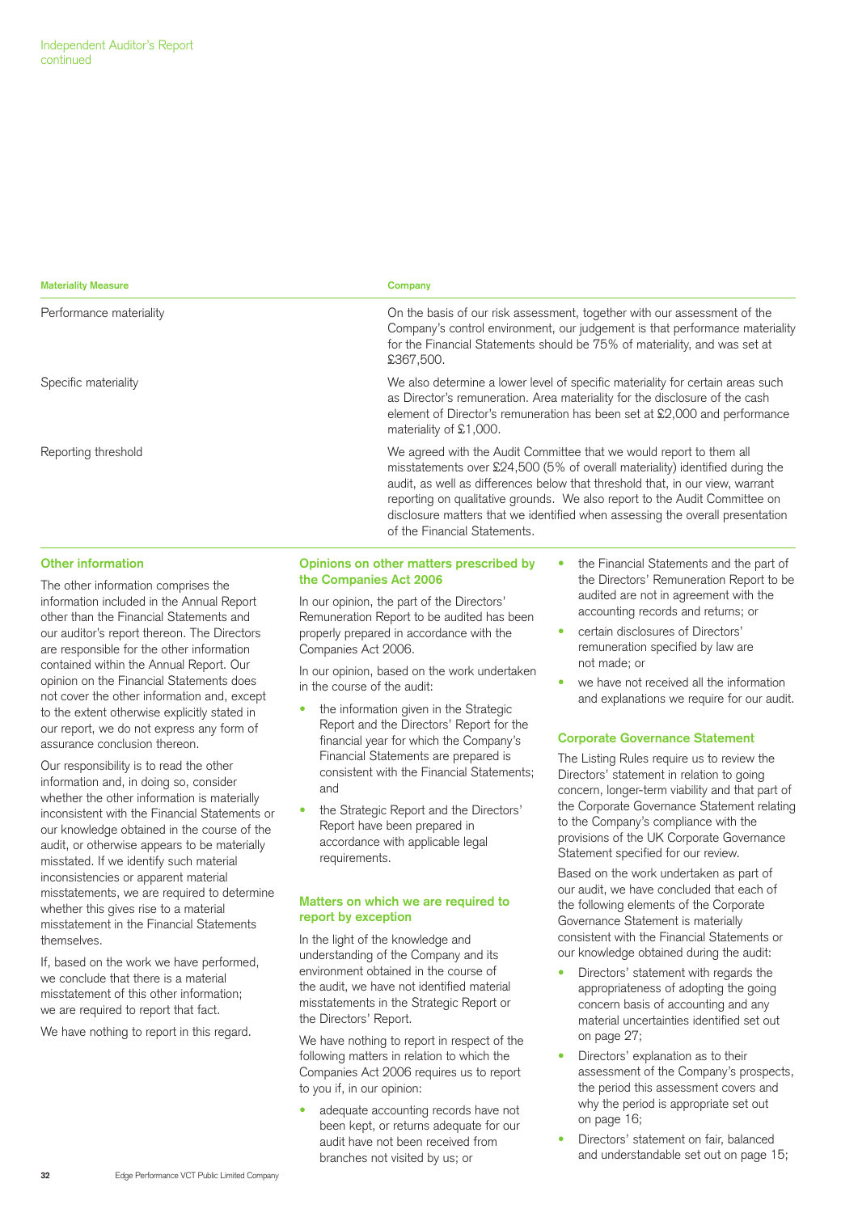| Materiality Measure | Company |
| --- | --- |
| Performance materiality | On the basis of our risk assessment, together with our assessment of the Company's control environment, our judgement is that performance materiality for the Financial Statements should be 75% of materiality, and was set at £367,500. |
| Specific materiality | We also determine a lower level of specific materiality for certain areas such as Director's remuneration. Area materiality for the disclosure of the cash element of Director's remuneration has been set at £2,000 and performance materiality of £1,000. |
| Reporting threshold | We agreed with the Audit Committee that we would report to them all misstatements over £24,500 (5% of overall materiality) identified during the audit, as well as differences below that threshold that, in our view, warrant reporting on qualitative grounds. We also report to the Audit Committee on disclosure matters that we identified when assessing the overall presentation of the Financial Statements. |

## Other information

The other information comprises the information included in the Annual Report other than the Financial Statements and our auditor's report thereon. The Directors are responsible for the other information contained within the Annual Report. Our opinion on the Financial Statements does not cover the other information and, except to the extent otherwise explicitly stated in our report, we do not express any form of assurance conclusion thereon.

Our responsibility is to read the other information and, in doing so, consider whether the other information is materially inconsistent with the Financial Statements or our knowledge obtained in the course of the audit, or otherwise appears to be materially misstated. If we identify such material inconsistencies or apparent material misstatements, we are required to determine whether this gives rise to a material misstatement in the Financial Statements themselves.

If, based on the work we have performed, we conclude that there is a material misstatement of this other information; we are required to report that fact.

We have nothing to report in this regard.

## Opinions on other matters prescribed by the Companies Act 2006

In our opinion, the part of the Directors' Remuneration Report to be audited has been properly prepared in accordance with the Companies Act 2006.

In our opinion, based on the work undertaken in the course of the audit:

- the information given in the Strategic Report and the Directors' Report for the financial year for which the Company's Financial Statements are prepared is consistent with the Financial Statements; and
- the Strategic Report and the Directors' Report have been prepared in accordance with applicable legal requirements.

## Matters on which we are required to report by exception

In the light of the knowledge and understanding of the Company and its environment obtained in the course of the audit, we have not identified material misstatements in the Strategic Report or the Directors' Report.

We have nothing to report in respect of the following matters in relation to which the Companies Act 2006 requires us to report to you if, in our opinion:

- adequate accounting records have not been kept, or returns adequate for our audit have not been received from branches not visited by us; or
- the Financial Statements and the part of the Directors' Remuneration Report to be audited are not in agreement with the accounting records and returns; or
- certain disclosures of Directors' remuneration specified by law are not made; or
- we have not received all the information and explanations we require for our audit.

## Corporate Governance Statement

The Listing Rules require us to review the Directors' statement in relation to going concern, longer-term viability and that part of the Corporate Governance Statement relating to the Company's compliance with the provisions of the UK Corporate Governance Statement specified for our review.

Based on the work undertaken as part of our audit, we have concluded that each of the following elements of the Corporate Governance Statement is materially consistent with the Financial Statements or our knowledge obtained during the audit:

- Directors' statement with regards the appropriateness of adopting the going concern basis of accounting and any material uncertainties identified set out on page 27;
- Directors' explanation as to their assessment of the Company's prospects, the period this assessment covers and why the period is appropriate set out on page 16;
- Directors' statement on fair, balanced and understandable set out on page 15;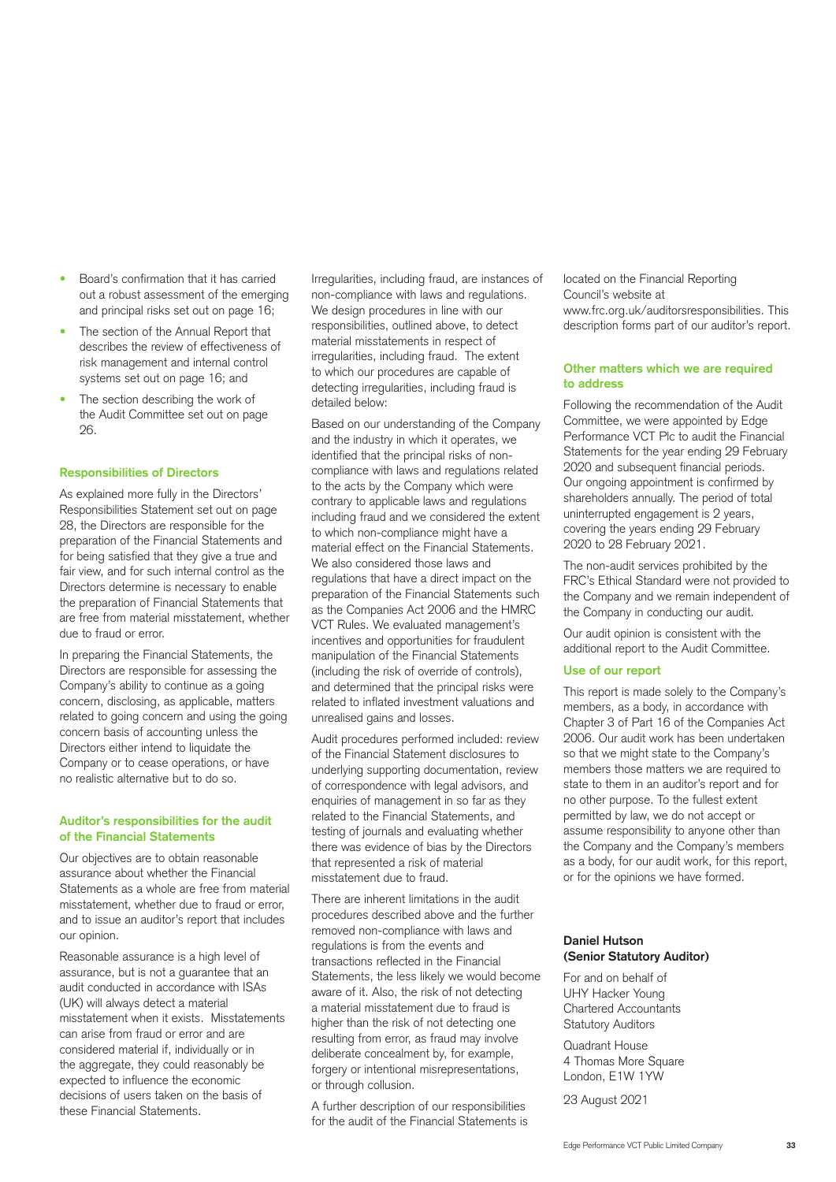- Board's confirmation that it has carried out a robust assessment of the emerging and principal risks set out on page 16;
- The section of the Annual Report that describes the review of effectiveness of risk management and internal control systems set out on page 16; and
- The section describing the work of the Audit Committee set out on page 26.

### Responsibilities of Directors

As explained more fully in the Directors' Responsibilities Statement set out on page 28, the Directors are responsible for the preparation of the Financial Statements and for being satisfied that they give a true and fair view, and for such internal control as the Directors determine is necessary to enable the preparation of Financial Statements that are free from material misstatement, whether due to fraud or error.

In preparing the Financial Statements, the Directors are responsible for assessing the Company's ability to continue as a going concern, disclosing, as applicable, matters related to going concern and using the going concern basis of accounting unless the Directors either intend to liquidate the Company or to cease operations, or have no realistic alternative but to do so.

### Auditor's responsibilities for the audit of the Financial Statements

Our objectives are to obtain reasonable assurance about whether the Financial Statements as a whole are free from material misstatement, whether due to fraud or error, and to issue an auditor's report that includes our opinion.

Reasonable assurance is a high level of assurance, but is not a guarantee that an audit conducted in accordance with ISAs (UK) will always detect a material misstatement when it exists. Misstatements can arise from fraud or error and are considered material if, individually or in the aggregate, they could reasonably be expected to influence the economic decisions of users taken on the basis of these Financial Statements.

Irregularities, including fraud, are instances of non-compliance with laws and regulations. We design procedures in line with our responsibilities, outlined above, to detect material misstatements in respect of irregularities, including fraud. The extent to which our procedures are capable of detecting irregularities, including fraud is detailed below:

Based on our understanding of the Company and the industry in which it operates, we identified that the principal risks of non-compliance with laws and regulations related to the acts by the Company which were contrary to applicable laws and regulations including fraud and we considered the extent to which non-compliance might have a material effect on the Financial Statements. We also considered those laws and regulations that have a direct impact on the preparation of the Financial Statements such as the Companies Act 2006 and the HMRC VCT Rules. We evaluated management's incentives and opportunities for fraudulent manipulation of the Financial Statements (including the risk of override of controls), and determined that the principal risks were related to inflated investment valuations and unrealised gains and losses.

Audit procedures performed included: review of the Financial Statement disclosures to underlying supporting documentation, review of correspondence with legal advisors, and enquiries of management in so far as they related to the Financial Statements, and testing of journals and evaluating whether there was evidence of bias by the Directors that represented a risk of material misstatement due to fraud.

There are inherent limitations in the audit procedures described above and the further removed non-compliance with laws and regulations is from the events and transactions reflected in the Financial Statements, the less likely we would become aware of it. Also, the risk of not detecting a material misstatement due to fraud is higher than the risk of not detecting one resulting from error, as fraud may involve deliberate concealment by, for example, forgery or intentional misrepresentations, or through collusion.

A further description of our responsibilities for the audit of the Financial Statements is located on the Financial Reporting Council's website at www.frc.org.uk/auditorsresponsibilities. This description forms part of our auditor's report.

### Other matters which we are required to address

Following the recommendation of the Audit Committee, we were appointed by Edge Performance VCT Plc to audit the Financial Statements for the year ending 29 February 2020 and subsequent financial periods. Our ongoing appointment is confirmed by shareholders annually. The period of total uninterrupted engagement is 2 years, covering the years ending 29 February 2020 to 28 February 2021.

The non-audit services prohibited by the FRC's Ethical Standard were not provided to the Company and we remain independent of the Company in conducting our audit.

Our audit opinion is consistent with the additional report to the Audit Committee.

### Use of our report

This report is made solely to the Company's members, as a body, in accordance with Chapter 3 of Part 16 of the Companies Act 2006. Our audit work has been undertaken so that we might state to the Company's members those matters we are required to state to them in an auditor's report and for no other purpose. To the fullest extent permitted by law, we do not accept or assume responsibility to anyone other than the Company and the Company's members as a body, for our audit work, for this report, or for the opinions we have formed.

**Daniel Hutson**
**(Senior Statutory Auditor)**

For and on behalf of
UHY Hacker Young
Chartered Accountants
Statutory Auditors

Quadrant House
4 Thomas More Square
London, E1W 1YW

23 August 2021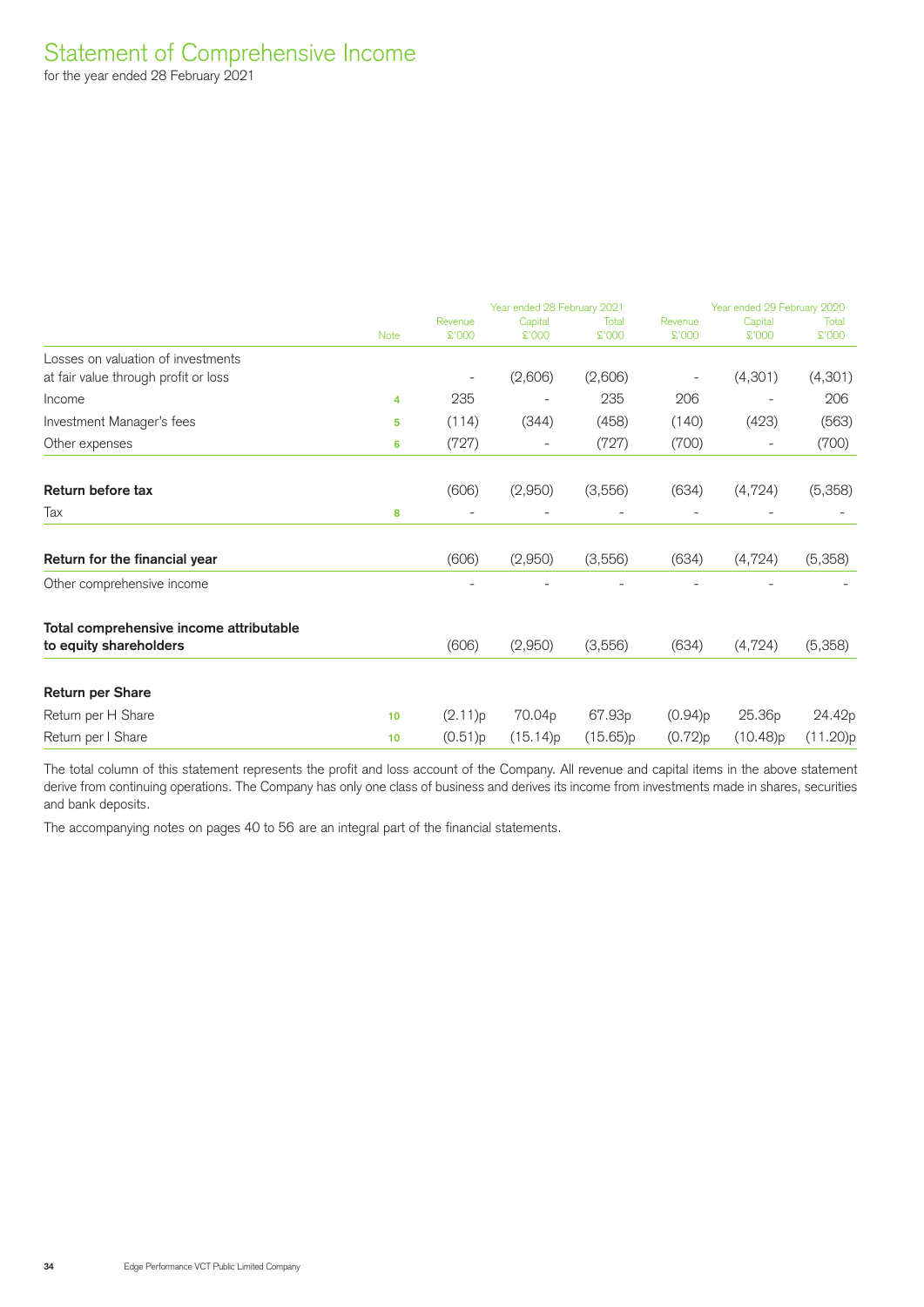# Statement of Comprehensive Income

for the year ended 28 February 2021

| | Note | Year ended 28 February 2021 Revenue £'000 | Capital £'000 | Total £'000 | Year ended 29 February 2020 Revenue £'000 | Capital £'000 | Total £'000 |
|---|---|---|---|---|---|---|---|
| Losses on valuation of investments at fair value through profit or loss | | - | (2,606) | (2,606) | - | (4,301) | (4,301) |
| Income | 4 | 235 | - | 235 | 206 | - | 206 |
| Investment Manager's fees | 5 | (114) | (344) | (458) | (140) | (423) | (563) |
| Other expenses | 6 | (727) | - | (727) | (700) | - | (700) |
| **Return before tax** | | (606) | (2,950) | (3,556) | (634) | (4,724) | (5,358) |
| Tax | 8 | - | - | - | - | - | - |
| **Return for the financial year** | | (606) | (2,950) | (3,556) | (634) | (4,724) | (5,358) |
| Other comprehensive income | | - | - | - | - | - | - |
| **Total comprehensive income attributable to equity shareholders** | | (606) | (2,950) | (3,556) | (634) | (4,724) | (5,358) |
| **Return per Share** | | | | | | | |
| Return per H Share | 10 | (2.11)p | 70.04p | 67.93p | (0.94)p | 25.36p | 24.42p |
| Return per I Share | 10 | (0.51)p | (15.14)p | (15.65)p | (0.72)p | (10.48)p | (11.20)p |

The total column of this statement represents the profit and loss account of the Company. All revenue and capital items in the above statement derive from continuing operations. The Company has only one class of business and derives its income from investments made in shares, securities and bank deposits.

The accompanying notes on pages 40 to 56 are an integral part of the financial statements.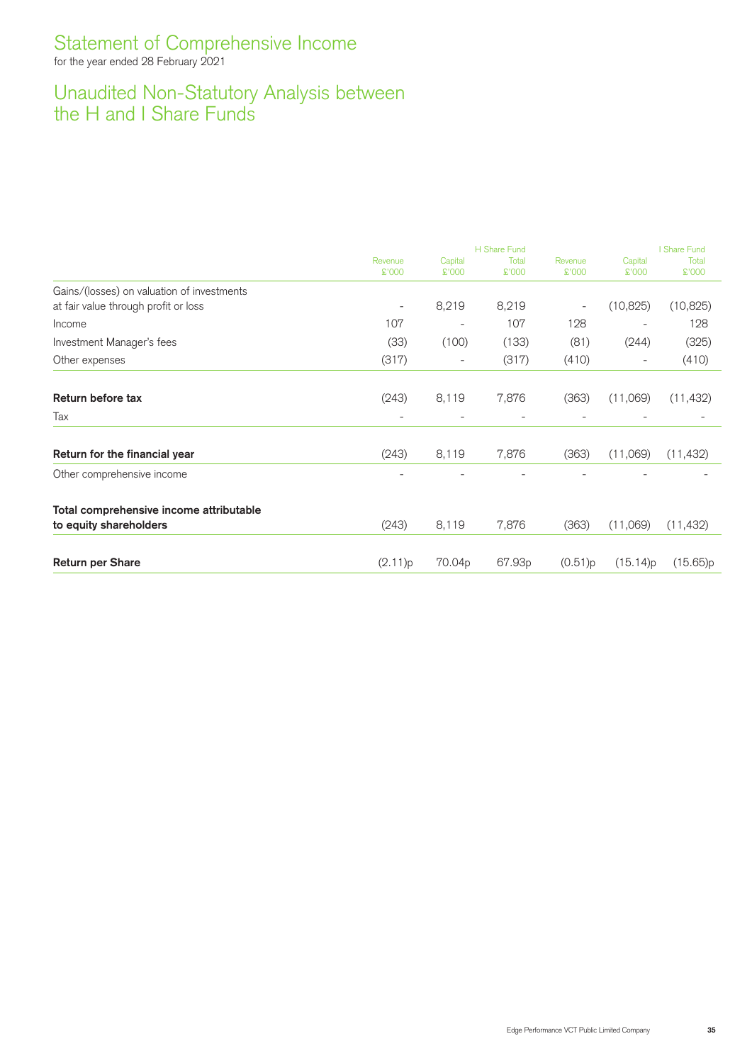# Statement of Comprehensive Income

for the year ended 28 February 2021

## Unaudited Non-Statutory Analysis between the H and I Share Funds

| | H Share Fund | | | I Share Fund | | |
|---|---|---|---|---|---|---|
| | Revenue £'000 | Capital £'000 | Total £'000 | Revenue £'000 | Capital £'000 | Total £'000 |
| Gains/(losses) on valuation of investments at fair value through profit or loss | - | 8,219 | 8,219 | - | (10,825) | (10,825) |
| Income | 107 | - | 107 | 128 | - | 128 |
| Investment Manager's fees | (33) | (100) | (133) | (81) | (244) | (325) |
| Other expenses | (317) | - | (317) | (410) | - | (410) |
| **Return before tax** | (243) | 8,119 | 7,876 | (363) | (11,069) | (11,432) |
| Tax | - | - | - | - | - | - |
| **Return for the financial year** | (243) | 8,119 | 7,876 | (363) | (11,069) | (11,432) |
| Other comprehensive income | - | - | - | - | - | - |
| **Total comprehensive income attributable to equity shareholders** | (243) | 8,119 | 7,876 | (363) | (11,069) | (11,432) |
| **Return per Share** | (2.11)p | 70.04p | 67.93p | (0.51)p | (15.14)p | (15.65)p |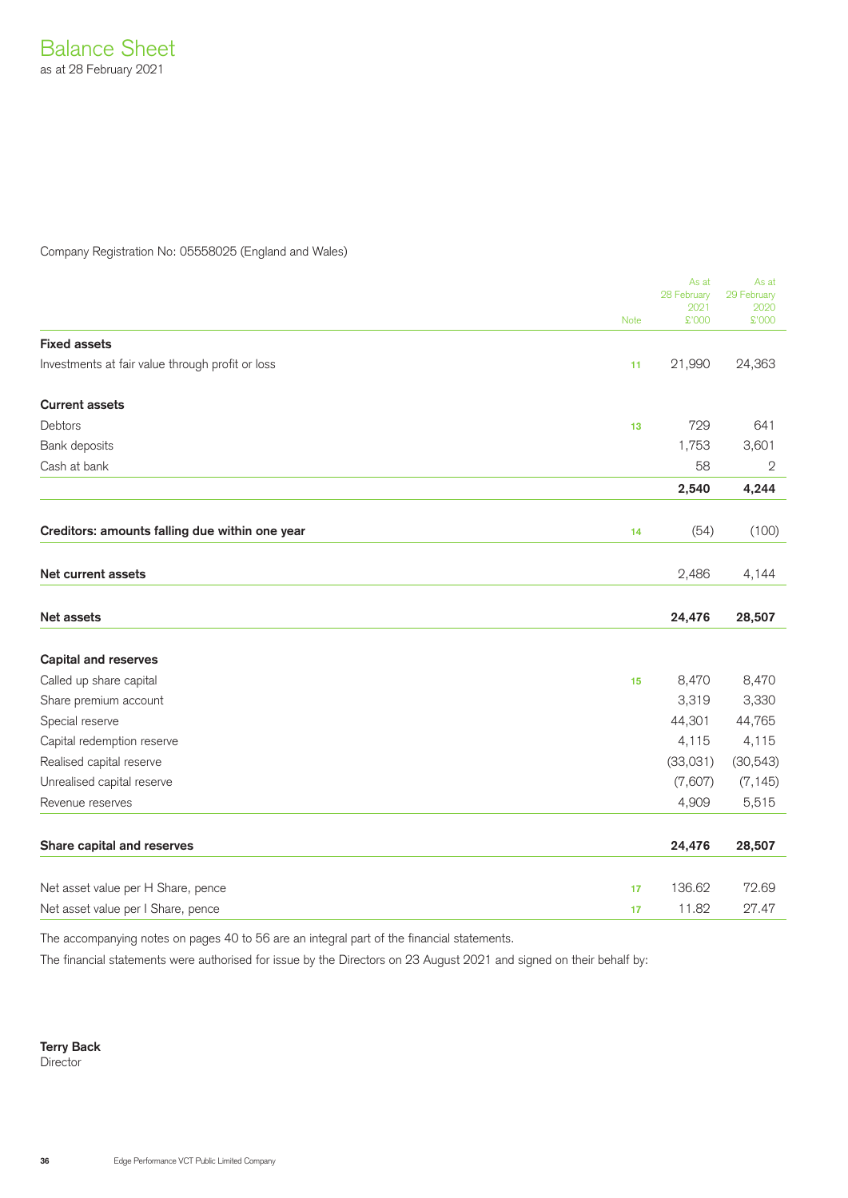# Balance Sheet

as at 28 February 2021

Company Registration No: 05558025 (England and Wales)

| | Note | As at 28 February 2021 £'000 | As at 29 February 2020 £'000 |
|---|---|---|---|
| **Fixed assets** | | | |
| Investments at fair value through profit or loss | 11 | 21,990 | 24,363 |
| **Current assets** | | | |
| Debtors | 13 | 729 | 641 |
| Bank deposits | | 1,753 | 3,601 |
| Cash at bank | | 58 | 2 |
| | | **2,540** | **4,244** |
| **Creditors: amounts falling due within one year** | 14 | (54) | (100) |
| **Net current assets** | | 2,486 | 4,144 |
| **Net assets** | | **24,476** | **28,507** |
| **Capital and reserves** | | | |
| Called up share capital | 15 | 8,470 | 8,470 |
| Share premium account | | 3,319 | 3,330 |
| Special reserve | | 44,301 | 44,765 |
| Capital redemption reserve | | 4,115 | 4,115 |
| Realised capital reserve | | (33,031) | (30,543) |
| Unrealised capital reserve | | (7,607) | (7,145) |
| Revenue reserves | | 4,909 | 5,515 |
| **Share capital and reserves** | | **24,476** | **28,507** |
| Net asset value per H Share, pence | 17 | 136.62 | 72.69 |
| Net asset value per I Share, pence | 17 | 11.82 | 27.47 |

The accompanying notes on pages 40 to 56 are an integral part of the financial statements.

The financial statements were authorised for issue by the Directors on 23 August 2021 and signed on their behalf by:

**Terry Back**
Director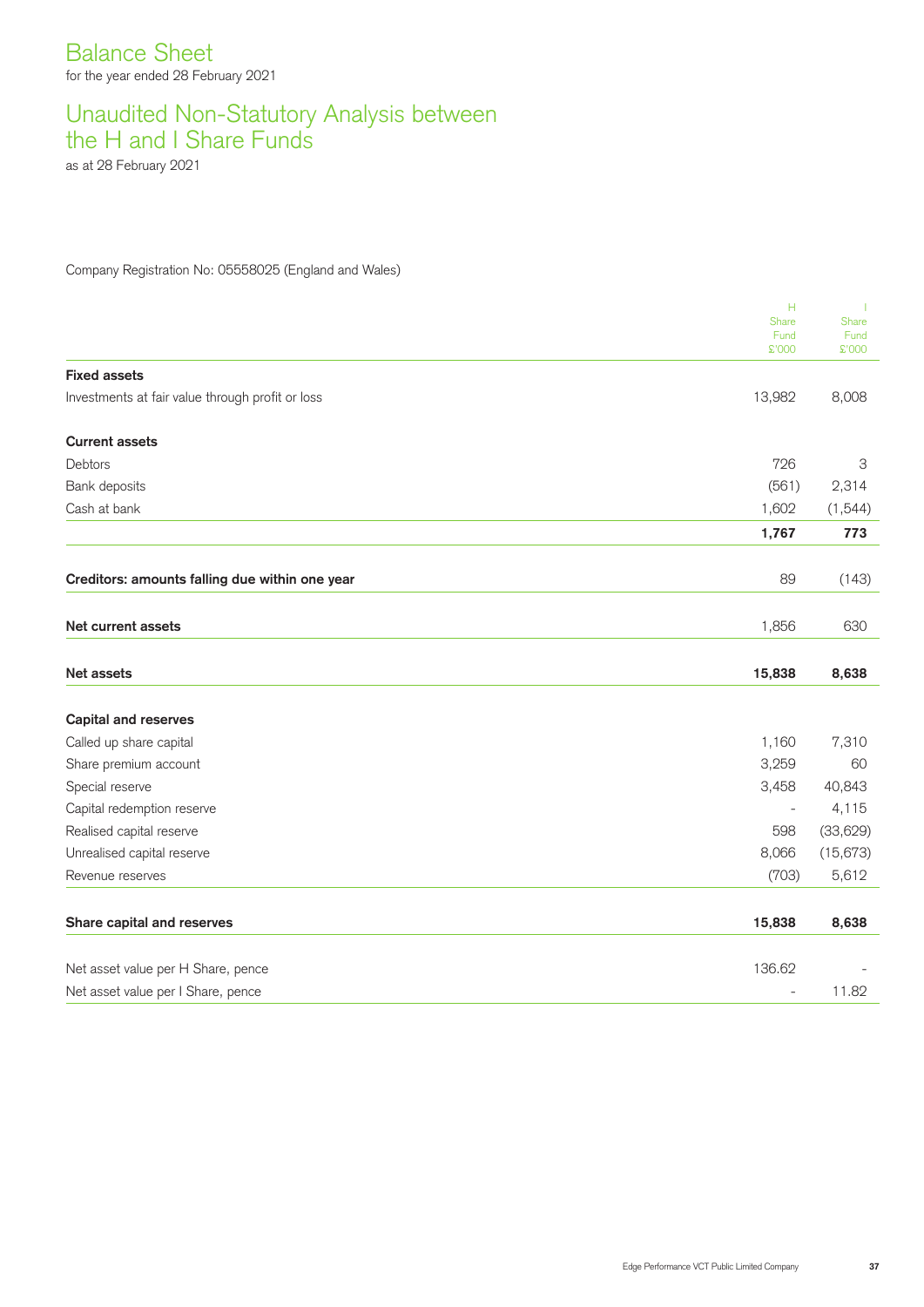# Balance Sheet

for the year ended 28 February 2021

## Unaudited Non-Statutory Analysis between the H and I Share Funds

as at 28 February 2021

Company Registration No: 05558025 (England and Wales)

| | H Share Fund £'000 | I Share Fund £'000 |
|---|---|---|
| **Fixed assets** | | |
| Investments at fair value through profit or loss | 13,982 | 8,008 |
| **Current assets** | | |
| Debtors | 726 | 3 |
| Bank deposits | (561) | 2,314 |
| Cash at bank | 1,602 | (1,544) |
| | **1,767** | **773** |
| **Creditors: amounts falling due within one year** | 89 | (143) |
| **Net current assets** | 1,856 | 630 |
| **Net assets** | **15,838** | **8,638** |
| **Capital and reserves** | | |
| Called up share capital | 1,160 | 7,310 |
| Share premium account | 3,259 | 60 |
| Special reserve | 3,458 | 40,843 |
| Capital redemption reserve | - | 4,115 |
| Realised capital reserve | 598 | (33,629) |
| Unrealised capital reserve | 8,066 | (15,673) |
| Revenue reserves | (703) | 5,612 |
| **Share capital and reserves** | **15,838** | **8,638** |
| Net asset value per H Share, pence | 136.62 | - |
| Net asset value per I Share, pence | - | 11.82 |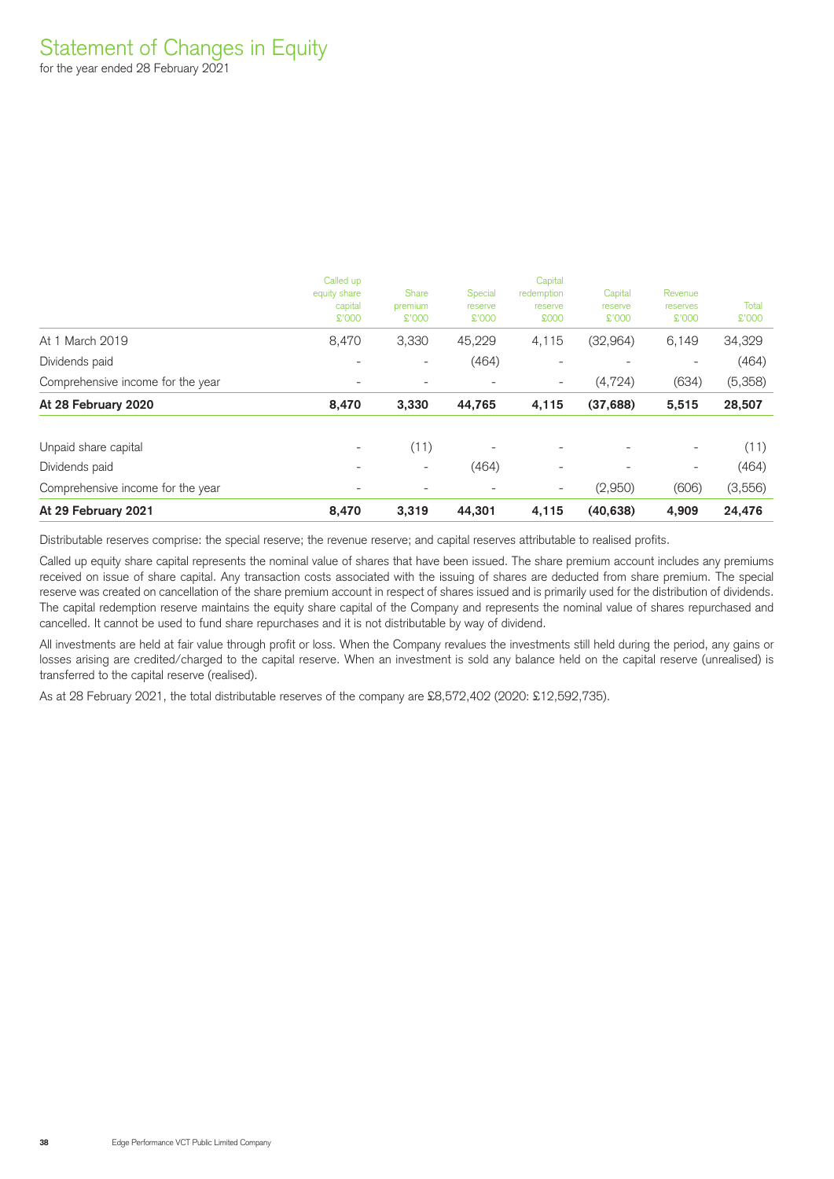# Statement of Changes in Equity

for the year ended 28 February 2021

| | Called up equity share capital £'000 | Share premium £'000 | Special reserve £'000 | Capital redemption reserve £000 | Capital reserve £'000 | Revenue reserves £'000 | Total £'000 |
|---|---|---|---|---|---|---|---|
| At 1 March 2019 | 8,470 | 3,330 | 45,229 | 4,115 | (32,964) | 6,149 | 34,329 |
| Dividends paid | - | - | (464) | - | - | - | (464) |
| Comprehensive income for the year | - | - | - | - | (4,724) | (634) | (5,358) |
| **At 28 February 2020** | **8,470** | **3,330** | **44,765** | **4,115** | **(37,688)** | **5,515** | **28,507** |
| | | | | | | | |
| Unpaid share capital | - | (11) | - | - | - | - | (11) |
| Dividends paid | - | - | (464) | - | - | - | (464) |
| Comprehensive income for the year | - | - | - | - | (2,950) | (606) | (3,556) |
| **At 29 February 2021** | **8,470** | **3,319** | **44,301** | **4,115** | **(40,638)** | **4,909** | **24,476** |

Distributable reserves comprise: the special reserve; the revenue reserve; and capital reserves attributable to realised profits.

Called up equity share capital represents the nominal value of shares that have been issued. The share premium account includes any premiums received on issue of share capital. Any transaction costs associated with the issuing of shares are deducted from share premium. The special reserve was created on cancellation of the share premium account in respect of shares issued and is primarily used for the distribution of dividends. The capital redemption reserve maintains the equity share capital of the Company and represents the nominal value of shares repurchased and cancelled. It cannot be used to fund share repurchases and it is not distributable by way of dividend.

All investments are held at fair value through profit or loss. When the Company revalues the investments still held during the period, any gains or losses arising are credited/charged to the capital reserve. When an investment is sold any balance held on the capital reserve (unrealised) is transferred to the capital reserve (realised).

As at 28 February 2021, the total distributable reserves of the company are £8,572,402 (2020: £12,592,735).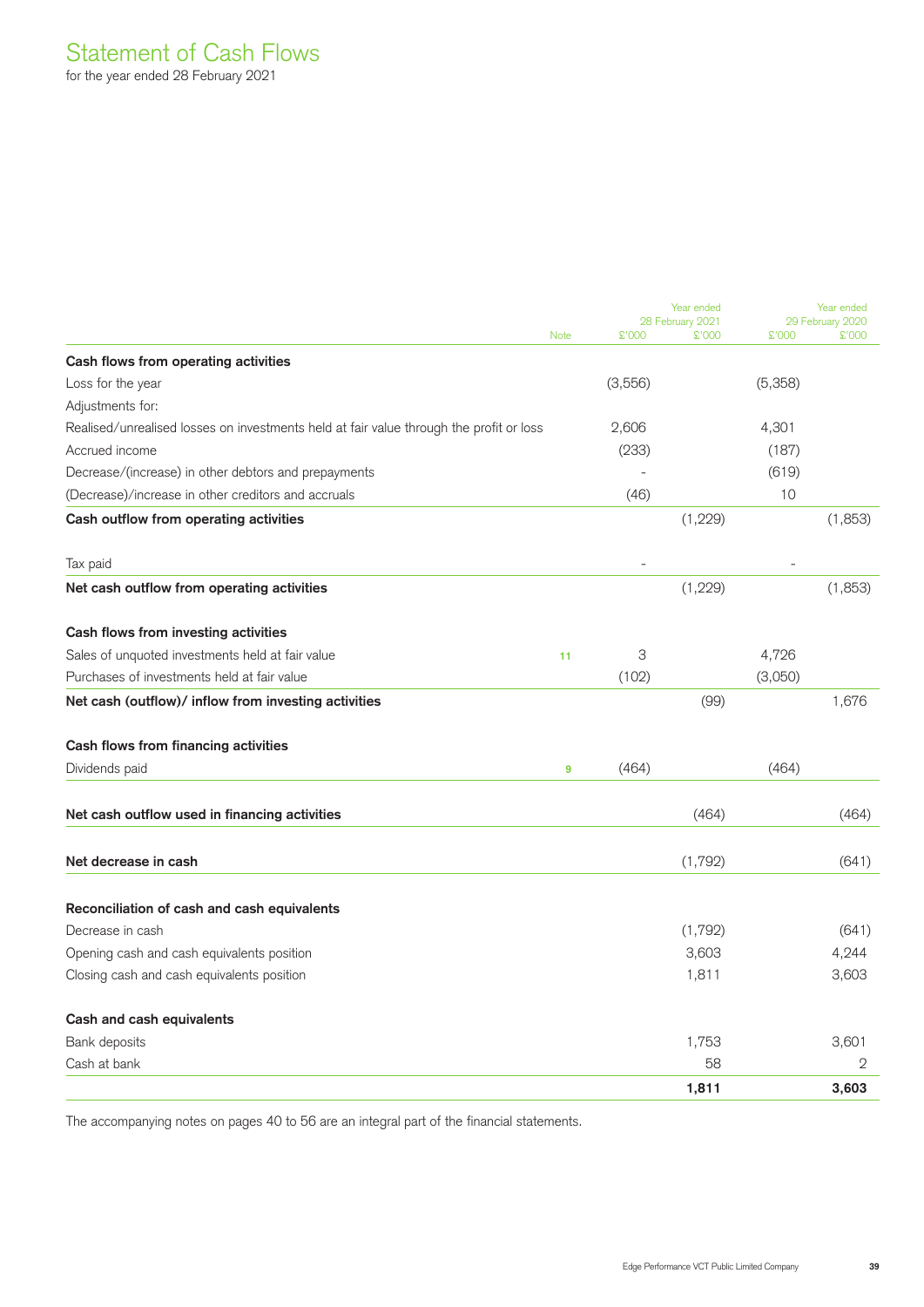# Statement of Cash Flows

for the year ended 28 February 2021

| | Note | Year ended 28 February 2021 £'000 | Year ended 28 February 2021 £'000 | Year ended 29 February 2020 £'000 | Year ended 29 February 2020 £'000 |
|---|---|---|---|---|---|
| **Cash flows from operating activities** | | | | | |
| Loss for the year | | (3,556) | | (5,358) | |
| Adjustments for: | | | | | |
| Realised/unrealised losses on investments held at fair value through the profit or loss | | 2,606 | | 4,301 | |
| Accrued income | | (233) | | (187) | |
| Decrease/(increase) in other debtors and prepayments | | - | | (619) | |
| (Decrease)/increase in other creditors and accruals | | (46) | | 10 | |
| **Cash outflow from operating activities** | | | (1,229) | | (1,853) |
| Tax paid | | - | | - | |
| **Net cash outflow from operating activities** | | | (1,229) | | (1,853) |
| **Cash flows from investing activities** | | | | | |
| Sales of unquoted investments held at fair value | 11 | 3 | | 4,726 | |
| Purchases of investments held at fair value | | (102) | | (3,050) | |
| **Net cash (outflow)/ inflow from investing activities** | | | (99) | | 1,676 |
| **Cash flows from financing activities** | | | | | |
| Dividends paid | 9 | (464) | | (464) | |
| **Net cash outflow used in financing activities** | | | (464) | | (464) |
| **Net decrease in cash** | | | (1,792) | | (641) |
| **Reconciliation of cash and cash equivalents** | | | | | |
| Decrease in cash | | | (1,792) | | (641) |
| Opening cash and cash equivalents position | | | 3,603 | | 4,244 |
| Closing cash and cash equivalents position | | | 1,811 | | 3,603 |
| **Cash and cash equivalents** | | | | | |
| Bank deposits | | | 1,753 | | 3,601 |
| Cash at bank | | | 58 | | 2 |
| | | | **1,811** | | **3,603** |

The accompanying notes on pages 40 to 56 are an integral part of the financial statements.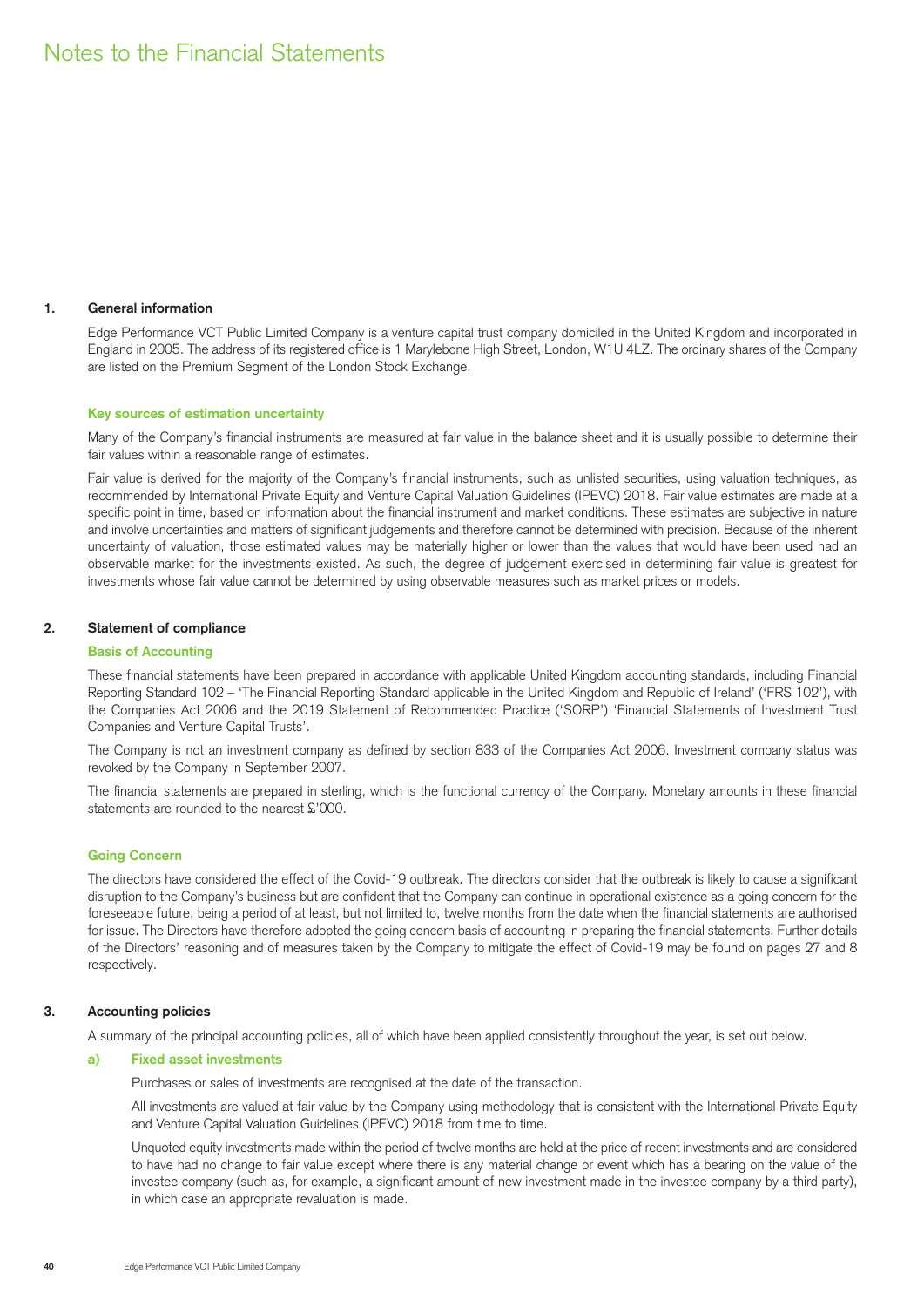# Notes to the Financial Statements

## 1. General information

Edge Performance VCT Public Limited Company is a venture capital trust company domiciled in the United Kingdom and incorporated in England in 2005. The address of its registered office is 1 Marylebone High Street, London, W1U 4LZ. The ordinary shares of the Company are listed on the Premium Segment of the London Stock Exchange.

### Key sources of estimation uncertainty

Many of the Company's financial instruments are measured at fair value in the balance sheet and it is usually possible to determine their fair values within a reasonable range of estimates.

Fair value is derived for the majority of the Company's financial instruments, such as unlisted securities, using valuation techniques, as recommended by International Private Equity and Venture Capital Valuation Guidelines (IPEVC) 2018. Fair value estimates are made at a specific point in time, based on information about the financial instrument and market conditions. These estimates are subjective in nature and involve uncertainties and matters of significant judgements and therefore cannot be determined with precision. Because of the inherent uncertainty of valuation, those estimated values may be materially higher or lower than the values that would have been used had an observable market for the investments existed. As such, the degree of judgement exercised in determining fair value is greatest for investments whose fair value cannot be determined by using observable measures such as market prices or models.

## 2. Statement of compliance

### Basis of Accounting

These financial statements have been prepared in accordance with applicable United Kingdom accounting standards, including Financial Reporting Standard 102 – 'The Financial Reporting Standard applicable in the United Kingdom and Republic of Ireland' ('FRS 102'), with the Companies Act 2006 and the 2019 Statement of Recommended Practice ('SORP') 'Financial Statements of Investment Trust Companies and Venture Capital Trusts'.

The Company is not an investment company as defined by section 833 of the Companies Act 2006. Investment company status was revoked by the Company in September 2007.

The financial statements are prepared in sterling, which is the functional currency of the Company. Monetary amounts in these financial statements are rounded to the nearest £'000.

### Going Concern

The directors have considered the effect of the Covid-19 outbreak. The directors consider that the outbreak is likely to cause a significant disruption to the Company's business but are confident that the Company can continue in operational existence as a going concern for the foreseeable future, being a period of at least, but not limited to, twelve months from the date when the financial statements are authorised for issue. The Directors have therefore adopted the going concern basis of accounting in preparing the financial statements. Further details of the Directors' reasoning and of measures taken by the Company to mitigate the effect of Covid-19 may be found on pages 27 and 8 respectively.

## 3. Accounting policies

A summary of the principal accounting policies, all of which have been applied consistently throughout the year, is set out below.

### a) Fixed asset investments

Purchases or sales of investments are recognised at the date of the transaction.

All investments are valued at fair value by the Company using methodology that is consistent with the International Private Equity and Venture Capital Valuation Guidelines (IPEVC) 2018 from time to time.

Unquoted equity investments made within the period of twelve months are held at the price of recent investments and are considered to have had no change to fair value except where there is any material change or event which has a bearing on the value of the investee company (such as, for example, a significant amount of new investment made in the investee company by a third party), in which case an appropriate revaluation is made.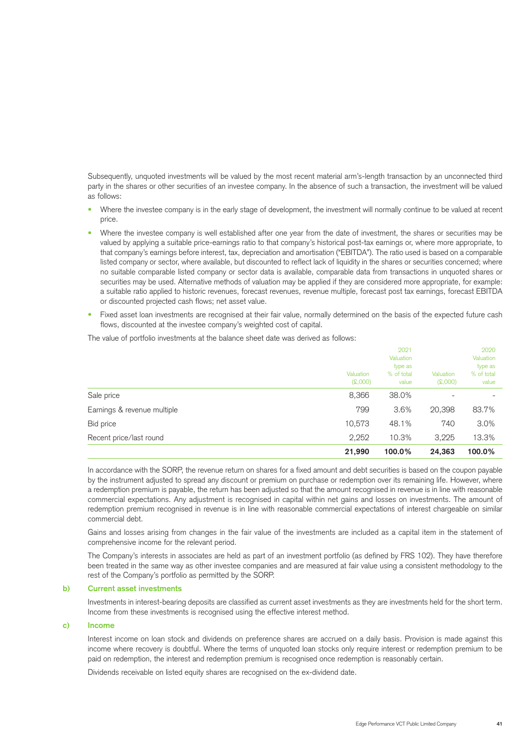Subsequently, unquoted investments will be valued by the most recent material arm's-length transaction by an unconnected third party in the shares or other securities of an investee company. In the absence of such a transaction, the investment will be valued as follows:

- Where the investee company is in the early stage of development, the investment will normally continue to be valued at recent price.
- Where the investee company is well established after one year from the date of investment, the shares or securities may be valued by applying a suitable price-earnings ratio to that company's historical post-tax earnings or, where more appropriate, to that company's earnings before interest, tax, depreciation and amortisation ("EBITDA"). The ratio used is based on a comparable listed company or sector, where available, but discounted to reflect lack of liquidity in the shares or securities concerned; where no suitable comparable listed company or sector data is available, comparable data from transactions in unquoted shares or securities may be used. Alternative methods of valuation may be applied if they are considered more appropriate, for example: a suitable ratio applied to historic revenues, forecast revenues, revenue multiple, forecast post tax earnings, forecast EBITDA or discounted projected cash flows; net asset value.
- Fixed asset loan investments are recognised at their fair value, normally determined on the basis of the expected future cash flows, discounted at the investee company's weighted cost of capital.

The value of portfolio investments at the balance sheet date was derived as follows:

| | Valuation (£,000) | 2021 Valuation type as % of total value | Valuation (£,000) | 2020 Valuation type as % of total value |
|---|---|---|---|---|
| Sale price | 8,366 | 38.0% | - | - |
| Earnings & revenue multiple | 799 | 3.6% | 20,398 | 83.7% |
| Bid price | 10,573 | 48.1% | 740 | 3.0% |
| Recent price/last round | 2,252 | 10.3% | 3,225 | 13.3% |
| | **21,990** | **100.0%** | **24,363** | **100.0%** |

In accordance with the SORP, the revenue return on shares for a fixed amount and debt securities is based on the coupon payable by the instrument adjusted to spread any discount or premium on purchase or redemption over its remaining life. However, where a redemption premium is payable, the return has been adjusted so that the amount recognised in revenue is in line with reasonable commercial expectations. Any adjustment is recognised in capital within net gains and losses on investments. The amount of redemption premium recognised in revenue is in line with reasonable commercial expectations of interest chargeable on similar commercial debt.

Gains and losses arising from changes in the fair value of the investments are included as a capital item in the statement of comprehensive income for the relevant period.

The Company's interests in associates are held as part of an investment portfolio (as defined by FRS 102). They have therefore been treated in the same way as other investee companies and are measured at fair value using a consistent methodology to the rest of the Company's portfolio as permitted by the SORP.

### b) Current asset investments

Investments in interest-bearing deposits are classified as current asset investments as they are investments held for the short term. Income from these investments is recognised using the effective interest method.

### c) Income

Interest income on loan stock and dividends on preference shares are accrued on a daily basis. Provision is made against this income where recovery is doubtful. Where the terms of unquoted loan stocks only require interest or redemption premium to be paid on redemption, the interest and redemption premium is recognised once redemption is reasonably certain.

Dividends receivable on listed equity shares are recognised on the ex-dividend date.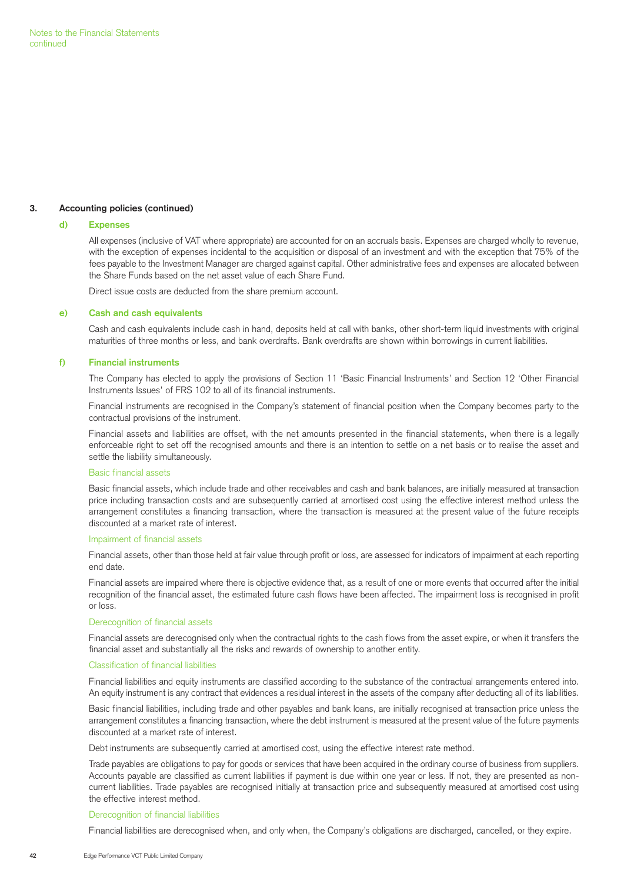## 3. Accounting policies (continued)

### d) Expenses

All expenses (inclusive of VAT where appropriate) are accounted for on an accruals basis. Expenses are charged wholly to revenue, with the exception of expenses incidental to the acquisition or disposal of an investment and with the exception that 75% of the fees payable to the Investment Manager are charged against capital. Other administrative fees and expenses are allocated between the Share Funds based on the net asset value of each Share Fund.

Direct issue costs are deducted from the share premium account.

### e) Cash and cash equivalents

Cash and cash equivalents include cash in hand, deposits held at call with banks, other short-term liquid investments with original maturities of three months or less, and bank overdrafts. Bank overdrafts are shown within borrowings in current liabilities.

### f) Financial instruments

The Company has elected to apply the provisions of Section 11 'Basic Financial Instruments' and Section 12 'Other Financial Instruments Issues' of FRS 102 to all of its financial instruments.

Financial instruments are recognised in the Company's statement of financial position when the Company becomes party to the contractual provisions of the instrument.

Financial assets and liabilities are offset, with the net amounts presented in the financial statements, when there is a legally enforceable right to set off the recognised amounts and there is an intention to settle on a net basis or to realise the asset and settle the liability simultaneously.

#### Basic financial assets

Basic financial assets, which include trade and other receivables and cash and bank balances, are initially measured at transaction price including transaction costs and are subsequently carried at amortised cost using the effective interest method unless the arrangement constitutes a financing transaction, where the transaction is measured at the present value of the future receipts discounted at a market rate of interest.

#### Impairment of financial assets

Financial assets, other than those held at fair value through profit or loss, are assessed for indicators of impairment at each reporting end date.

Financial assets are impaired where there is objective evidence that, as a result of one or more events that occurred after the initial recognition of the financial asset, the estimated future cash flows have been affected. The impairment loss is recognised in profit or loss.

#### Derecognition of financial assets

Financial assets are derecognised only when the contractual rights to the cash flows from the asset expire, or when it transfers the financial asset and substantially all the risks and rewards of ownership to another entity.

#### Classification of financial liabilities

Financial liabilities and equity instruments are classified according to the substance of the contractual arrangements entered into. An equity instrument is any contract that evidences a residual interest in the assets of the company after deducting all of its liabilities.

Basic financial liabilities, including trade and other payables and bank loans, are initially recognised at transaction price unless the arrangement constitutes a financing transaction, where the debt instrument is measured at the present value of the future payments discounted at a market rate of interest.

Debt instruments are subsequently carried at amortised cost, using the effective interest rate method.

Trade payables are obligations to pay for goods or services that have been acquired in the ordinary course of business from suppliers. Accounts payable are classified as current liabilities if payment is due within one year or less. If not, they are presented as non-current liabilities. Trade payables are recognised initially at transaction price and subsequently measured at amortised cost using the effective interest method.

#### Derecognition of financial liabilities

Financial liabilities are derecognised when, and only when, the Company's obligations are discharged, cancelled, or they expire.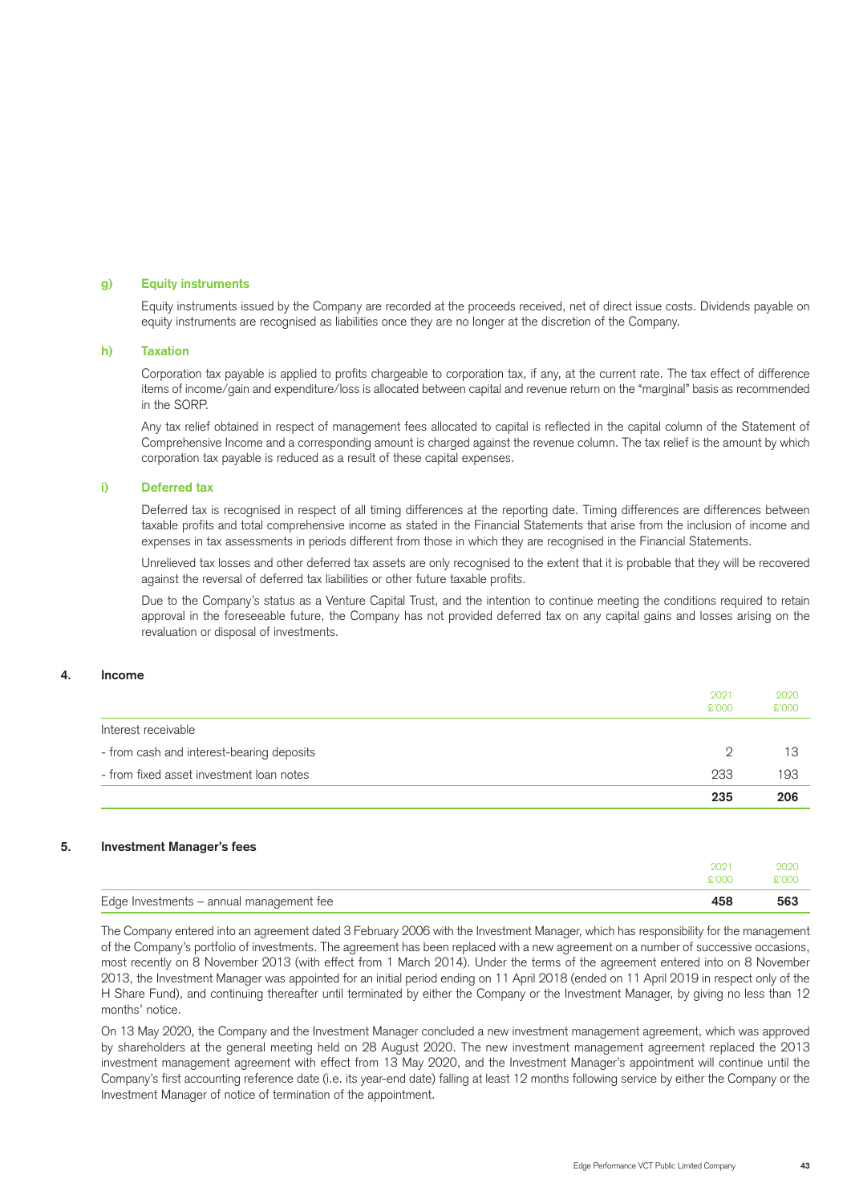### g) Equity instruments

Equity instruments issued by the Company are recorded at the proceeds received, net of direct issue costs. Dividends payable on equity instruments are recognised as liabilities once they are no longer at the discretion of the Company.

### h) Taxation

Corporation tax payable is applied to profits chargeable to corporation tax, if any, at the current rate. The tax effect of difference items of income/gain and expenditure/loss is allocated between capital and revenue return on the "marginal" basis as recommended in the SORP.

Any tax relief obtained in respect of management fees allocated to capital is reflected in the capital column of the Statement of Comprehensive Income and a corresponding amount is charged against the revenue column. The tax relief is the amount by which corporation tax payable is reduced as a result of these capital expenses.

### i) Deferred tax

Deferred tax is recognised in respect of all timing differences at the reporting date. Timing differences are differences between taxable profits and total comprehensive income as stated in the Financial Statements that arise from the inclusion of income and expenses in tax assessments in periods different from those in which they are recognised in the Financial Statements.

Unrelieved tax losses and other deferred tax assets are only recognised to the extent that it is probable that they will be recovered against the reversal of deferred tax liabilities or other future taxable profits.

Due to the Company's status as a Venture Capital Trust, and the intention to continue meeting the conditions required to retain approval in the foreseeable future, the Company has not provided deferred tax on any capital gains and losses arising on the revaluation or disposal of investments.

## 4. Income

| | 2021 £'000 | 2020 £'000 |
|---|---|---|
| Interest receivable | | |
| - from cash and interest-bearing deposits | 2 | 13 |
| - from fixed asset investment loan notes | 233 | 193 |
| | **235** | **206** |

## 5. Investment Manager's fees

| | 2021 £'000 | 2020 £'000 |
|---|---|---|
| Edge Investments – annual management fee | **458** | **563** |

The Company entered into an agreement dated 3 February 2006 with the Investment Manager, which has responsibility for the management of the Company's portfolio of investments. The agreement has been replaced with a new agreement on a number of successive occasions, most recently on 8 November 2013 (with effect from 1 March 2014). Under the terms of the agreement entered into on 8 November 2013, the Investment Manager was appointed for an initial period ending on 11 April 2018 (ended on 11 April 2019 in respect only of the H Share Fund), and continuing thereafter until terminated by either the Company or the Investment Manager, by giving no less than 12 months' notice.

On 13 May 2020, the Company and the Investment Manager concluded a new investment management agreement, which was approved by shareholders at the general meeting held on 28 August 2020. The new investment management agreement replaced the 2013 investment management agreement with effect from 13 May 2020, and the Investment Manager's appointment will continue until the Company's first accounting reference date (i.e. its year-end date) falling at least 12 months following service by either the Company or the Investment Manager of notice of termination of the appointment.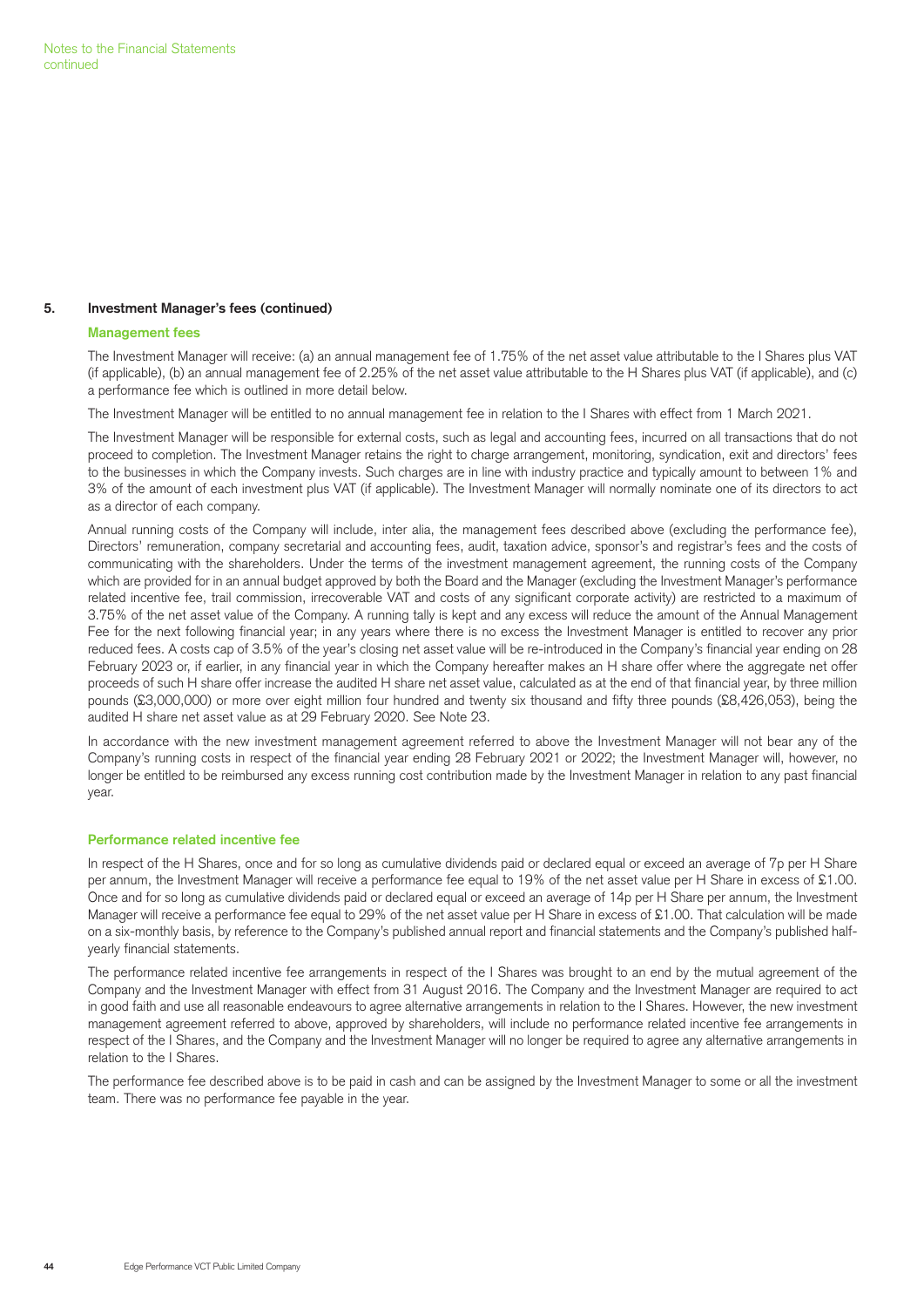## 5. Investment Manager's fees (continued)

### Management fees

The Investment Manager will receive: (a) an annual management fee of 1.75% of the net asset value attributable to the I Shares plus VAT (if applicable), (b) an annual management fee of 2.25% of the net asset value attributable to the H Shares plus VAT (if applicable), and (c) a performance fee which is outlined in more detail below.

The Investment Manager will be entitled to no annual management fee in relation to the I Shares with effect from 1 March 2021.

The Investment Manager will be responsible for external costs, such as legal and accounting fees, incurred on all transactions that do not proceed to completion. The Investment Manager retains the right to charge arrangement, monitoring, syndication, exit and directors' fees to the businesses in which the Company invests. Such charges are in line with industry practice and typically amount to between 1% and 3% of the amount of each investment plus VAT (if applicable). The Investment Manager will normally nominate one of its directors to act as a director of each company.

Annual running costs of the Company will include, inter alia, the management fees described above (excluding the performance fee), Directors' remuneration, company secretarial and accounting fees, audit, taxation advice, sponsor's and registrar's fees and the costs of communicating with the shareholders. Under the terms of the investment management agreement, the running costs of the Company which are provided for in an annual budget approved by both the Board and the Manager (excluding the Investment Manager's performance related incentive fee, trail commission, irrecoverable VAT and costs of any significant corporate activity) are restricted to a maximum of 3.75% of the net asset value of the Company. A running tally is kept and any excess will reduce the amount of the Annual Management Fee for the next following financial year; in any years where there is no excess the Investment Manager is entitled to recover any prior reduced fees. A costs cap of 3.5% of the year's closing net asset value will be re-introduced in the Company's financial year ending on 28 February 2023 or, if earlier, in any financial year in which the Company hereafter makes an H share offer where the aggregate net offer proceeds of such H share offer increase the audited H share net asset value, calculated as at the end of that financial year, by three million pounds (£3,000,000) or more over eight million four hundred and twenty six thousand and fifty three pounds (£8,426,053), being the audited H share net asset value as at 29 February 2020. See Note 23.

In accordance with the new investment management agreement referred to above the Investment Manager will not bear any of the Company's running costs in respect of the financial year ending 28 February 2021 or 2022; the Investment Manager will, however, no longer be entitled to be reimbursed any excess running cost contribution made by the Investment Manager in relation to any past financial year.

### Performance related incentive fee

In respect of the H Shares, once and for so long as cumulative dividends paid or declared equal or exceed an average of 7p per H Share per annum, the Investment Manager will receive a performance fee equal to 19% of the net asset value per H Share in excess of £1.00. Once and for so long as cumulative dividends paid or declared equal or exceed an average of 14p per H Share per annum, the Investment Manager will receive a performance fee equal to 29% of the net asset value per H Share in excess of £1.00. That calculation will be made on a six-monthly basis, by reference to the Company's published annual report and financial statements and the Company's published half-yearly financial statements.

The performance related incentive fee arrangements in respect of the I Shares was brought to an end by the mutual agreement of the Company and the Investment Manager with effect from 31 August 2016. The Company and the Investment Manager are required to act in good faith and use all reasonable endeavours to agree alternative arrangements in relation to the I Shares. However, the new investment management agreement referred to above, approved by shareholders, will include no performance related incentive fee arrangements in respect of the I Shares, and the Company and the Investment Manager will no longer be required to agree any alternative arrangements in relation to the I Shares.

The performance fee described above is to be paid in cash and can be assigned by the Investment Manager to some or all the investment team. There was no performance fee payable in the year.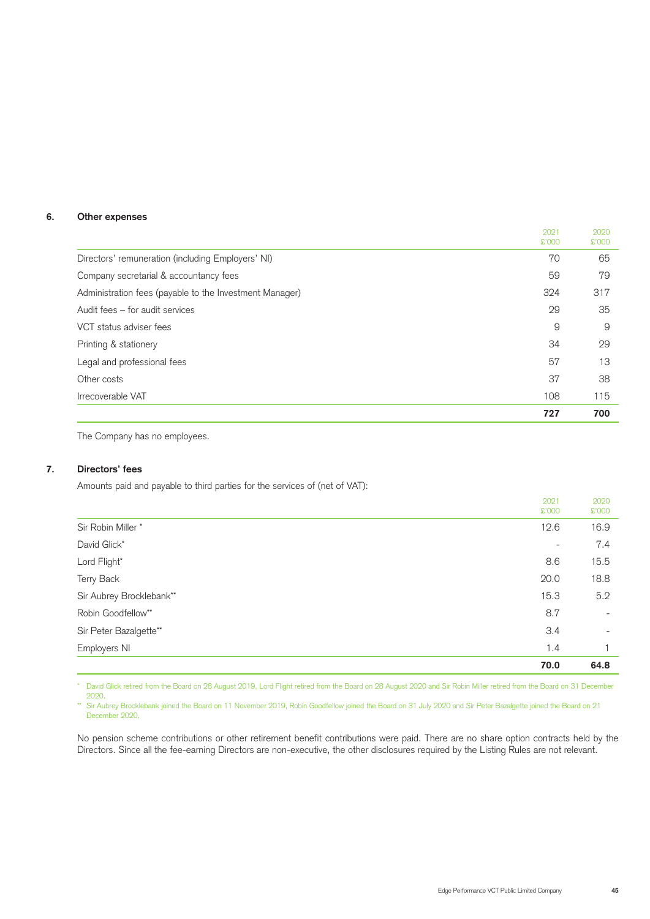## 6. Other expenses

| | 2021 £'000 | 2020 £'000 |
|---|---|---|
| Directors' remuneration (including Employers' NI) | 70 | 65 |
| Company secretarial & accountancy fees | 59 | 79 |
| Administration fees (payable to the Investment Manager) | 324 | 317 |
| Audit fees – for audit services | 29 | 35 |
| VCT status adviser fees | 9 | 9 |
| Printing & stationery | 34 | 29 |
| Legal and professional fees | 57 | 13 |
| Other costs | 37 | 38 |
| Irrecoverable VAT | 108 | 115 |
| | **727** | **700** |

The Company has no employees.

## 7. Directors' fees

Amounts paid and payable to third parties for the services of (net of VAT):

| | 2021 £'000 | 2020 £'000 |
|---|---|---|
| Sir Robin Miller * | 12.6 | 16.9 |
| David Glick* | - | 7.4 |
| Lord Flight* | 8.6 | 15.5 |
| Terry Back | 20.0 | 18.8 |
| Sir Aubrey Brocklebank** | 15.3 | 5.2 |
| Robin Goodfellow** | 8.7 | - |
| Sir Peter Bazalgette** | 3.4 | - |
| Employers NI | 1.4 | 1 |
| | **70.0** | **64.8** |

\* David Glick retired from the Board on 28 August 2019, Lord Flight retired from the Board on 28 August 2020 and Sir Robin Miller retired from the Board on 31 December 2020.

** Sir Aubrey Brocklebank joined the Board on 11 November 2019, Robin Goodfellow joined the Board on 31 July 2020 and Sir Peter Bazalgette joined the Board on 21 December 2020.

No pension scheme contributions or other retirement benefit contributions were paid. There are no share option contracts held by the Directors. Since all the fee-earning Directors are non-executive, the other disclosures required by the Listing Rules are not relevant.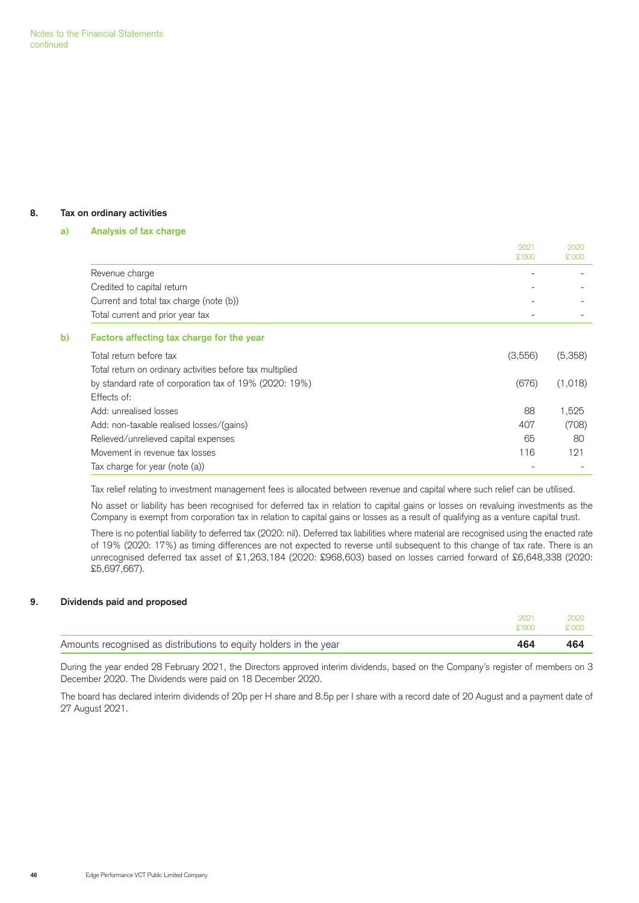## 8. Tax on ordinary activities

### a) Analysis of tax charge

| | 2021 £'000 | 2020 £'000 |
|---|---|---|
| Revenue charge | - | - |
| Credited to capital return | - | - |
| Current and total tax charge (note (b)) | - | - |
| Total current and prior year tax | - | - |

### b) Factors affecting tax charge for the year

| | 2021 £'000 | 2020 £'000 |
|---|---|---|
| Total return before tax | (3,556) | (5,358) |
| Total return on ordinary activities before tax multiplied by standard rate of corporation tax of 19% (2020: 19%) | (676) | (1,018) |
| Effects of: | | |
| Add: unrealised losses | 88 | 1,525 |
| Add: non-taxable realised losses/(gains) | 407 | (708) |
| Relieved/unrelieved capital expenses | 65 | 80 |
| Movement in revenue tax losses | 116 | 121 |
| Tax charge for year (note (a)) | - | - |

Tax relief relating to investment management fees is allocated between revenue and capital where such relief can be utilised.

No asset or liability has been recognised for deferred tax in relation to capital gains or losses on revaluing investments as the Company is exempt from corporation tax in relation to capital gains or losses as a result of qualifying as a venture capital trust.

There is no potential liability to deferred tax (2020: nil). Deferred tax liabilities where material are recognised using the enacted rate of 19% (2020: 17%) as timing differences are not expected to reverse until subsequent to this change of tax rate. There is an unrecognised deferred tax asset of £1,263,184 (2020: £968,603) based on losses carried forward of £6,648,338 (2020: £5,697,667).

## 9. Dividends paid and proposed

| | 2021 £'000 | 2020 £'000 |
|---|---|---|
| Amounts recognised as distributions to equity holders in the year | **464** | **464** |

During the year ended 28 February 2021, the Directors approved interim dividends, based on the Company's register of members on 3 December 2020. The Dividends were paid on 18 December 2020.

The board has declared interim dividends of 20p per H share and 8.5p per I share with a record date of 20 August and a payment date of 27 August 2021.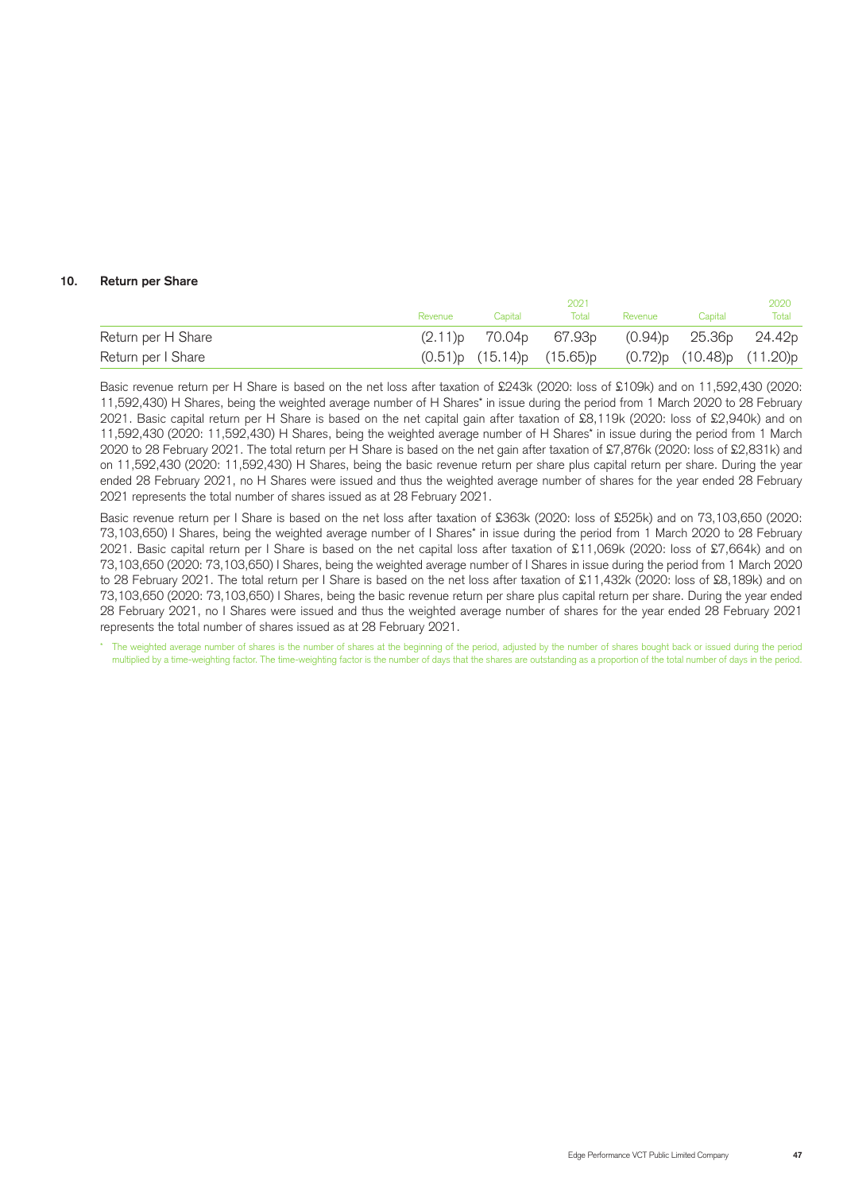## 10. Return per Share

| | 2021 | | | 2020 | | |
|---|---|---|---|---|---|---|
| | Revenue | Capital | Total | Revenue | Capital | Total |
| Return per H Share | (2.11)p | 70.04p | 67.93p | (0.94)p | 25.36p | 24.42p |
| Return per I Share | (0.51)p | (15.14)p | (15.65)p | (0.72)p | (10.48)p | (11.20)p |

Basic revenue return per H Share is based on the net loss after taxation of £243k (2020: loss of £109k) and on 11,592,430 (2020: 11,592,430) H Shares, being the weighted average number of H Shares* in issue during the period from 1 March 2020 to 28 February 2021. Basic capital return per H Share is based on the net capital gain after taxation of £8,119k (2020: loss of £2,940k) and on 11,592,430 (2020: 11,592,430) H Shares, being the weighted average number of H Shares* in issue during the period from 1 March 2020 to 28 February 2021. The total return per H Share is based on the net gain after taxation of £7,876k (2020: loss of £2,831k) and on 11,592,430 (2020: 11,592,430) H Shares, being the basic revenue return per share plus capital return per share. During the year ended 28 February 2021, no H Shares were issued and thus the weighted average number of shares for the year ended 28 February 2021 represents the total number of shares issued as at 28 February 2021.

Basic revenue return per I Share is based on the net loss after taxation of £363k (2020: loss of £525k) and on 73,103,650 (2020: 73,103,650) I Shares, being the weighted average number of I Shares* in issue during the period from 1 March 2020 to 28 February 2021. Basic capital return per I Share is based on the net capital loss after taxation of £11,069k (2020: loss of £7,664k) and on 73,103,650 (2020: 73,103,650) I Shares, being the weighted average number of I Shares in issue during the period from 1 March 2020 to 28 February 2021. The total return per I Share is based on the net loss after taxation of £11,432k (2020: loss of £8,189k) and on 73,103,650 (2020: 73,103,650) I Shares, being the basic revenue return per share plus capital return per share. During the year ended 28 February 2021, no I Shares were issued and thus the weighted average number of shares for the year ended 28 February 2021 represents the total number of shares issued as at 28 February 2021.

\* The weighted average number of shares is the number of shares at the beginning of the period, adjusted by the number of shares bought back or issued during the period multiplied by a time-weighting factor. The time-weighting factor is the number of days that the shares are outstanding as a proportion of the total number of days in the period.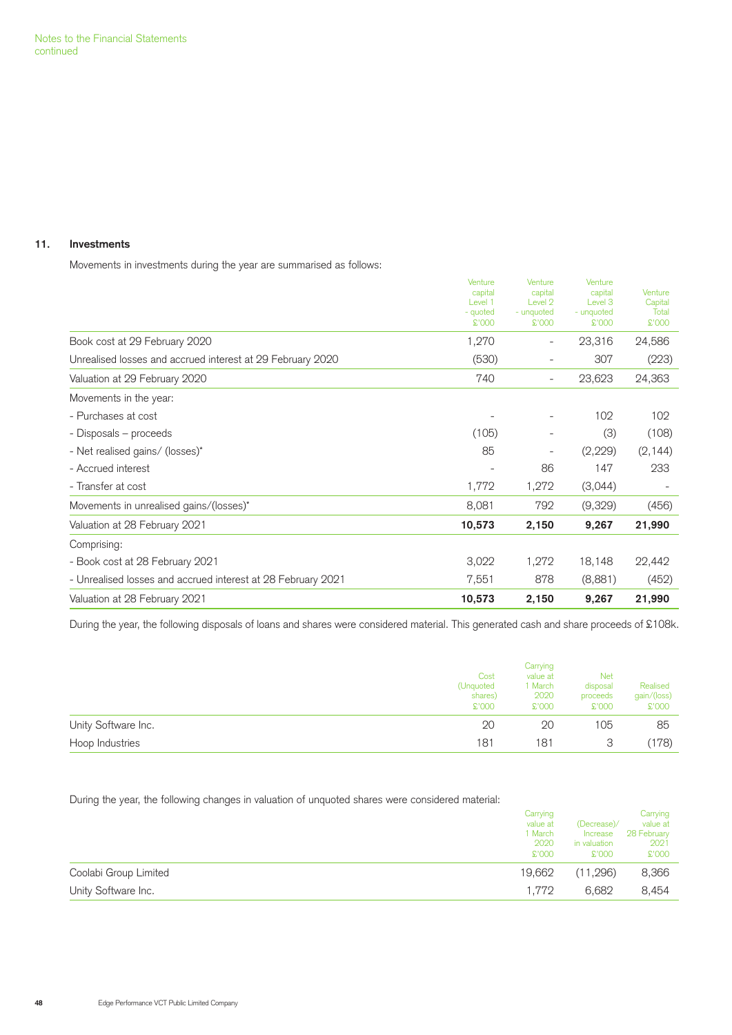Notes to the Financial Statements
continued

## 11. Investments

Movements in investments during the year are summarised as follows:

| | Venture capital Level 1 - quoted £'000 | Venture capital Level 2 - unquoted £'000 | Venture capital Level 3 - unquoted £'000 | Venture Capital Total £'000 |
|---|---|---|---|---|
| Book cost at 29 February 2020 | 1,270 | - | 23,316 | 24,586 |
| Unrealised losses and accrued interest at 29 February 2020 | (530) | - | 307 | (223) |
| Valuation at 29 February 2020 | 740 | - | 23,623 | 24,363 |
| Movements in the year: | | | | |
| - Purchases at cost | - | - | 102 | 102 |
| - Disposals – proceeds | (105) | - | (3) | (108) |
| - Net realised gains/ (losses)* | 85 | - | (2,229) | (2,144) |
| - Accrued interest | - | 86 | 147 | 233 |
| - Transfer at cost | 1,772 | 1,272 | (3,044) | - |
| Movements in unrealised gains/(losses)* | 8,081 | 792 | (9,329) | (456) |
| **Valuation at 28 February 2021** | **10,573** | **2,150** | **9,267** | **21,990** |
| Comprising: | | | | |
| - Book cost at 28 February 2021 | 3,022 | 1,272 | 18,148 | 22,442 |
| - Unrealised losses and accrued interest at 28 February 2021 | 7,551 | 878 | (8,881) | (452) |
| **Valuation at 28 February 2021** | **10,573** | **2,150** | **9,267** | **21,990** |

During the year, the following disposals of loans and shares were considered material. This generated cash and share proceeds of £108k.

| | Cost (Unquoted shares) £'000 | Carrying value at 1 March 2020 £'000 | Net disposal proceeds £'000 | Realised gain/(loss) £'000 |
|---|---|---|---|---|
| Unity Software Inc. | 20 | 20 | 105 | 85 |
| Hoop Industries | 181 | 181 | 3 | (178) |

During the year, the following changes in valuation of unquoted shares were considered material:

| | Carrying value at 1 March 2020 £'000 | (Decrease)/ Increase in valuation £'000 | Carrying value at 28 February 2021 £'000 |
|---|---|---|---|
| Coolabi Group Limited | 19,662 | (11,296) | 8,366 |
| Unity Software Inc. | 1,772 | 6,682 | 8,454 |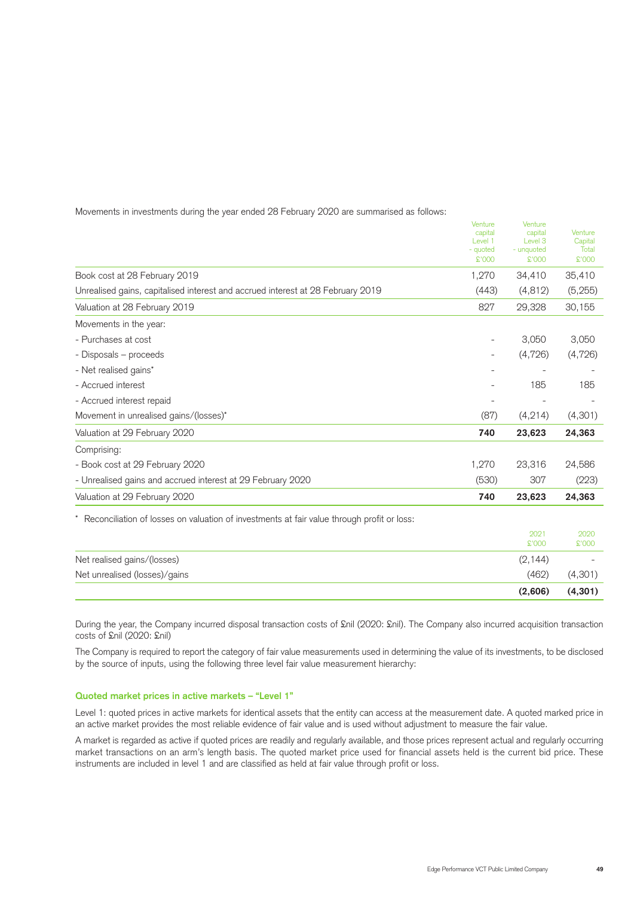Movements in investments during the year ended 28 February 2020 are summarised as follows:

| | Venture capital Level 1 - quoted £'000 | Venture capital Level 3 - unquoted £'000 | Venture Capital Total £'000 |
|---|---|---|---|
| Book cost at 28 February 2019 | 1,270 | 34,410 | 35,410 |
| Unrealised gains, capitalised interest and accrued interest at 28 February 2019 | (443) | (4,812) | (5,255) |
| Valuation at 28 February 2019 | 827 | 29,328 | 30,155 |
| Movements in the year: | | | |
| - Purchases at cost | - | 3,050 | 3,050 |
| - Disposals – proceeds | - | (4,726) | (4,726) |
| - Net realised gains* | - | - | - |
| - Accrued interest | - | 185 | 185 |
| - Accrued interest repaid | - | - | - |
| Movement in unrealised gains/(losses)* | (87) | (4,214) | (4,301) |
| **Valuation at 29 February 2020** | **740** | **23,623** | **24,363** |
| Comprising: | | | |
| - Book cost at 29 February 2020 | 1,270 | 23,316 | 24,586 |
| - Unrealised gains and accrued interest at 29 February 2020 | (530) | 307 | (223) |
| **Valuation at 29 February 2020** | **740** | **23,623** | **24,363** |

\* Reconciliation of losses on valuation of investments at fair value through profit or loss:

| | 2021 £'000 | 2020 £'000 |
|---|---|---|
| Net realised gains/(losses) | (2,144) | - |
| Net unrealised (losses)/gains | (462) | (4,301) |
| | **(2,606)** | **(4,301)** |

During the year, the Company incurred disposal transaction costs of £nil (2020: £nil). The Company also incurred acquisition transaction costs of £nil (2020: £nil)

The Company is required to report the category of fair value measurements used in determining the value of its investments, to be disclosed by the source of inputs, using the following three level fair value measurement hierarchy:

### Quoted market prices in active markets – "Level 1"

Level 1: quoted prices in active markets for identical assets that the entity can access at the measurement date. A quoted marked price in an active market provides the most reliable evidence of fair value and is used without adjustment to measure the fair value.

A market is regarded as active if quoted prices are readily and regularly available, and those prices represent actual and regularly occurring market transactions on an arm's length basis. The quoted market price used for financial assets held is the current bid price. These instruments are included in level 1 and are classified as held at fair value through profit or loss.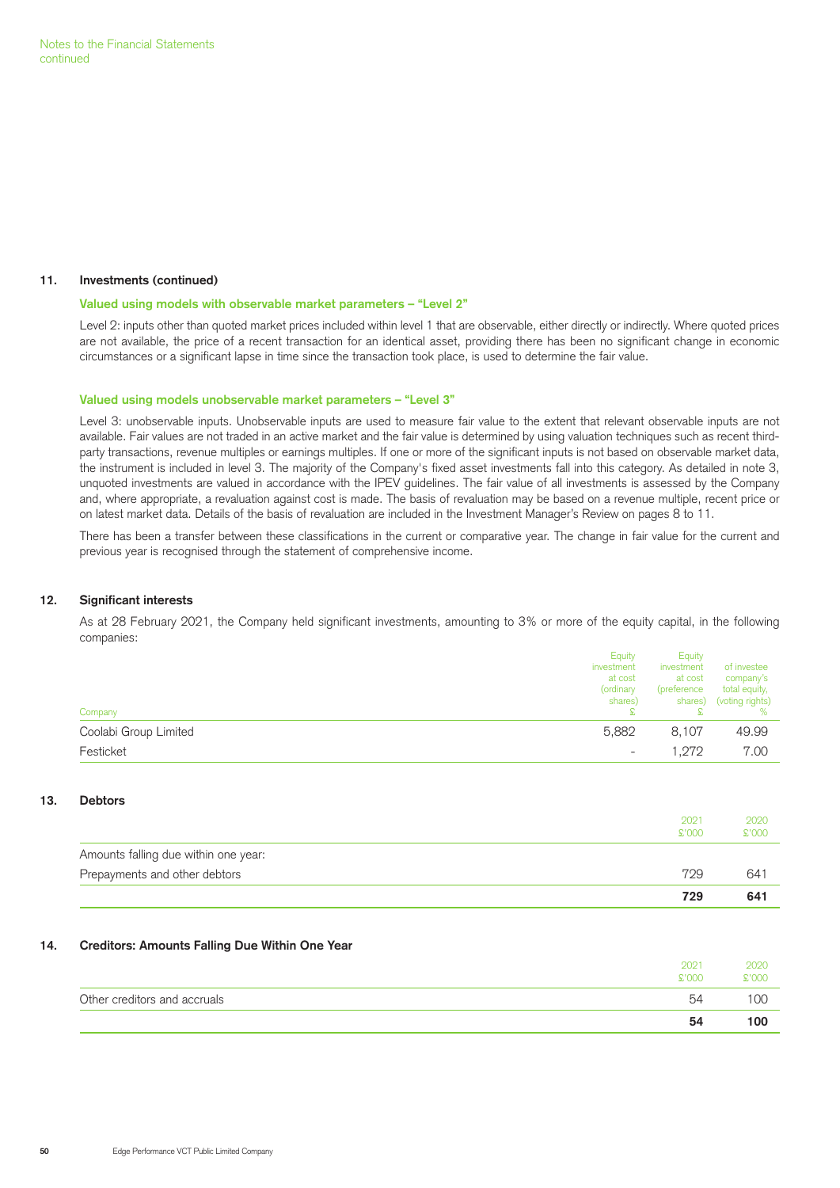## 11. Investments (continued)

### Valued using models with observable market parameters – "Level 2"

Level 2: inputs other than quoted market prices included within level 1 that are observable, either directly or indirectly. Where quoted prices are not available, the price of a recent transaction for an identical asset, providing there has been no significant change in economic circumstances or a significant lapse in time since the transaction took place, is used to determine the fair value.

### Valued using models unobservable market parameters – "Level 3"

Level 3: unobservable inputs. Unobservable inputs are used to measure fair value to the extent that relevant observable inputs are not available. Fair values are not traded in an active market and the fair value is determined by using valuation techniques such as recent third-party transactions, revenue multiples or earnings multiples. If one or more of the significant inputs is not based on observable market data, the instrument is included in level 3. The majority of the Company's fixed asset investments fall into this category. As detailed in note 3, unquoted investments are valued in accordance with the IPEV guidelines. The fair value of all investments is assessed by the Company and, where appropriate, a revaluation against cost is made. The basis of revaluation may be based on a revenue multiple, recent price or on latest market data. Details of the basis of revaluation are included in the Investment Manager's Review on pages 8 to 11.

There has been a transfer between these classifications in the current or comparative year. The change in fair value for the current and previous year is recognised through the statement of comprehensive income.

## 12. Significant interests

As at 28 February 2021, the Company held significant investments, amounting to 3% or more of the equity capital, in the following companies:

| Company | Equity investment at cost (ordinary shares) £ | Equity investment at cost (preference shares) £ | of investee company's total equity, (voting rights) % |
|---|---|---|---|
| Coolabi Group Limited | 5,882 | 8,107 | 49.99 |
| Festicket | - | 1,272 | 7.00 |

## 13. Debtors

| | 2021 £'000 | 2020 £'000 |
|---|---|---|
| Amounts falling due within one year: | | |
| Prepayments and other debtors | 729 | 641 |
| | **729** | **641** |

## 14. Creditors: Amounts Falling Due Within One Year

| | 2021 £'000 | 2020 £'000 |
|---|---|---|
| Other creditors and accruals | 54 | 100 |
| | **54** | **100** |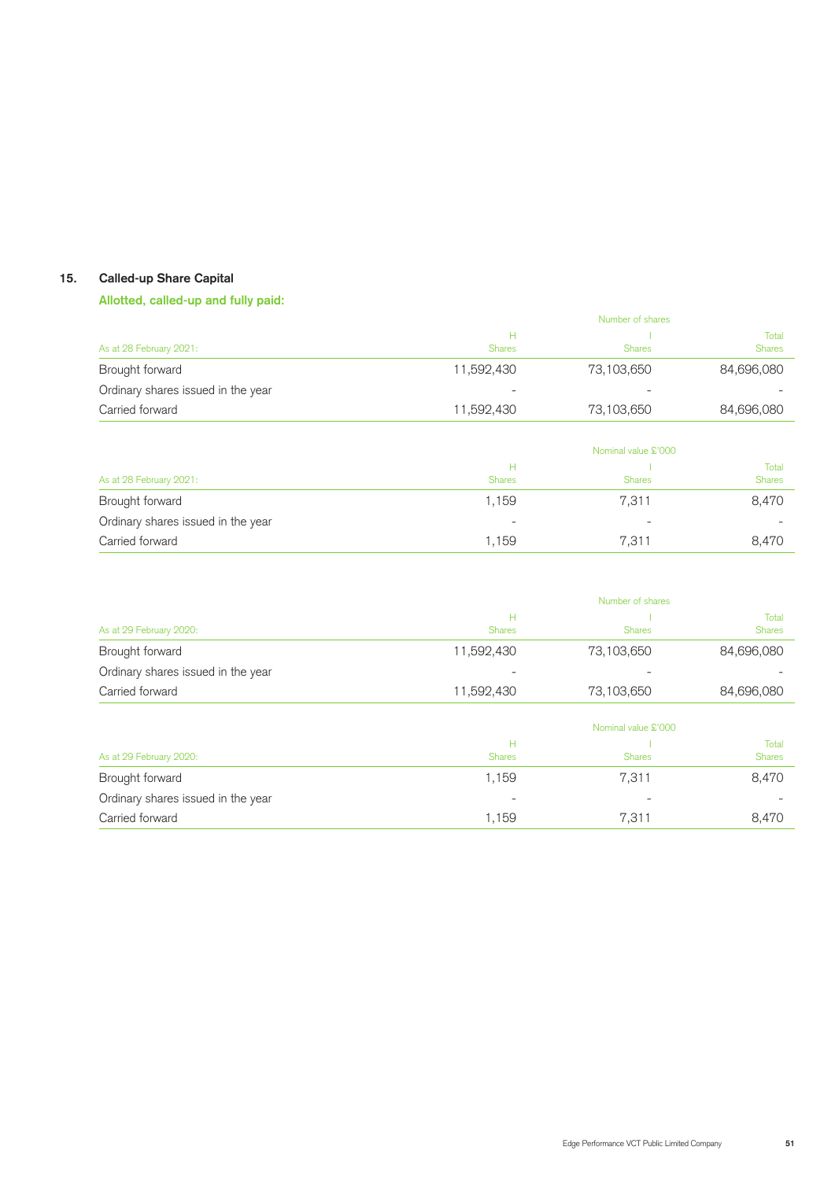## 15. Called-up Share Capital

### Allotted, called-up and fully paid:

| | Number of shares | | |
|---|---|---|---|
| As at 28 February 2021: | H Shares | I Shares | Total Shares |
| Brought forward | 11,592,430 | 73,103,650 | 84,696,080 |
| Ordinary shares issued in the year | - | - | - |
| Carried forward | 11,592,430 | 73,103,650 | 84,696,080 |

| | Nominal value £'000 | | |
|---|---|---|---|
| As at 28 February 2021: | H Shares | I Shares | Total Shares |
| Brought forward | 1,159 | 7,311 | 8,470 |
| Ordinary shares issued in the year | - | - | - |
| Carried forward | 1,159 | 7,311 | 8,470 |

| | Number of shares | | |
|---|---|---|---|
| As at 29 February 2020: | H Shares | I Shares | Total Shares |
| Brought forward | 11,592,430 | 73,103,650 | 84,696,080 |
| Ordinary shares issued in the year | - | - | - |
| Carried forward | 11,592,430 | 73,103,650 | 84,696,080 |

| | Nominal value £'000 | | |
|---|---|---|---|
| As at 29 February 2020: | H Shares | I Shares | Total Shares |
| Brought forward | 1,159 | 7,311 | 8,470 |
| Ordinary shares issued in the year | - | - | - |
| Carried forward | 1,159 | 7,311 | 8,470 |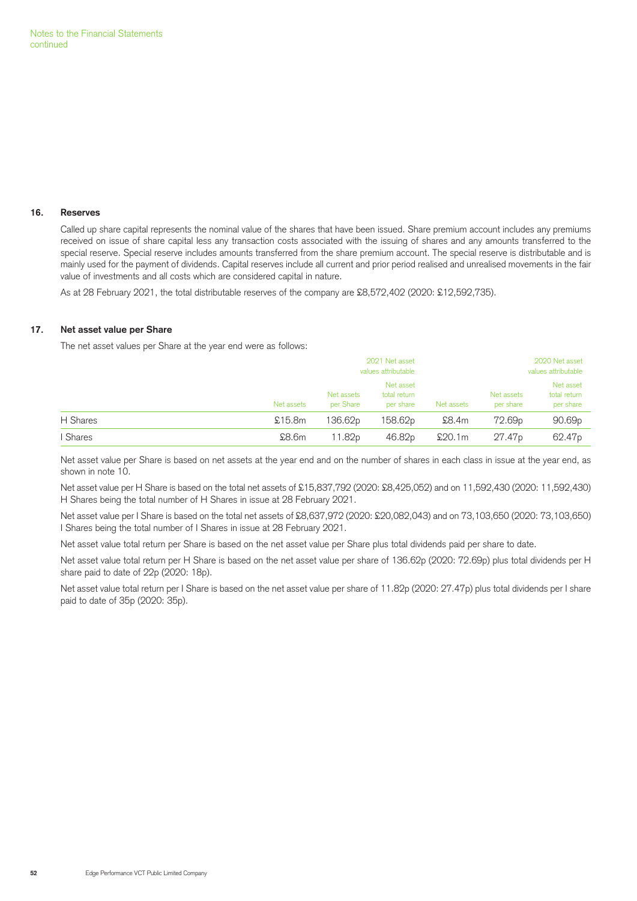## 16. Reserves

Called up share capital represents the nominal value of the shares that have been issued. Share premium account includes any premiums received on issue of share capital less any transaction costs associated with the issuing of shares and any amounts transferred to the special reserve. Special reserve includes amounts transferred from the share premium account. The special reserve is distributable and is mainly used for the payment of dividends. Capital reserves include all current and prior period realised and unrealised movements in the fair value of investments and all costs which are considered capital in nature.

As at 28 February 2021, the total distributable reserves of the company are £8,572,402 (2020: £12,592,735).

## 17. Net asset value per Share

The net asset values per Share at the year end were as follows:

| | | | 2021 Net asset values attributable | | | 2020 Net asset values attributable |
|---|---|---|---|---|---|---|
| | Net assets | Net assets per Share | Net asset total return per share | Net assets | Net assets per share | Net asset total return per share |
| H Shares | £15.8m | 136.62p | 158.62p | £8.4m | 72.69p | 90.69p |
| I Shares | £8.6m | 11.82p | 46.82p | £20.1m | 27.47p | 62.47p |

Net asset value per Share is based on net assets at the year end and on the number of shares in each class in issue at the year end, as shown in note 10.

Net asset value per H Share is based on the total net assets of £15,837,792 (2020: £8,425,052) and on 11,592,430 (2020: 11,592,430) H Shares being the total number of H Shares in issue at 28 February 2021.

Net asset value per I Share is based on the total net assets of £8,637,972 (2020: £20,082,043) and on 73,103,650 (2020: 73,103,650) I Shares being the total number of I Shares in issue at 28 February 2021.

Net asset value total return per Share is based on the net asset value per Share plus total dividends paid per share to date.

Net asset value total return per H Share is based on the net asset value per share of 136.62p (2020: 72.69p) plus total dividends per H share paid to date of 22p (2020: 18p).

Net asset value total return per I Share is based on the net asset value per share of 11.82p (2020: 27.47p) plus total dividends per I share paid to date of 35p (2020: 35p).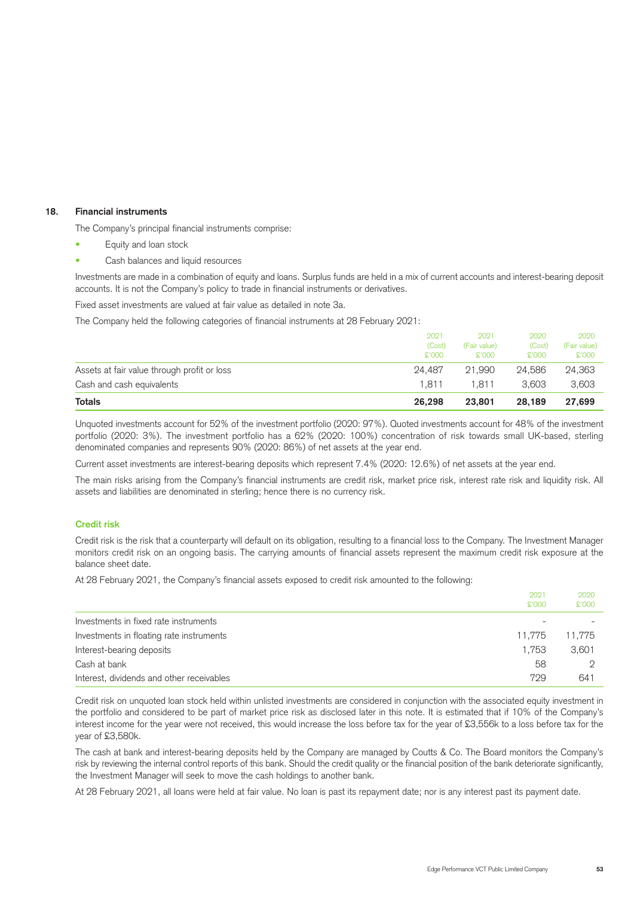### 18. Financial instruments

The Company's principal financial instruments comprise:

- Equity and loan stock
- Cash balances and liquid resources

Investments are made in a combination of equity and loans. Surplus funds are held in a mix of current accounts and interest-bearing deposit accounts. It is not the Company's policy to trade in financial instruments or derivatives.

Fixed asset investments are valued at fair value as detailed in note 3a.

The Company held the following categories of financial instruments at 28 February 2021:

| | 2021 (Cost) £'000 | 2021 (Fair value) £'000 | 2020 (Cost) £'000 | 2020 (Fair value) £'000 |
|---|---|---|---|---|
| Assets at fair value through profit or loss | 24,487 | 21,990 | 24,586 | 24,363 |
| Cash and cash equivalents | 1,811 | 1,811 | 3,603 | 3,603 |
| **Totals** | **26,298** | **23,801** | **28,189** | **27,699** |

Unquoted investments account for 52% of the investment portfolio (2020: 97%). Quoted investments account for 48% of the investment portfolio (2020: 3%). The investment portfolio has a 62% (2020: 100%) concentration of risk towards small UK-based, sterling denominated companies and represents 90% (2020: 86%) of net assets at the year end.

Current asset investments are interest-bearing deposits which represent 7.4% (2020: 12.6%) of net assets at the year end.

The main risks arising from the Company's financial instruments are credit risk, market price risk, interest rate risk and liquidity risk. All assets and liabilities are denominated in sterling; hence there is no currency risk.

#### Credit risk

Credit risk is the risk that a counterparty will default on its obligation, resulting to a financial loss to the Company. The Investment Manager monitors credit risk on an ongoing basis. The carrying amounts of financial assets represent the maximum credit risk exposure at the balance sheet date.

At 28 February 2021, the Company's financial assets exposed to credit risk amounted to the following:

| | 2021 £'000 | 2020 £'000 |
|---|---|---|
| Investments in fixed rate instruments | - | - |
| Investments in floating rate instruments | 11,775 | 11,775 |
| Interest-bearing deposits | 1,753 | 3,601 |
| Cash at bank | 58 | 2 |
| Interest, dividends and other receivables | 729 | 641 |

Credit risk on unquoted loan stock held within unlisted investments are considered in conjunction with the associated equity investment in the portfolio and considered to be part of market price risk as disclosed later in this note. It is estimated that if 10% of the Company's interest income for the year were not received, this would increase the loss before tax for the year of £3,556k to a loss before tax for the year of £3,580k.

The cash at bank and interest-bearing deposits held by the Company are managed by Coutts & Co. The Board monitors the Company's risk by reviewing the internal control reports of this bank. Should the credit quality or the financial position of the bank deteriorate significantly, the Investment Manager will seek to move the cash holdings to another bank.

At 28 February 2021, all loans were held at fair value. No loan is past its repayment date; nor is any interest past its payment date.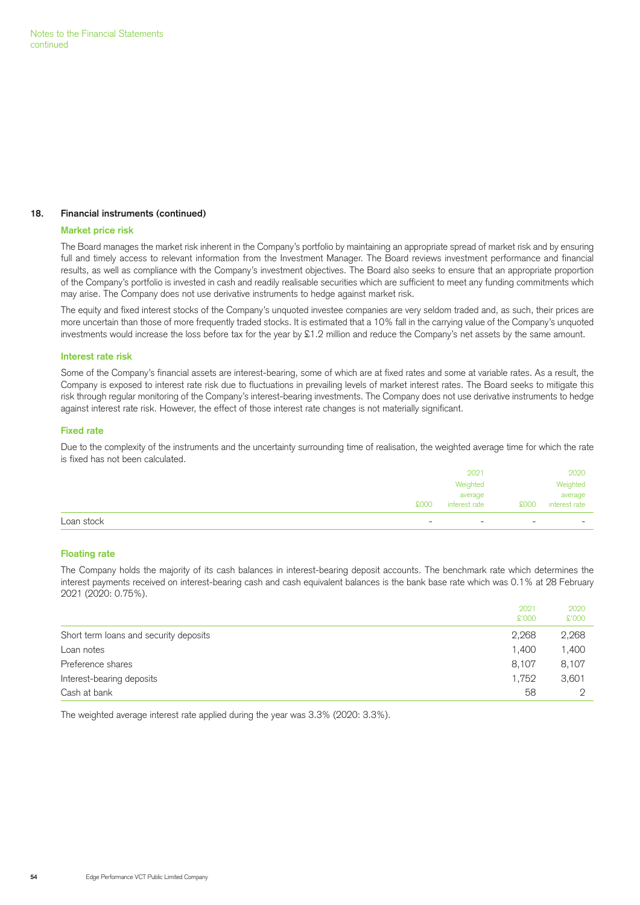## 18. Financial instruments (continued)

### Market price risk

The Board manages the market risk inherent in the Company's portfolio by maintaining an appropriate spread of market risk and by ensuring full and timely access to relevant information from the Investment Manager. The Board reviews investment performance and financial results, as well as compliance with the Company's investment objectives. The Board also seeks to ensure that an appropriate proportion of the Company's portfolio is invested in cash and readily realisable securities which are sufficient to meet any funding commitments which may arise. The Company does not use derivative instruments to hedge against market risk.

The equity and fixed interest stocks of the Company's unquoted investee companies are very seldom traded and, as such, their prices are more uncertain than those of more frequently traded stocks. It is estimated that a 10% fall in the carrying value of the Company's unquoted investments would increase the loss before tax for the year by £1.2 million and reduce the Company's net assets by the same amount.

### Interest rate risk

Some of the Company's financial assets are interest-bearing, some of which are at fixed rates and some at variable rates. As a result, the Company is exposed to interest rate risk due to fluctuations in prevailing levels of market interest rates. The Board seeks to mitigate this risk through regular monitoring of the Company's interest-bearing investments. The Company does not use derivative instruments to hedge against interest rate risk. However, the effect of those interest rate changes is not materially significant.

### Fixed rate

Due to the complexity of the instruments and the uncertainty surrounding time of realisation, the weighted average time for which the rate is fixed has not been calculated.

| | £000 | 2021 Weighted average interest rate | £000 | 2020 Weighted average interest rate |
|---|---|---|---|---|
| Loan stock | – | – | – | – |

### Floating rate

The Company holds the majority of its cash balances in interest-bearing deposit accounts. The benchmark rate which determines the interest payments received on interest-bearing cash and cash equivalent balances is the bank base rate which was 0.1% at 28 February 2021 (2020: 0.75%).

| | 2021 £'000 | 2020 £'000 |
|---|---|---|
| Short term loans and security deposits | 2,268 | 2,268 |
| Loan notes | 1,400 | 1,400 |
| Preference shares | 8,107 | 8,107 |
| Interest-bearing deposits | 1,752 | 3,601 |
| Cash at bank | 58 | 2 |

The weighted average interest rate applied during the year was 3.3% (2020: 3.3%).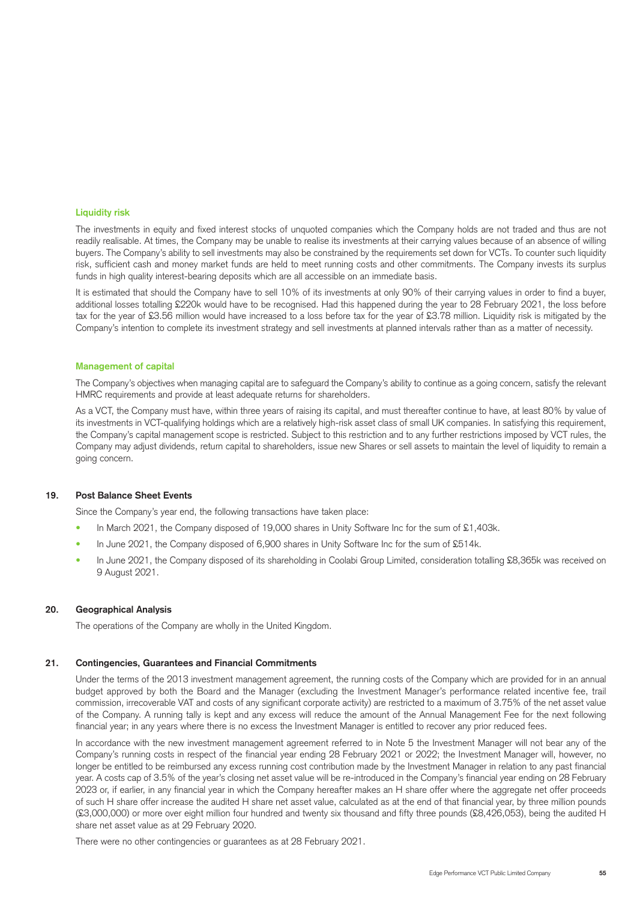### Liquidity risk

The investments in equity and fixed interest stocks of unquoted companies which the Company holds are not traded and thus are not readily realisable. At times, the Company may be unable to realise its investments at their carrying values because of an absence of willing buyers. The Company's ability to sell investments may also be constrained by the requirements set down for VCTs. To counter such liquidity risk, sufficient cash and money market funds are held to meet running costs and other commitments. The Company invests its surplus funds in high quality interest-bearing deposits which are all accessible on an immediate basis.

It is estimated that should the Company have to sell 10% of its investments at only 90% of their carrying values in order to find a buyer, additional losses totalling £220k would have to be recognised. Had this happened during the year to 28 February 2021, the loss before tax for the year of £3.56 million would have increased to a loss before tax for the year of £3.78 million. Liquidity risk is mitigated by the Company's intention to complete its investment strategy and sell investments at planned intervals rather than as a matter of necessity.

### Management of capital

The Company's objectives when managing capital are to safeguard the Company's ability to continue as a going concern, satisfy the relevant HMRC requirements and provide at least adequate returns for shareholders.

As a VCT, the Company must have, within three years of raising its capital, and must thereafter continue to have, at least 80% by value of its investments in VCT-qualifying holdings which are a relatively high-risk asset class of small UK companies. In satisfying this requirement, the Company's capital management scope is restricted. Subject to this restriction and to any further restrictions imposed by VCT rules, the Company may adjust dividends, return capital to shareholders, issue new Shares or sell assets to maintain the level of liquidity to remain a going concern.

## 19. Post Balance Sheet Events

Since the Company's year end, the following transactions have taken place:

- In March 2021, the Company disposed of 19,000 shares in Unity Software Inc for the sum of £1,403k.
- In June 2021, the Company disposed of 6,900 shares in Unity Software Inc for the sum of £514k.
- In June 2021, the Company disposed of its shareholding in Coolabi Group Limited, consideration totalling £8,365k was received on 9 August 2021.

## 20. Geographical Analysis

The operations of the Company are wholly in the United Kingdom.

## 21. Contingencies, Guarantees and Financial Commitments

Under the terms of the 2013 investment management agreement, the running costs of the Company which are provided for in an annual budget approved by both the Board and the Manager (excluding the Investment Manager's performance related incentive fee, trail commission, irrecoverable VAT and costs of any significant corporate activity) are restricted to a maximum of 3.75% of the net asset value of the Company. A running tally is kept and any excess will reduce the amount of the Annual Management Fee for the next following financial year; in any years where there is no excess the Investment Manager is entitled to recover any prior reduced fees.

In accordance with the new investment management agreement referred to in Note 5 the Investment Manager will not bear any of the Company's running costs in respect of the financial year ending 28 February 2021 or 2022; the Investment Manager will, however, no longer be entitled to be reimbursed any excess running cost contribution made by the Investment Manager in relation to any past financial year. A costs cap of 3.5% of the year's closing net asset value will be re-introduced in the Company's financial year ending on 28 February 2023 or, if earlier, in any financial year in which the Company hereafter makes an H share offer where the aggregate net offer proceeds of such H share offer increase the audited H share net asset value, calculated as at the end of that financial year, by three million pounds (£3,000,000) or more over eight million four hundred and twenty six thousand and fifty three pounds (£8,426,053), being the audited H share net asset value as at 29 February 2020.

There were no other contingencies or guarantees as at 28 February 2021.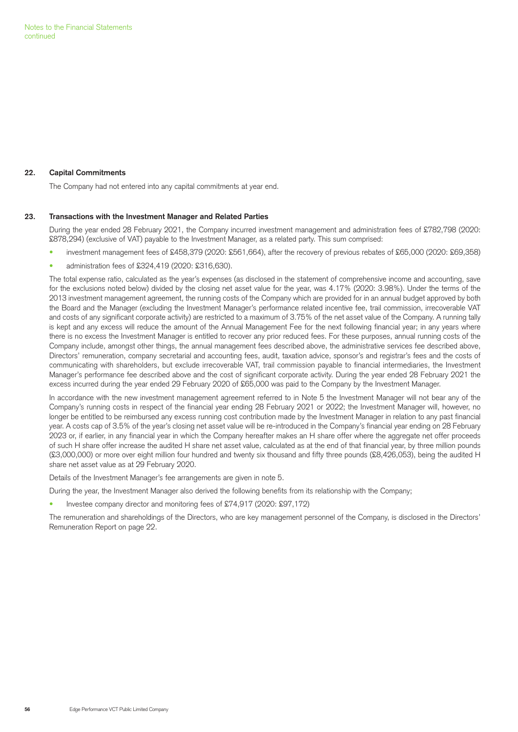## 22. Capital Commitments

The Company had not entered into any capital commitments at year end.

## 23. Transactions with the Investment Manager and Related Parties

During the year ended 28 February 2021, the Company incurred investment management and administration fees of £782,798 (2020: £878,294) (exclusive of VAT) payable to the Investment Manager, as a related party. This sum comprised:

- investment management fees of £458,379 (2020: £561,664), after the recovery of previous rebates of £65,000 (2020: £69,358)
- administration fees of £324,419 (2020: £316,630).

The total expense ratio, calculated as the year's expenses (as disclosed in the statement of comprehensive income and accounting, save for the exclusions noted below) divided by the closing net asset value for the year, was 4.17% (2020: 3.98%). Under the terms of the 2013 investment management agreement, the running costs of the Company which are provided for in an annual budget approved by both the Board and the Manager (excluding the Investment Manager's performance related incentive fee, trail commission, irrecoverable VAT and costs of any significant corporate activity) are restricted to a maximum of 3.75% of the net asset value of the Company. A running tally is kept and any excess will reduce the amount of the Annual Management Fee for the next following financial year; in any years where there is no excess the Investment Manager is entitled to recover any prior reduced fees. For these purposes, annual running costs of the Company include, amongst other things, the annual management fees described above, the administrative services fee described above, Directors' remuneration, company secretarial and accounting fees, audit, taxation advice, sponsor's and registrar's fees and the costs of communicating with shareholders, but exclude irrecoverable VAT, trail commission payable to financial intermediaries, the Investment Manager's performance fee described above and the cost of significant corporate activity. During the year ended 28 February 2021 the excess incurred during the year ended 29 February 2020 of £65,000 was paid to the Company by the Investment Manager.

In accordance with the new investment management agreement referred to in Note 5 the Investment Manager will not bear any of the Company's running costs in respect of the financial year ending 28 February 2021 or 2022; the Investment Manager will, however, no longer be entitled to be reimbursed any excess running cost contribution made by the Investment Manager in relation to any past financial year. A costs cap of 3.5% of the year's closing net asset value will be re-introduced in the Company's financial year ending on 28 February 2023 or, if earlier, in any financial year in which the Company hereafter makes an H share offer where the aggregate net offer proceeds of such H share offer increase the audited H share net asset value, calculated as at the end of that financial year, by three million pounds (£3,000,000) or more over eight million four hundred and twenty six thousand and fifty three pounds (£8,426,053), being the audited H share net asset value as at 29 February 2020.

Details of the Investment Manager's fee arrangements are given in note 5.

During the year, the Investment Manager also derived the following benefits from its relationship with the Company;

- Investee company director and monitoring fees of £74,917 (2020: £97,172)

The remuneration and shareholdings of the Directors, who are key management personnel of the Company, is disclosed in the Directors' Remuneration Report on page 22.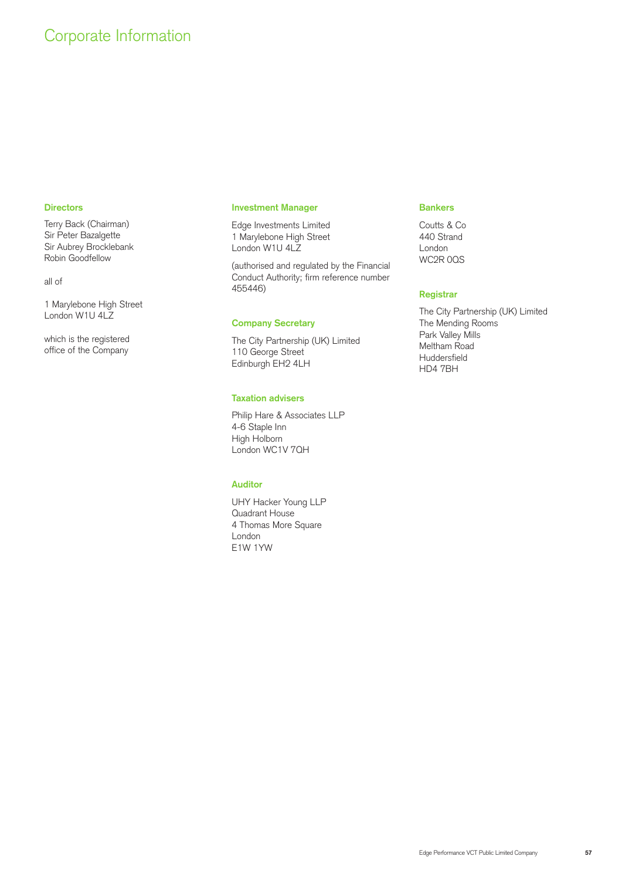# Corporate Information

### Directors

Terry Back (Chairman)
Sir Peter Bazalgette
Sir Aubrey Brocklebank
Robin Goodfellow

all of

1 Marylebone High Street
London W1U 4LZ

which is the registered office of the Company

### Investment Manager

Edge Investments Limited
1 Marylebone High Street
London W1U 4LZ

(authorised and regulated by the Financial Conduct Authority; firm reference number 455446)

### Company Secretary

The City Partnership (UK) Limited
110 George Street
Edinburgh EH2 4LH

### Taxation advisers

Philip Hare & Associates LLP
4-6 Staple Inn
High Holborn
London WC1V 7QH

### Auditor

UHY Hacker Young LLP
Quadrant House
4 Thomas More Square
London
E1W 1YW

### Bankers

Coutts & Co
440 Strand
London
WC2R 0QS

### Registrar

The City Partnership (UK) Limited
The Mending Rooms
Park Valley Mills
Meltham Road
Huddersfield
HD4 7BH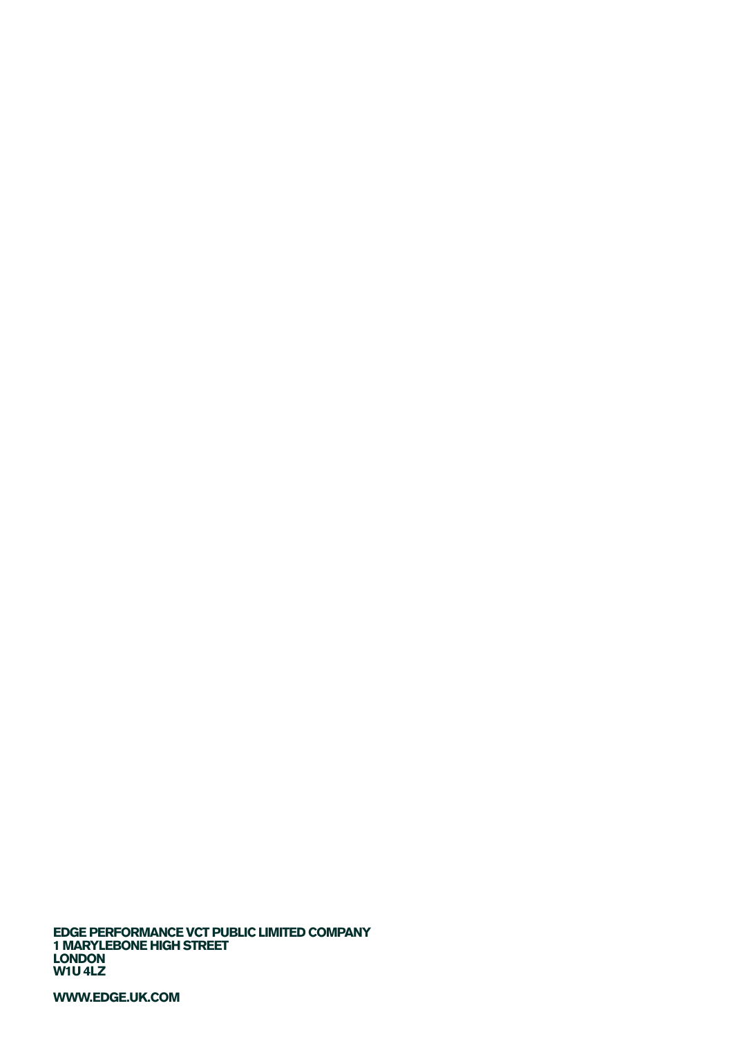**EDGE PERFORMANCE VCT PUBLIC LIMITED COMPANY**
**1 MARYLEBONE HIGH STREET**
**LONDON**
**W1U 4LZ**

**WWW.EDGE.UK.COM**